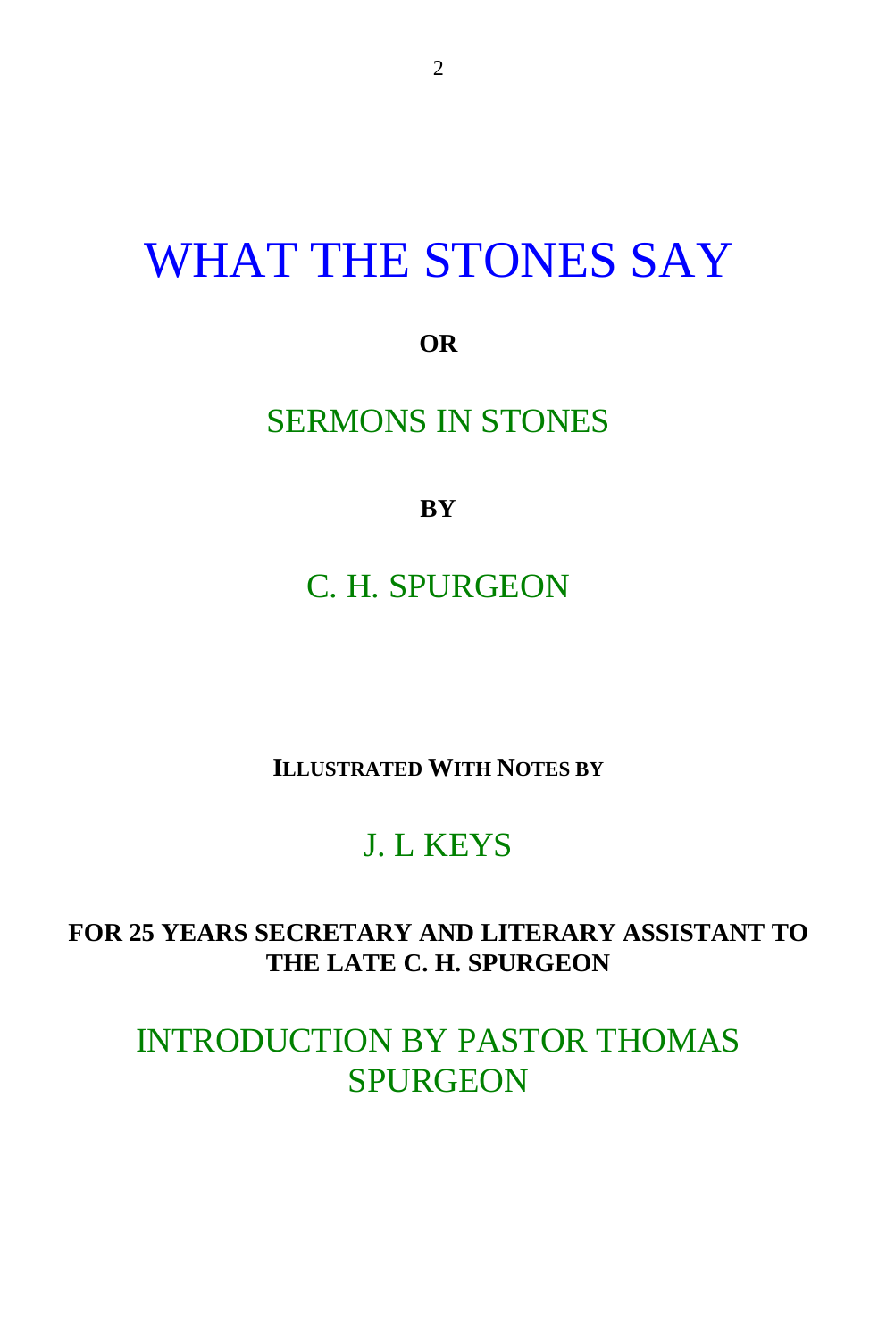# WHAT THE STONES SAY

**OR**

## SERMONS IN STONES

**BY**

## C. H. SPURGEON

**ILLUSTRATED WITH NOTES BY**

## J. L KEYS

**FOR 25 YEARS SECRETARY AND LITERARY ASSISTANT TO THE LATE C. H. SPURGEON**

## INTRODUCTION BY PASTOR THOMAS SPURGEON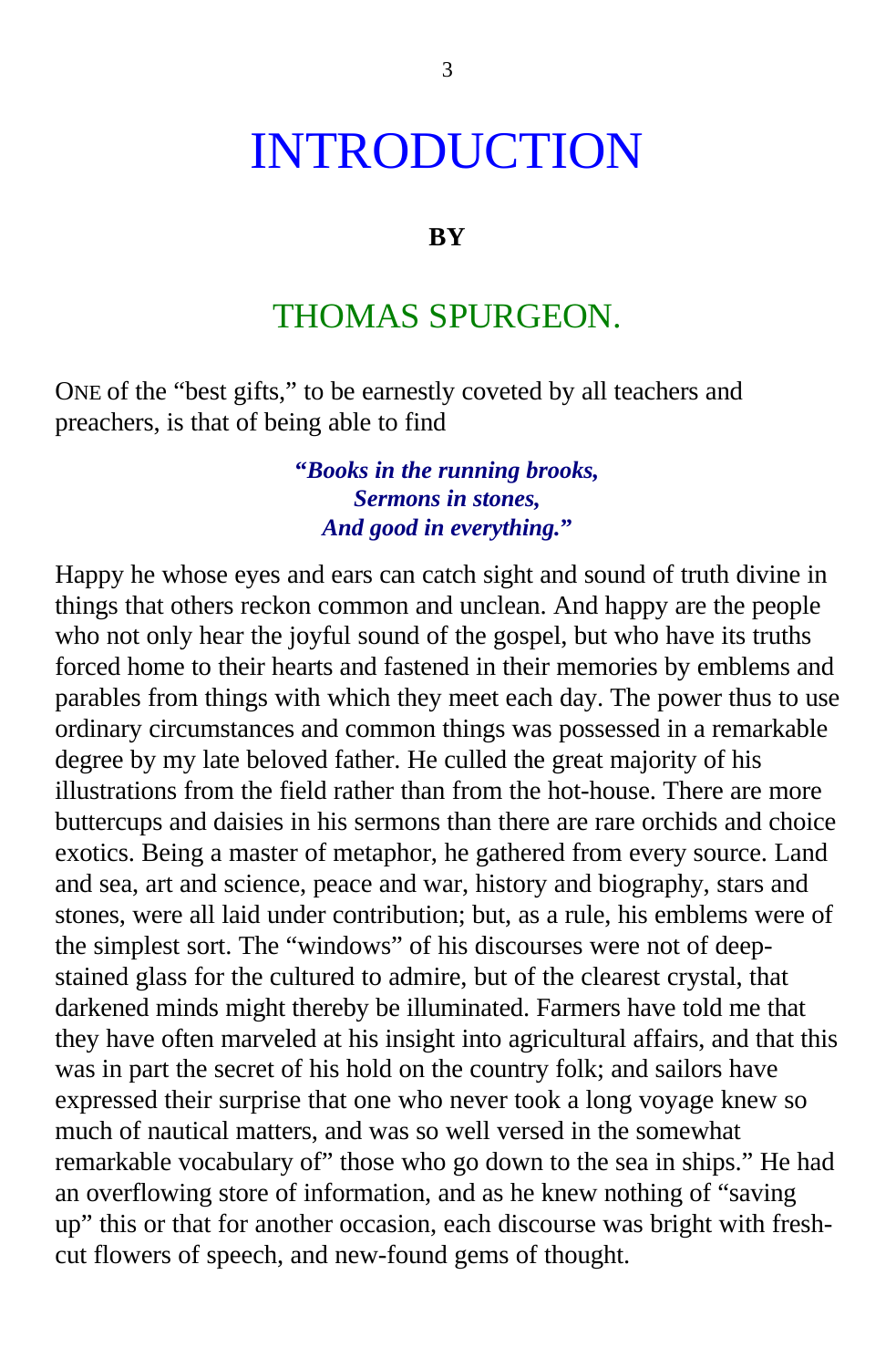# INTRODUCTION

**BY**

## THOMAS SPURGEON.

ONE of the "best gifts," to be earnestly coveted by all teachers and preachers, is that of being able to find

> ***"Books in the running brooks,***
> ***Sermons in stones,***
> ***And good in everything."***

Happy he whose eyes and ears can catch sight and sound of truth divine in things that others reckon common and unclean. And happy are the people who not only hear the joyful sound of the gospel, but who have its truths forced home to their hearts and fastened in their memories by emblems and parables from things with which they meet each day. The power thus to use ordinary circumstances and common things was possessed in a remarkable degree by my late beloved father. He culled the great majority of his illustrations from the field rather than from the hot-house. There are more buttercups and daisies in his sermons than there are rare orchids and choice exotics. Being a master of metaphor, he gathered from every source. Land and sea, art and science, peace and war, history and biography, stars and stones, were all laid under contribution; but, as a rule, his emblems were of the simplest sort. The "windows" of his discourses were not of deep-stained glass for the cultured to admire, but of the clearest crystal, that darkened minds might thereby be illuminated. Farmers have told me that they have often marveled at his insight into agricultural affairs, and that this was in part the secret of his hold on the country folk; and sailors have expressed their surprise that one who never took a long voyage knew so much of nautical matters, and was so well versed in the somewhat remarkable vocabulary of" those who go down to the sea in ships." He had an overflowing store of information, and as he knew nothing of "saving up" this or that for another occasion, each discourse was bright with fresh-cut flowers of speech, and new-found gems of thought.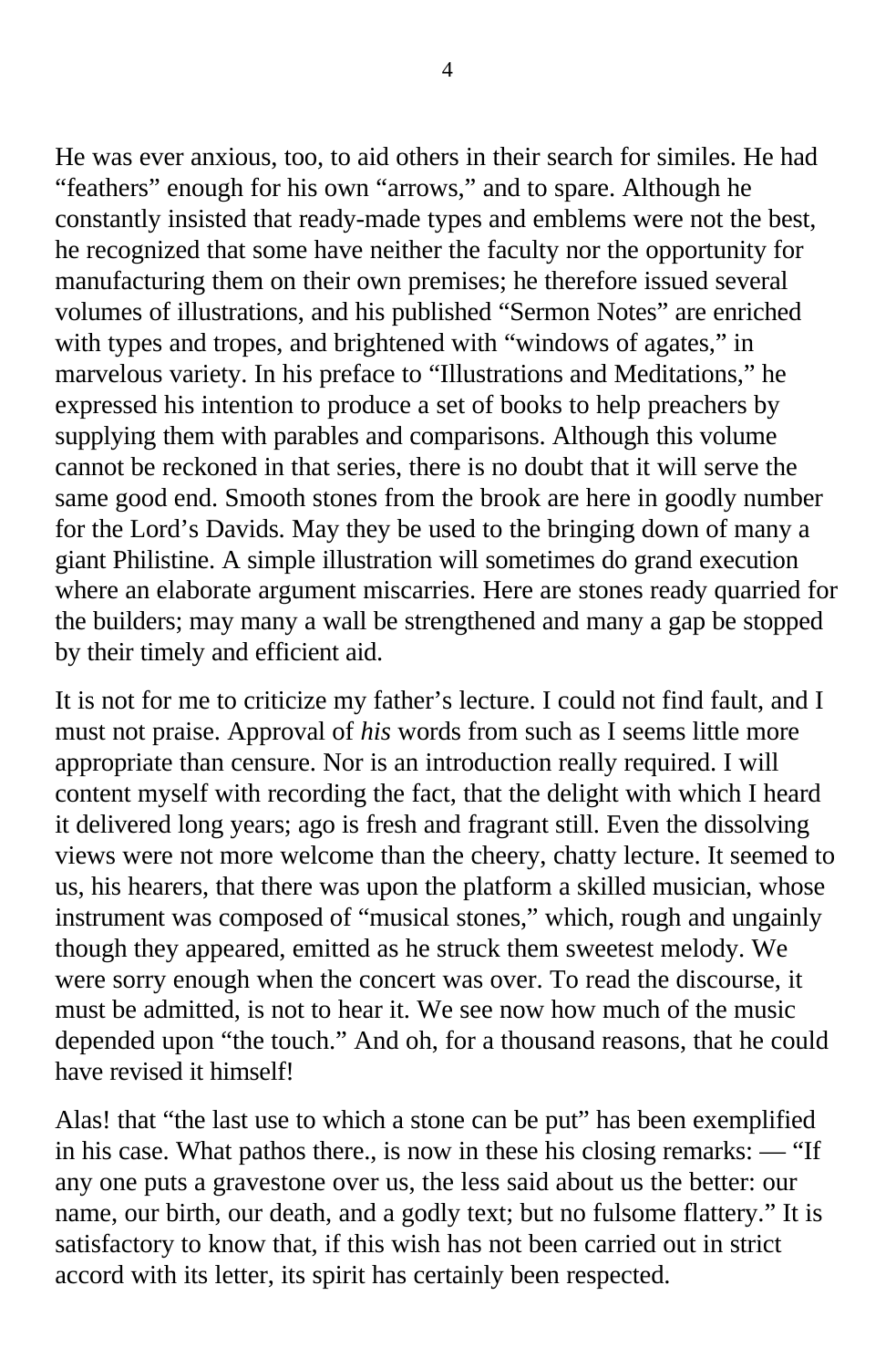He was ever anxious, too, to aid others in their search for similes. He had “feathers” enough for his own “arrows,” and to spare. Although he constantly insisted that ready-made types and emblems were not the best, he recognized that some have neither the faculty nor the opportunity for manufacturing them on their own premises; he therefore issued several volumes of illustrations, and his published “Sermon Notes” are enriched with types and tropes, and brightened with “windows of agates,” in marvelous variety. In his preface to “Illustrations and Meditations,” he expressed his intention to produce a set of books to help preachers by supplying them with parables and comparisons. Although this volume cannot be reckoned in that series, there is no doubt that it will serve the same good end. Smooth stones from the brook are here in goodly number for the Lord’s Davids. May they be used to the bringing down of many a giant Philistine. A simple illustration will sometimes do grand execution where an elaborate argument miscarries. Here are stones ready quarried for the builders; may many a wall be strengthened and many a gap be stopped by their timely and efficient aid.

It is not for me to criticize my father’s lecture. I could not find fault, and I must not praise. Approval of *his* words from such as I seems little more appropriate than censure. Nor is an introduction really required. I will content myself with recording the fact, that the delight with which I heard it delivered long years; ago is fresh and fragrant still. Even the dissolving views were not more welcome than the cheery, chatty lecture. It seemed to us, his hearers, that there was upon the platform a skilled musician, whose instrument was composed of “musical stones,” which, rough and ungainly though they appeared, emitted as he struck them sweetest melody. We were sorry enough when the concert was over. To read the discourse, it must be admitted, is not to hear it. We see now how much of the music depended upon “the touch.” And oh, for a thousand reasons, that he could have revised it himself!

Alas! that “the last use to which a stone can be put” has been exemplified in his case. What pathos there., is now in these his closing remarks: — “If any one puts a gravestone over us, the less said about us the better: our name, our birth, our death, and a godly text; but no fulsome flattery.” It is satisfactory to know that, if this wish has not been carried out in strict accord with its letter, its spirit has certainly been respected.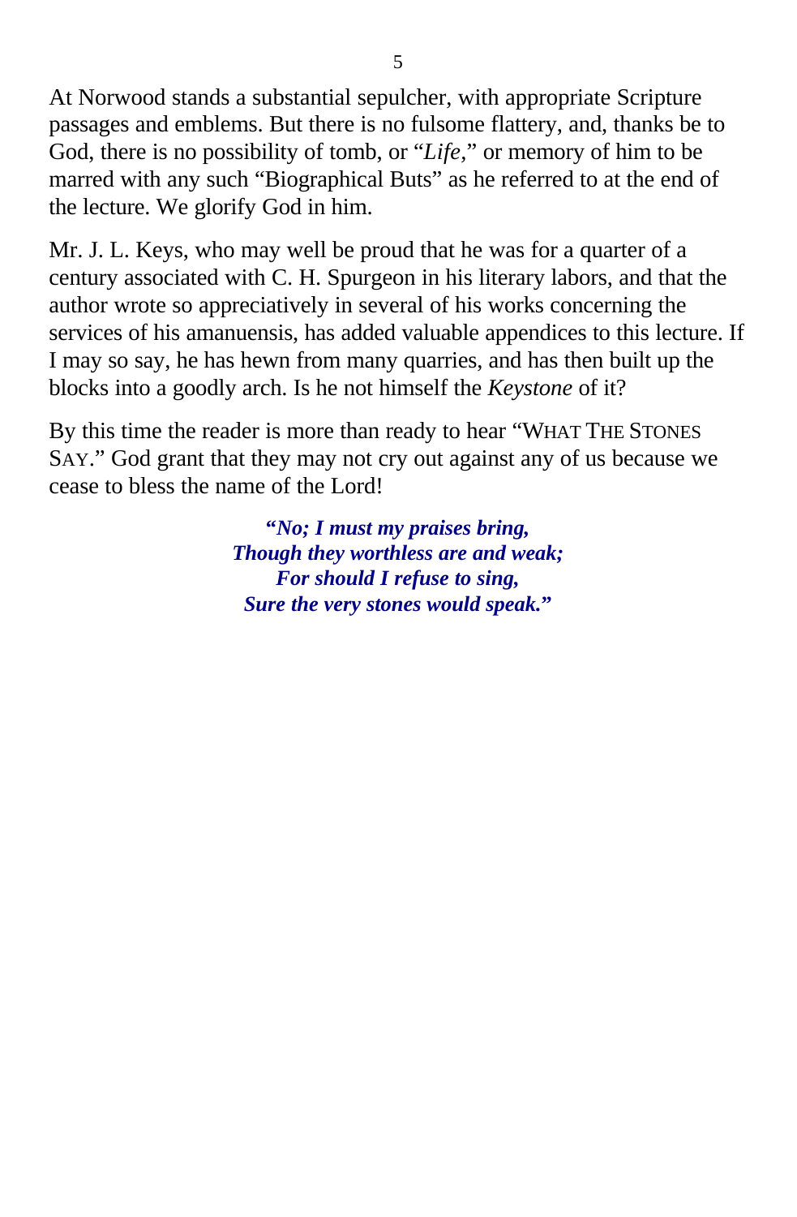At Norwood stands a substantial sepulcher, with appropriate Scripture passages and emblems. But there is no fulsome flattery, and, thanks be to God, there is no possibility of tomb, or "*Life*," or memory of him to be marred with any such "Biographical Buts" as he referred to at the end of the lecture. We glorify God in him.

Mr. J. L. Keys, who may well be proud that he was for a quarter of a century associated with C. H. Spurgeon in his literary labors, and that the author wrote so appreciatively in several of his works concerning the services of his amanuensis, has added valuable appendices to this lecture. If I may so say, he has hewn from many quarries, and has then built up the blocks into a goodly arch. Is he not himself the *Keystone* of it?

By this time the reader is more than ready to hear "WHAT THE STONES SAY." God grant that they may not cry out against any of us because we cease to bless the name of the Lord!

***"No; I must my praises bring,***
***Though they worthless are and weak;***
***For should I refuse to sing,***
***Sure the very stones would speak."***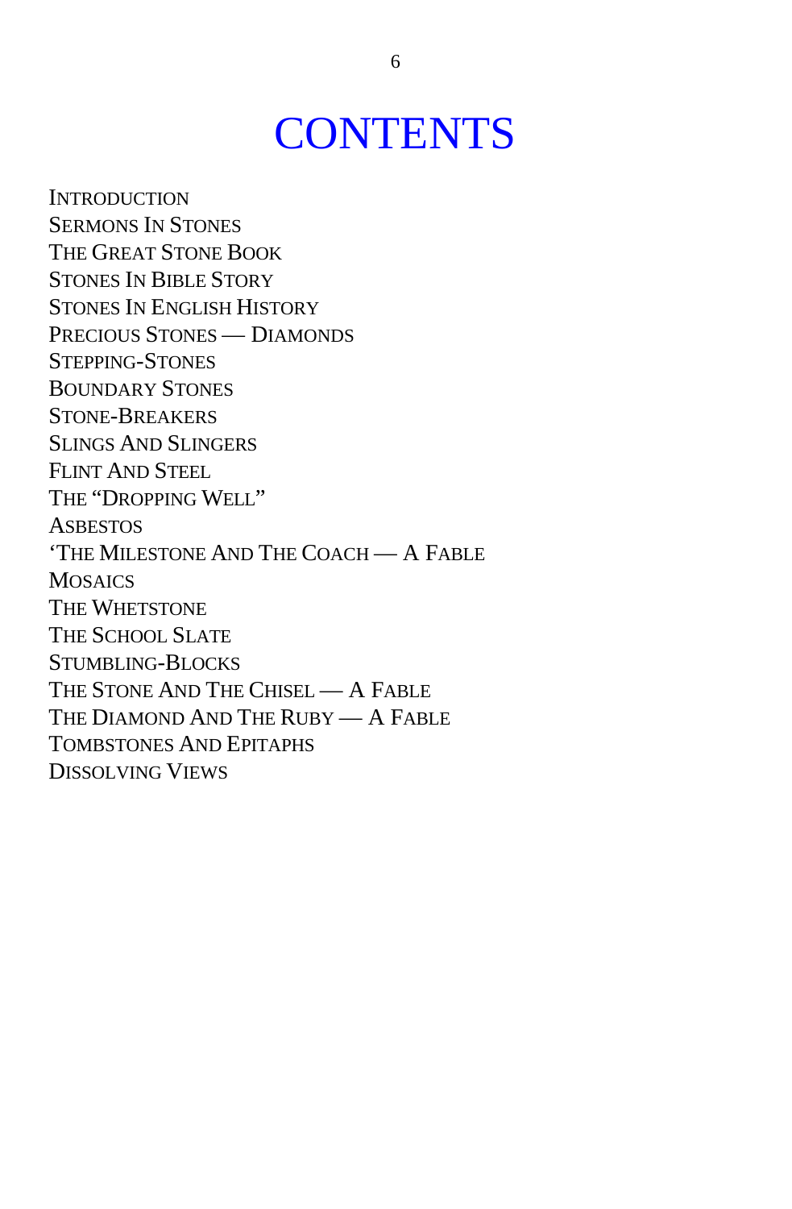# CONTENTS

Introduction
Sermons In Stones
The Great Stone Book
Stones In Bible Story
Stones In English History
Precious Stones — Diamonds
Stepping-Stones
Boundary Stones
Stone-Breakers
Slings And Slingers
Flint And Steel
The “Dropping Well”
Asbestos
‘The Milestone And The Coach — A Fable
Mosaics
The Whetstone
The School Slate
Stumbling-Blocks
The Stone And The Chisel — A Fable
The Diamond And The Ruby — A Fable
Tombstones And Epitaphs
Dissolving Views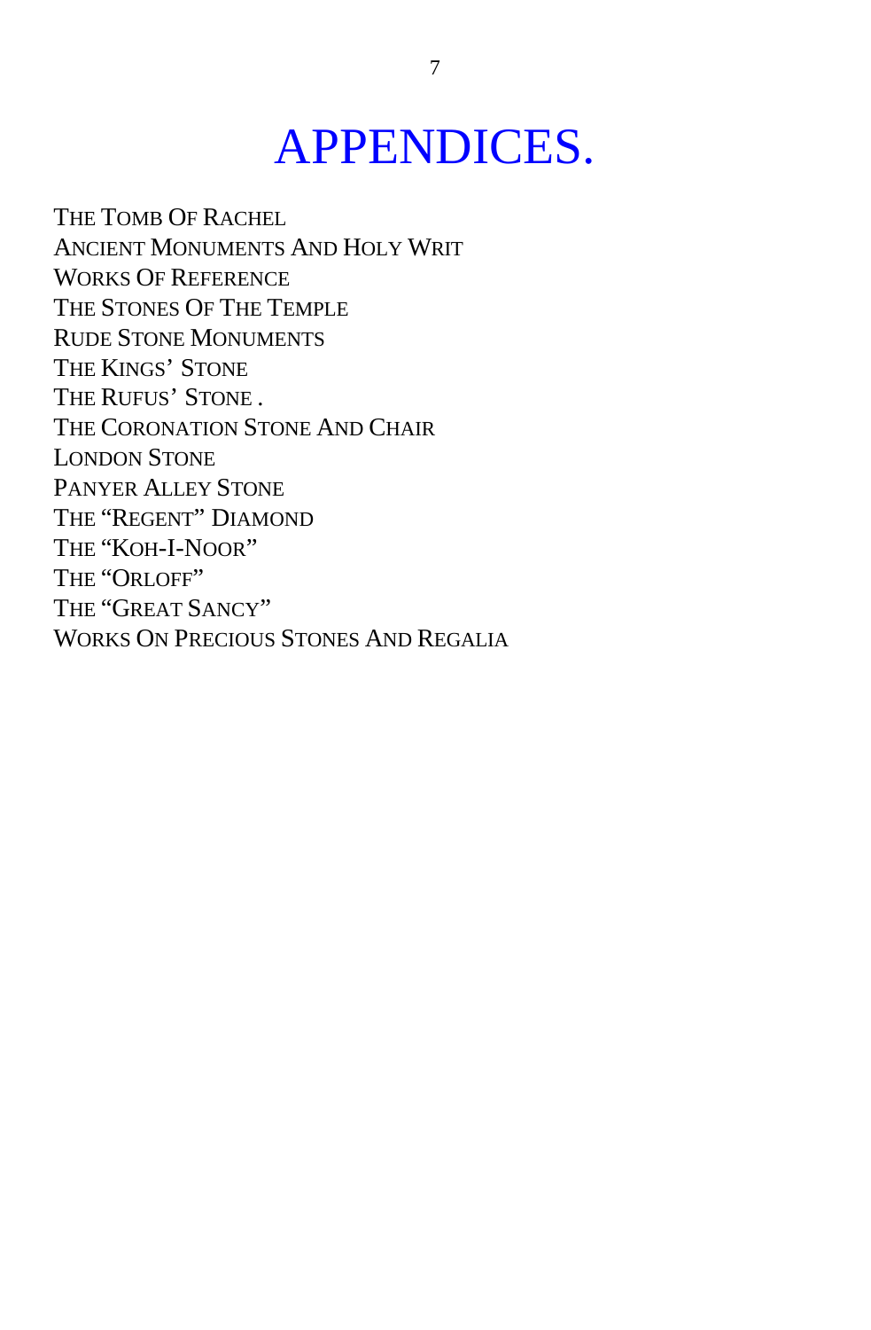# APPENDICES.

The Tomb Of Rachel
Ancient Monuments And Holy Writ
Works Of Reference
The Stones Of The Temple
Rude Stone Monuments
The Kings' Stone
The Rufus' Stone .
The Coronation Stone And Chair
London Stone
Panyer Alley Stone
The "Regent" Diamond
The "Koh-I-Noor"
The "Orloff"
The "Great Sancy"
Works On Precious Stones And Regalia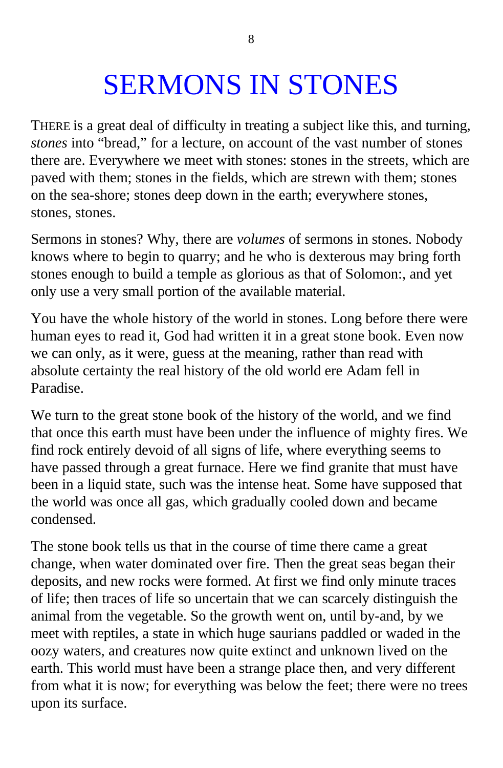# SERMONS IN STONES

THERE is a great deal of difficulty in treating a subject like this, and turning, *stones* into "bread," for a lecture, on account of the vast number of stones there are. Everywhere we meet with stones: stones in the streets, which are paved with them; stones in the fields, which are strewn with them; stones on the sea-shore; stones deep down in the earth; everywhere stones, stones, stones.

Sermons in stones? Why, there are *volumes* of sermons in stones. Nobody knows where to begin to quarry; and he who is dexterous may bring forth stones enough to build a temple as glorious as that of Solomon:, and yet only use a very small portion of the available material.

You have the whole history of the world in stones. Long before there were human eyes to read it, God had written it in a great stone book. Even now we can only, as it were, guess at the meaning, rather than read with absolute certainty the real history of the old world ere Adam fell in Paradise.

We turn to the great stone book of the history of the world, and we find that once this earth must have been under the influence of mighty fires. We find rock entirely devoid of all signs of life, where everything seems to have passed through a great furnace. Here we find granite that must have been in a liquid state, such was the intense heat. Some have supposed that the world was once all gas, which gradually cooled down and became condensed.

The stone book tells us that in the course of time there came a great change, when water dominated over fire. Then the great seas began their deposits, and new rocks were formed. At first we find only minute traces of life; then traces of life so uncertain that we can scarcely distinguish the animal from the vegetable. So the growth went on, until by-and, by we meet with reptiles, a state in which huge saurians paddled or waded in the oozy waters, and creatures now quite extinct and unknown lived on the earth. This world must have been a strange place then, and very different from what it is now; for everything was below the feet; there were no trees upon its surface.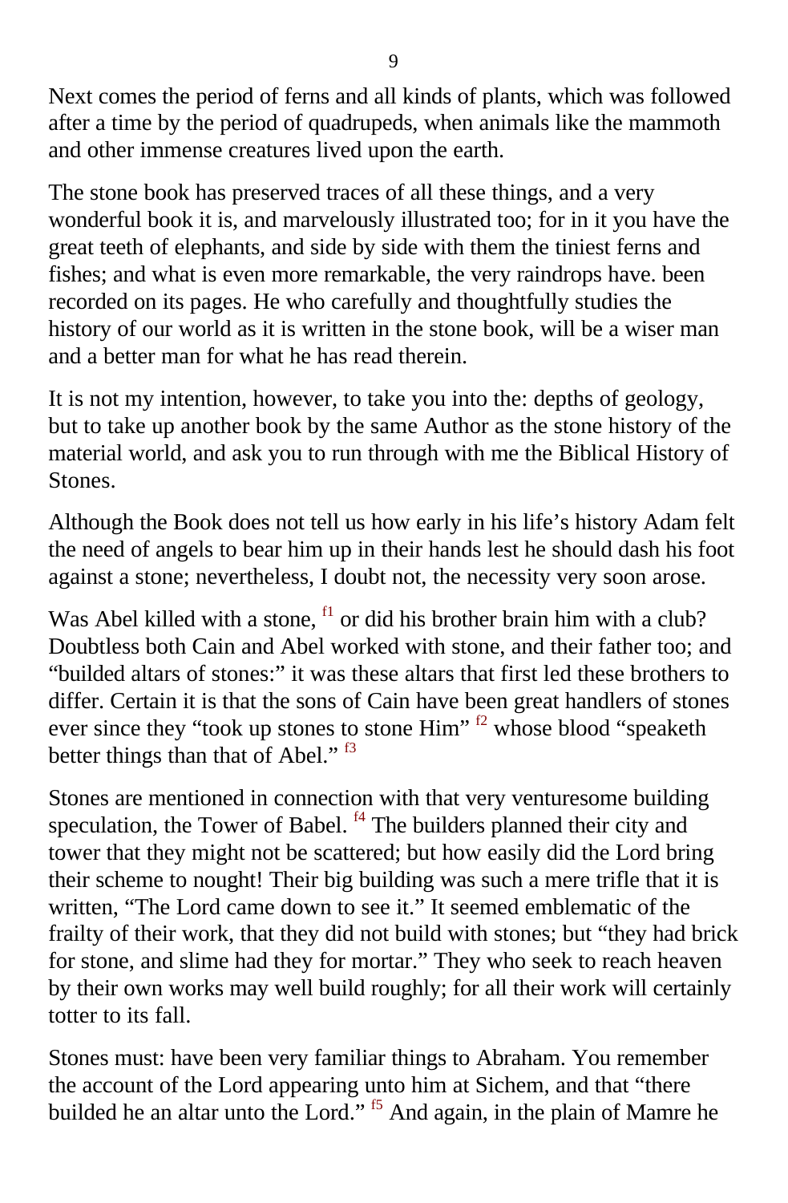Next comes the period of ferns and all kinds of plants, which was followed after a time by the period of quadrupeds, when animals like the mammoth and other immense creatures lived upon the earth.

The stone book has preserved traces of all these things, and a very wonderful book it is, and marvelously illustrated too; for in it you have the great teeth of elephants, and side by side with them the tiniest ferns and fishes; and what is even more remarkable, the very raindrops have. been recorded on its pages. He who carefully and thoughtfully studies the history of our world as it is written in the stone book, will be a wiser man and a better man for what he has read therein.

It is not my intention, however, to take you into the: depths of geology, but to take up another book by the same Author as the stone history of the material world, and ask you to run through with me the Biblical History of Stones.

Although the Book does not tell us how early in his life's history Adam felt the need of angels to bear him up in their hands lest he should dash his foot against a stone; nevertheless, I doubt not, the necessity very soon arose.

Was Abel killed with a stone, [f1] or did his brother brain him with a club? Doubtless both Cain and Abel worked with stone, and their father too; and "builded altars of stones:" it was these altars that first led these brothers to differ. Certain it is that the sons of Cain have been great handlers of stones ever since they "took up stones to stone Him" [f2] whose blood "speaketh better things than that of Abel." [f3]

Stones are mentioned in connection with that very venturesome building speculation, the Tower of Babel. [f4] The builders planned their city and tower that they might not be scattered; but how easily did the Lord bring their scheme to nought! Their big building was such a mere trifle that it is written, "The Lord came down to see it." It seemed emblematic of the frailty of their work, that they did not build with stones; but "they had brick for stone, and slime had they for mortar." They who seek to reach heaven by their own works may well build roughly; for all their work will certainly totter to its fall.

Stones must: have been very familiar things to Abraham. You remember the account of the Lord appearing unto him at Sichem, and that "there builded he an altar unto the Lord." [f5] And again, in the plain of Mamre he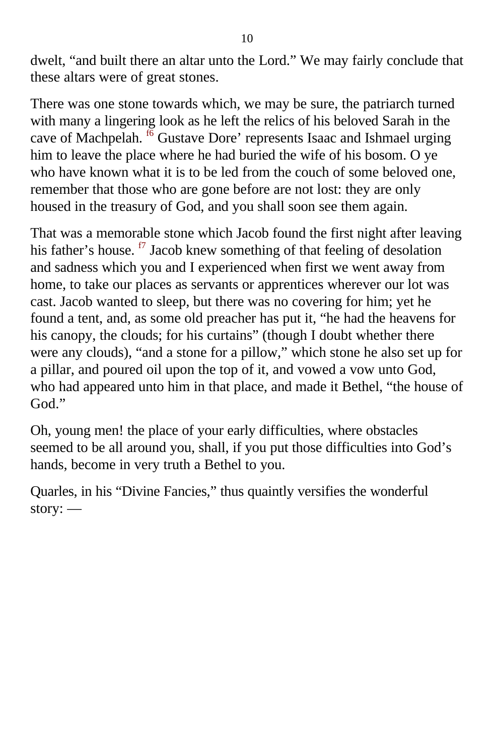dwelt, “and built there an altar unto the Lord.” We may fairly conclude that these altars were of great stones.

There was one stone towards which, we may be sure, the patriarch turned with many a lingering look as he left the relics of his beloved Sarah in the cave of Machpelah. [f6] Gustave Dore’ represents Isaac and Ishmael urging him to leave the place where he had buried the wife of his bosom. O ye who have known what it is to be led from the couch of some beloved one, remember that those who are gone before are not lost: they are only housed in the treasury of God, and you shall soon see them again.

That was a memorable stone which Jacob found the first night after leaving his father’s house. [f7] Jacob knew something of that feeling of desolation and sadness which you and I experienced when first we went away from home, to take our places as servants or apprentices wherever our lot was cast. Jacob wanted to sleep, but there was no covering for him; yet he found a tent, and, as some old preacher has put it, “he had the heavens for his canopy, the clouds; for his curtains” (though I doubt whether there were any clouds), “and a stone for a pillow,” which stone he also set up for a pillar, and poured oil upon the top of it, and vowed a vow unto God, who had appeared unto him in that place, and made it Bethel, “the house of God.”

Oh, young men! the place of your early difficulties, where obstacles seemed to be all around you, shall, if you put those difficulties into God’s hands, become in very truth a Bethel to you.

Quarles, in his “Divine Fancies,” thus quaintly versifies the wonderful story: —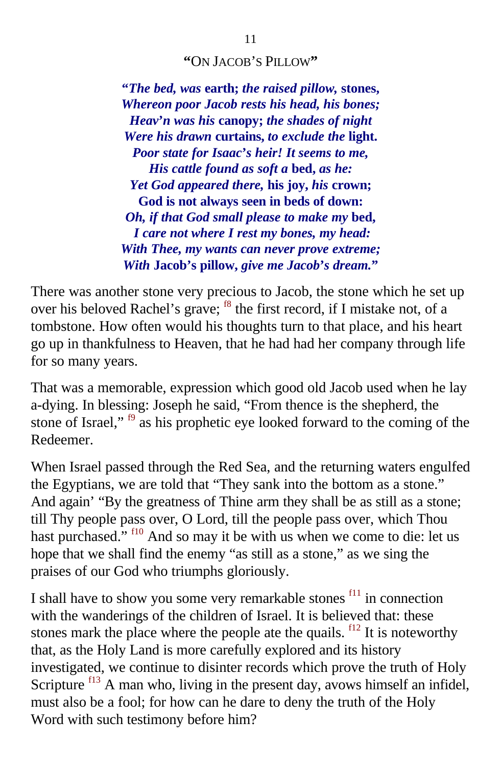### "ON JACOB'S PILLOW"

***"The bed, was*** **earth;** ***the raised pillow,*** **stones,**
***Whereon poor Jacob rests his head, his bones;***
***Heav'n was his*** **canopy;** ***the shades of night***
***Were his drawn*** **curtains,** ***to exclude the*** **light.**
***Poor state for Isaac's heir! It seems to me,***
***His cattle found as soft a*** **bed,** ***as he:***
***Yet God appeared there,*** **his joy,** ***his*** **crown;**
**God is not always seen in beds of down:**
***Oh, if that God small please to make my*** **bed,**
***I care not where I rest my bones, my head:***
***With Thee, my wants can never prove extreme;***
***With*** **Jacob's pillow,** ***give me Jacob's dream."***

There was another stone very precious to Jacob, the stone which he set up over his beloved Rachel's grave; [f8] the first record, if I mistake not, of a tombstone. How often would his thoughts turn to that place, and his heart go up in thankfulness to Heaven, that he had had her company through life for so many years.

That was a memorable, expression which good old Jacob used when he lay a-dying. In blessing: Joseph he said, "From thence is the shepherd, the stone of Israel," [f9] as his prophetic eye looked forward to the coming of the Redeemer.

When Israel passed through the Red Sea, and the returning waters engulfed the Egyptians, we are told that "They sank into the bottom as a stone." And again' "By the greatness of Thine arm they shall be as still as a stone; till Thy people pass over, O Lord, till the people pass over, which Thou hast purchased." [f10] And so may it be with us when we come to die: let us hope that we shall find the enemy "as still as a stone," as we sing the praises of our God who triumphs gloriously.

I shall have to show you some very remarkable stones [f11] in connection with the wanderings of the children of Israel. It is believed that: these stones mark the place where the people ate the quails. [f12] It is noteworthy that, as the Holy Land is more carefully explored and its history investigated, we continue to disinter records which prove the truth of Holy Scripture [f13] A man who, living in the present day, avows himself an infidel, must also be a fool; for how can he dare to deny the truth of the Holy Word with such testimony before him?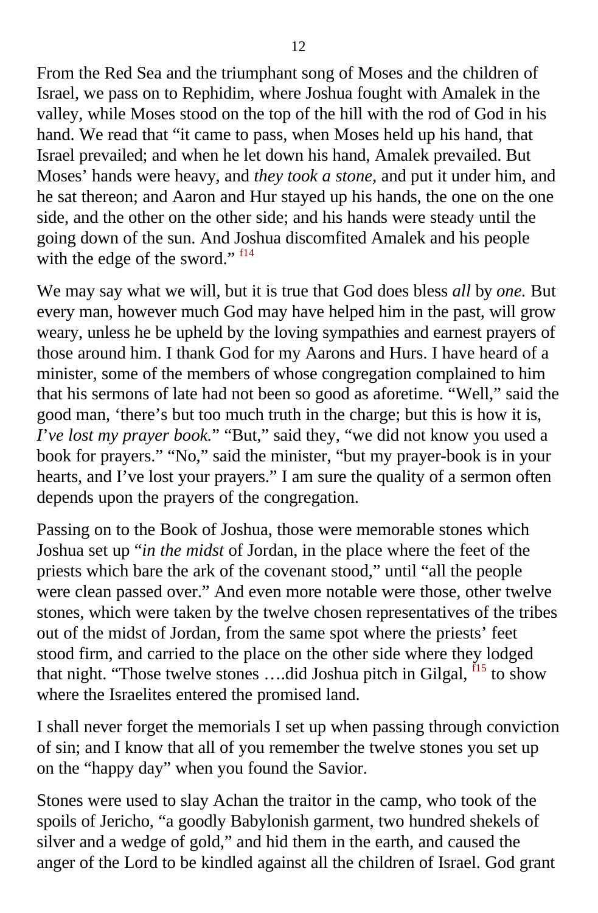From the Red Sea and the triumphant song of Moses and the children of Israel, we pass on to Rephidim, where Joshua fought with Amalek in the valley, while Moses stood on the top of the hill with the rod of God in his hand. We read that "it came to pass, when Moses held up his hand, that Israel prevailed; and when he let down his hand, Amalek prevailed. But Moses' hands were heavy, and *they took a stone,* and put it under him, and he sat thereon; and Aaron and Hur stayed up his hands, the one on the one side, and the other on the other side; and his hands were steady until the going down of the sun. And Joshua discomfited Amalek and his people with the edge of the sword." [f14]

We may say what we will, but it is true that God does bless *all* by *one.* But every man, however much God may have helped him in the past, will grow weary, unless he be upheld by the loving sympathies and earnest prayers of those around him. I thank God for my Aarons and Hurs. I have heard of a minister, some of the members of whose congregation complained to him that his sermons of late had not been so good as aforetime. "Well," said the good man, 'there's but too much truth in the charge; but this is how it is, *I've lost my prayer book.*" "But," said they, "we did not know you used a book for prayers." "No," said the minister, "but my prayer-book is in your hearts, and I've lost your prayers." I am sure the quality of a sermon often depends upon the prayers of the congregation.

Passing on to the Book of Joshua, those were memorable stones which Joshua set up "*in the midst* of Jordan, in the place where the feet of the priests which bare the ark of the covenant stood," until "all the people were clean passed over." And even more notable were those, other twelve stones, which were taken by the twelve chosen representatives of the tribes out of the midst of Jordan, from the same spot where the priests' feet stood firm, and carried to the place on the other side where they lodged that night. "Those twelve stones ….did Joshua pitch in Gilgal, [f15] to show where the Israelites entered the promised land.

I shall never forget the memorials I set up when passing through conviction of sin; and I know that all of you remember the twelve stones you set up on the "happy day" when you found the Savior.

Stones were used to slay Achan the traitor in the camp, who took of the spoils of Jericho, "a goodly Babylonish garment, two hundred shekels of silver and a wedge of gold," and hid them in the earth, and caused the anger of the Lord to be kindled against all the children of Israel. God grant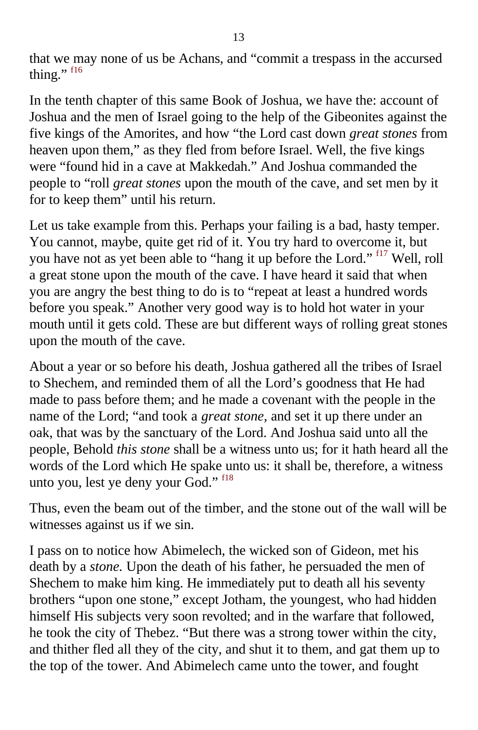that we may none of us be Achans, and “commit a trespass in the accursed thing.” [f16]

In the tenth chapter of this same Book of Joshua, we have the: account of Joshua and the men of Israel going to the help of the Gibeonites against the five kings of the Amorites, and how “the Lord cast down *great stones* from heaven upon them,” as they fled from before Israel. Well, the five kings were “found hid in a cave at Makkedah.” And Joshua commanded the people to “roll *great stones* upon the mouth of the cave, and set men by it for to keep them” until his return.

Let us take example from this. Perhaps your failing is a bad, hasty temper. You cannot, maybe, quite get rid of it. You try hard to overcome it, but you have not as yet been able to “hang it up before the Lord.” [f17] Well, roll a great stone upon the mouth of the cave. I have heard it said that when you are angry the best thing to do is to “repeat at least a hundred words before you speak.” Another very good way is to hold hot water in your mouth until it gets cold. These are but different ways of rolling great stones upon the mouth of the cave.

About a year or so before his death, Joshua gathered all the tribes of Israel to Shechem, and reminded them of all the Lord’s goodness that He had made to pass before them; and he made a covenant with the people in the name of the Lord; “and took a *great stone,* and set it up there under an oak, that was by the sanctuary of the Lord. And Joshua said unto all the people, Behold *this stone* shall be a witness unto us; for it hath heard all the words of the Lord which He spake unto us: it shall be, therefore, a witness unto you, lest ye deny your God.” [f18]

Thus, even the beam out of the timber, and the stone out of the wall will be witnesses against us if we sin.

I pass on to notice how Abimelech, the wicked son of Gideon, met his death by a *stone.* Upon the death of his father, he persuaded the men of Shechem to make him king. He immediately put to death all his seventy brothers “upon one stone,” except Jotham, the youngest, who had hidden himself His subjects very soon revolted; and in the warfare that followed, he took the city of Thebez. “But there was a strong tower within the city, and thither fled all they of the city, and shut it to them, and gat them up to the top of the tower. And Abimelech came unto the tower, and fought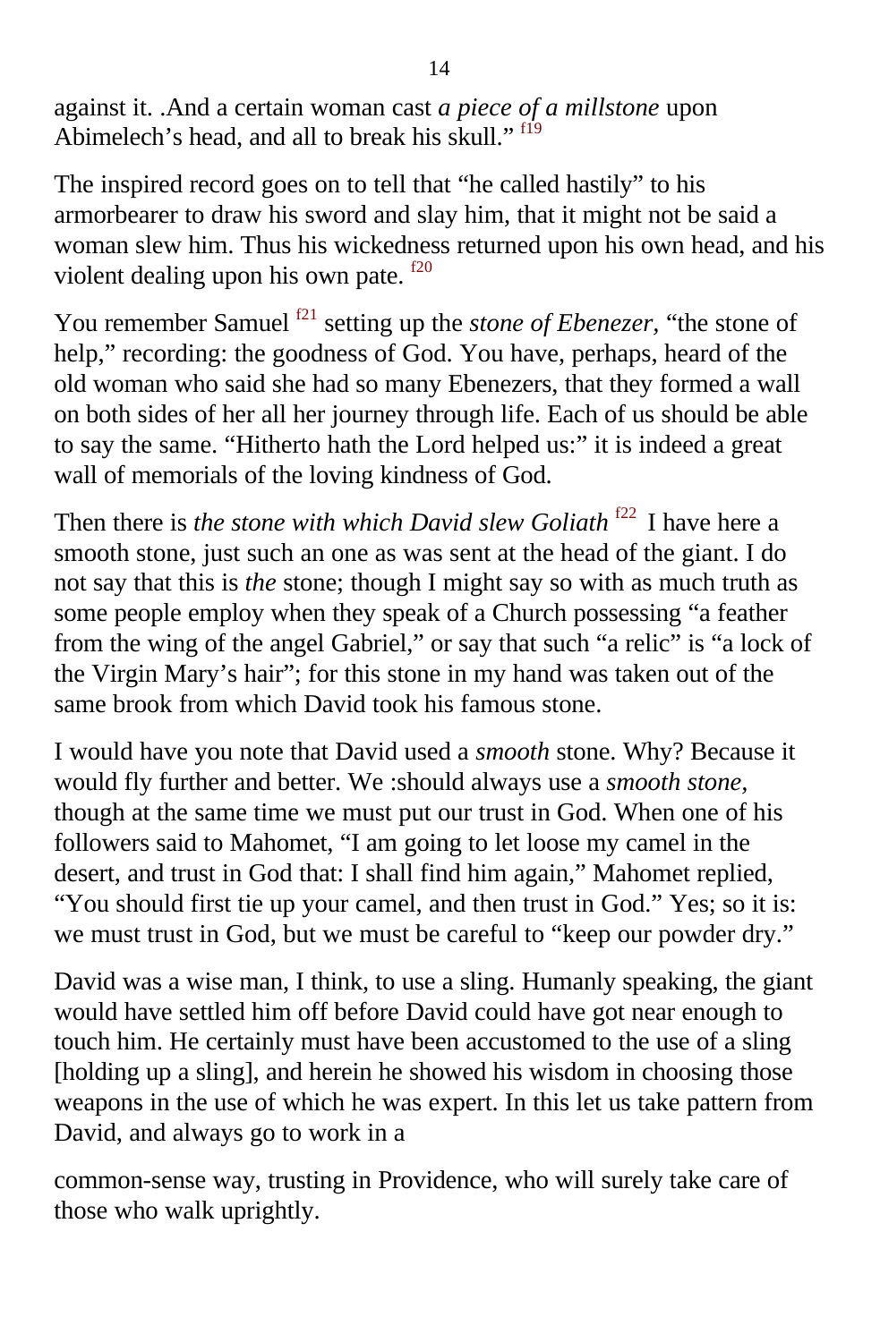against it. .And a certain woman cast *a piece of a millstone* upon Abimelech's head, and all to break his skull." [f19]

The inspired record goes on to tell that "he called hastily" to his armorbearer to draw his sword and slay him, that it might not be said a woman slew him. Thus his wickedness returned upon his own head, and his violent dealing upon his own pate. [f20]

You remember Samuel [f21] setting up the *stone of Ebenezer,* "the stone of help," recording: the goodness of God. You have, perhaps, heard of the old woman who said she had so many Ebenezers, that they formed a wall on both sides of her all her journey through life. Each of us should be able to say the same. "Hitherto hath the Lord helped us:" it is indeed a great wall of memorials of the loving kindness of God.

Then there is *the stone with which David slew Goliath* [f22] I have here a smooth stone, just such an one as was sent at the head of the giant. I do not say that this is *the* stone; though I might say so with as much truth as some people employ when they speak of a Church possessing "a feather from the wing of the angel Gabriel," or say that such "a relic" is "a lock of the Virgin Mary's hair"; for this stone in my hand was taken out of the same brook from which David took his famous stone.

I would have you note that David used a *smooth* stone. Why? Because it would fly further and better. We :should always use a *smooth stone,* though at the same time we must put our trust in God. When one of his followers said to Mahomet, "I am going to let loose my camel in the desert, and trust in God that: I shall find him again," Mahomet replied, "You should first tie up your camel, and then trust in God." Yes; so it is: we must trust in God, but we must be careful to "keep our powder dry."

David was a wise man, I think, to use a sling. Humanly speaking, the giant would have settled him off before David could have got near enough to touch him. He certainly must have been accustomed to the use of a sling [holding up a sling], and herein he showed his wisdom in choosing those weapons in the use of which he was expert. In this let us take pattern from David, and always go to work in a common-sense way, trusting in Providence, who will surely take care of those who walk uprightly.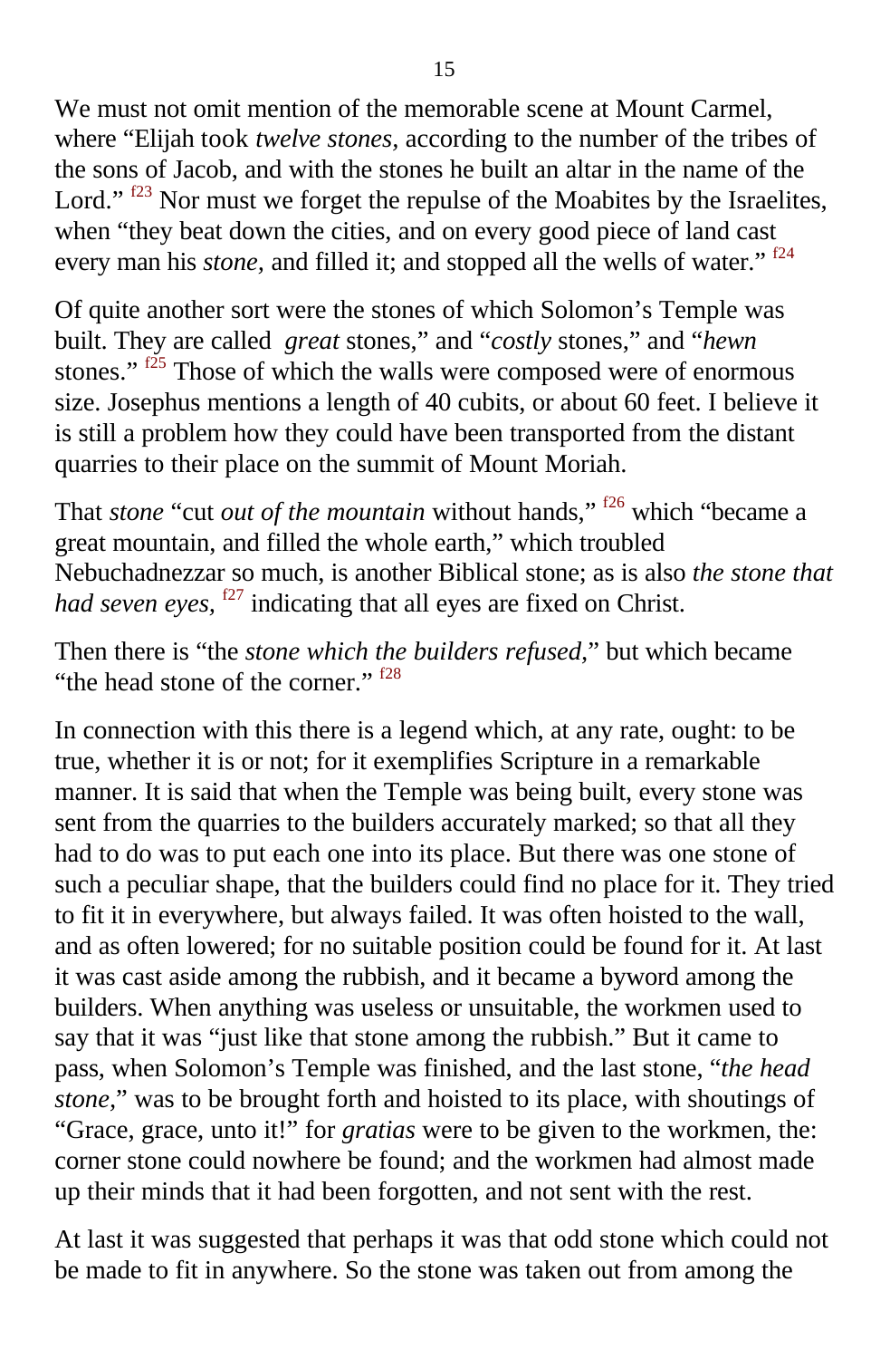We must not omit mention of the memorable scene at Mount Carmel, where "Elijah took *twelve stones,* according to the number of the tribes of the sons of Jacob, and with the stones he built an altar in the name of the Lord." [f23] Nor must we forget the repulse of the Moabites by the Israelites, when "they beat down the cities, and on every good piece of land cast every man his *stone,* and filled it; and stopped all the wells of water." [f24]

Of quite another sort were the stones of which Solomon's Temple was built. They are called *great* stones," and "*costly* stones," and "*hewn* stones." [f25] Those of which the walls were composed were of enormous size. Josephus mentions a length of 40 cubits, or about 60 feet. I believe it is still a problem how they could have been transported from the distant quarries to their place on the summit of Mount Moriah.

That *stone* "cut *out of the mountain* without hands," [f26] which "became a great mountain, and filled the whole earth," which troubled Nebuchadnezzar so much, is another Biblical stone; as is also *the stone that had seven eyes,* [f27] indicating that all eyes are fixed on Christ.

Then there is "the *stone which the builders refused,*" but which became "the head stone of the corner." [f28]

In connection with this there is a legend which, at any rate, ought: to be true, whether it is or not; for it exemplifies Scripture in a remarkable manner. It is said that when the Temple was being built, every stone was sent from the quarries to the builders accurately marked; so that all they had to do was to put each one into its place. But there was one stone of such a peculiar shape, that the builders could find no place for it. They tried to fit it in everywhere, but always failed. It was often hoisted to the wall, and as often lowered; for no suitable position could be found for it. At last it was cast aside among the rubbish, and it became a byword among the builders. When anything was useless or unsuitable, the workmen used to say that it was "just like that stone among the rubbish." But it came to pass, when Solomon's Temple was finished, and the last stone, "*the head stone,*" was to be brought forth and hoisted to its place, with shoutings of "Grace, grace, unto it!" for *gratias* were to be given to the workmen, the: corner stone could nowhere be found; and the workmen had almost made up their minds that it had been forgotten, and not sent with the rest.

At last it was suggested that perhaps it was that odd stone which could not be made to fit in anywhere. So the stone was taken out from among the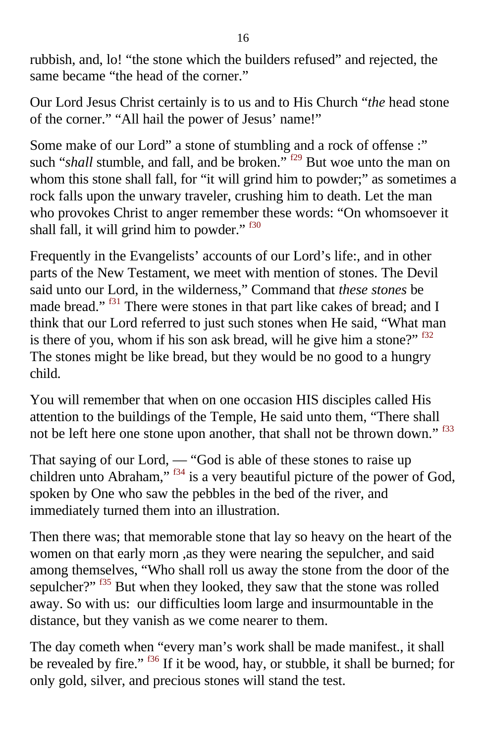rubbish, and, lo! “the stone which the builders refused” and rejected, the same became “the head of the corner.”

Our Lord Jesus Christ certainly is to us and to His Church “*the* head stone of the corner.” “All hail the power of Jesus’ name!”

Some make of our Lord” a stone of stumbling and a rock of offense :” such “*shall* stumble, and fall, and be broken.” [f29] But woe unto the man on whom this stone shall fall, for “it will grind him to powder;” as sometimes a rock falls upon the unwary traveler, crushing him to death. Let the man who provokes Christ to anger remember these words: “On whomsoever it shall fall, it will grind him to powder.” [f30]

Frequently in the Evangelists’ accounts of our Lord’s life:, and in other parts of the New Testament, we meet with mention of stones. The Devil said unto our Lord, in the wilderness,” Command that *these stones* be made bread.” [f31] There were stones in that part like cakes of bread; and I think that our Lord referred to just such stones when He said, “What man is there of you, whom if his son ask bread, will he give him a stone?” [f32] The stones might be like bread, but they would be no good to a hungry child.

You will remember that when on one occasion HIS disciples called His attention to the buildings of the Temple, He said unto them, “There shall not be left here one stone upon another, that shall not be thrown down.” [f33]

That saying of our Lord, — “God is able of these stones to raise up children unto Abraham,” [f34] is a very beautiful picture of the power of God, spoken by One who saw the pebbles in the bed of the river, and immediately turned them into an illustration.

Then there was; that memorable stone that lay so heavy on the heart of the women on that early morn ,as they were nearing the sepulcher, and said among themselves, “Who shall roll us away the stone from the door of the sepulcher?” [f35] But when they looked, they saw that the stone was rolled away. So with us: our difficulties loom large and insurmountable in the distance, but they vanish as we come nearer to them.

The day cometh when “every man’s work shall be made manifest., it shall be revealed by fire.” [f36] If it be wood, hay, or stubble, it shall be burned; for only gold, silver, and precious stones will stand the test.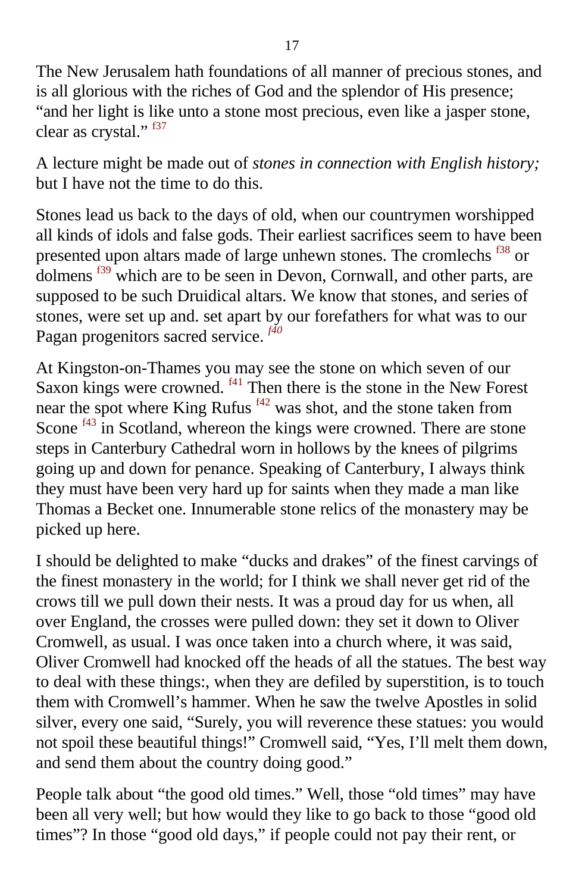The New Jerusalem hath foundations of all manner of precious stones, and is all glorious with the riches of God and the splendor of His presence; "and her light is like unto a stone most precious, even like a jasper stone, clear as crystal." [f37]

A lecture might be made out of *stones in connection with English history;* but I have not the time to do this.

Stones lead us back to the days of old, when our countrymen worshipped all kinds of idols and false gods. Their earliest sacrifices seem to have been presented upon altars made of large unhewn stones. The cromlechs [f38] or dolmens [f39] which are to be seen in Devon, Cornwall, and other parts, are supposed to be such Druidical altars. We know that stones, and series of stones, were set up and. set apart by our forefathers for what was to our Pagan progenitors sacred service. [f40]

At Kingston-on-Thames you may see the stone on which seven of our Saxon kings were crowned. [f41] Then there is the stone in the New Forest near the spot where King Rufus [f42] was shot, and the stone taken from Scone [f43] in Scotland, whereon the kings were crowned. There are stone steps in Canterbury Cathedral worn in hollows by the knees of pilgrims going up and down for penance. Speaking of Canterbury, I always think they must have been very hard up for saints when they made a man like Thomas a Becket one. Innumerable stone relics of the monastery may be picked up here.

I should be delighted to make "ducks and drakes" of the finest carvings of the finest monastery in the world; for I think we shall never get rid of the crows till we pull down their nests. It was a proud day for us when, all over England, the crosses were pulled down: they set it down to Oliver Cromwell, as usual. I was once taken into a church where, it was said, Oliver Cromwell had knocked off the heads of all the statues. The best way to deal with these things:, when they are defiled by superstition, is to touch them with Cromwell's hammer. When he saw the twelve Apostles in solid silver, every one said, "Surely, you will reverence these statues: you would not spoil these beautiful things!" Cromwell said, "Yes, I'll melt them down, and send them about the country doing good."

People talk about "the good old times." Well, those "old times" may have been all very well; but how would they like to go back to those "good old times"? In those "good old days," if people could not pay their rent, or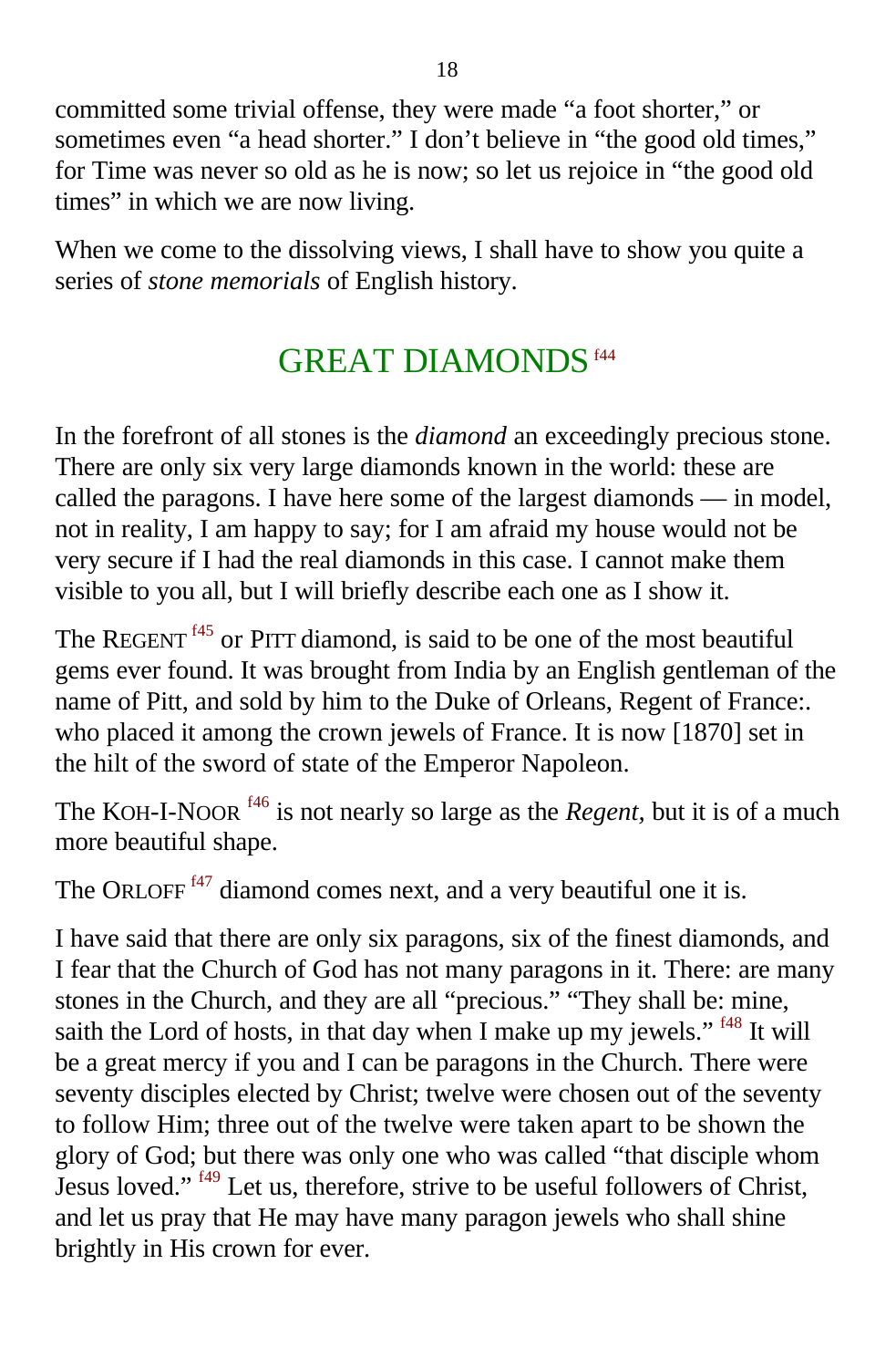committed some trivial offense, they were made "a foot shorter," or sometimes even "a head shorter." I don't believe in "the good old times," for Time was never so old as he is now; so let us rejoice in "the good old times" in which we are now living.

When we come to the dissolving views, I shall have to show you quite a series of *stone memorials* of English history.

## GREAT DIAMONDS [f44]

In the forefront of all stones is the *diamond* an exceedingly precious stone. There are only six very large diamonds known in the world: these are called the paragons. I have here some of the largest diamonds — in model, not in reality, I am happy to say; for I am afraid my house would not be very secure if I had the real diamonds in this case. I cannot make them visible to you all, but I will briefly describe each one as I show it.

The REGENT [f45] or PITT diamond, is said to be one of the most beautiful gems ever found. It was brought from India by an English gentleman of the name of Pitt, and sold by him to the Duke of Orleans, Regent of France:. who placed it among the crown jewels of France. It is now [1870] set in the hilt of the sword of state of the Emperor Napoleon.

The KOH-I-NOOR [f46] is not nearly so large as the *Regent*, but it is of a much more beautiful shape.

The ORLOFF [f47] diamond comes next, and a very beautiful one it is.

I have said that there are only six paragons, six of the finest diamonds, and I fear that the Church of God has not many paragons in it. There: are many stones in the Church, and they are all "precious." "They shall be: mine, saith the Lord of hosts, in that day when I make up my jewels." [f48] It will be a great mercy if you and I can be paragons in the Church. There were seventy disciples elected by Christ; twelve were chosen out of the seventy to follow Him; three out of the twelve were taken apart to be shown the glory of God; but there was only one who was called "that disciple whom Jesus loved." [f49] Let us, therefore, strive to be useful followers of Christ, and let us pray that He may have many paragon jewels who shall shine brightly in His crown for ever.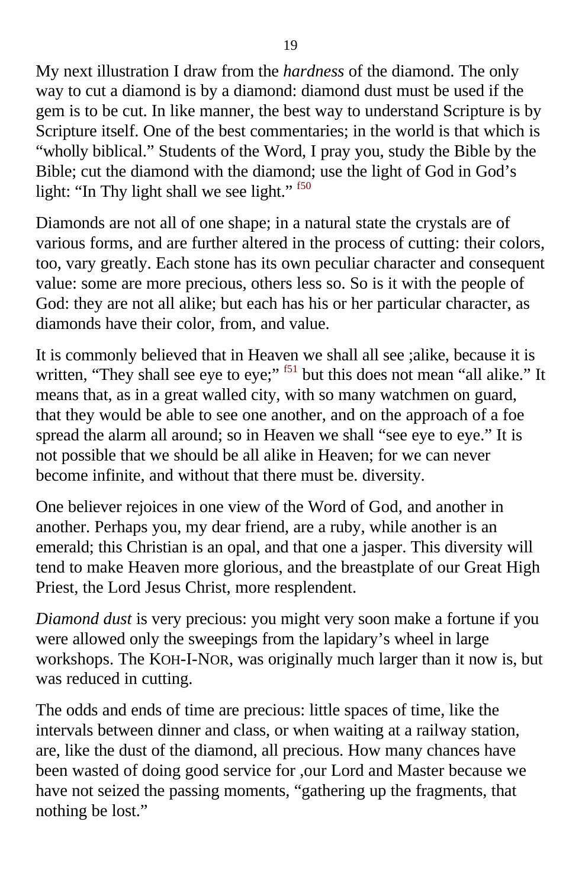My next illustration I draw from the *hardness* of the diamond. The only way to cut a diamond is by a diamond: diamond dust must be used if the gem is to be cut. In like manner, the best way to understand Scripture is by Scripture itself. One of the best commentaries; in the world is that which is "wholly biblical." Students of the Word, I pray you, study the Bible by the Bible; cut the diamond with the diamond; use the light of God in God's light: "In Thy light shall we see light." [f50]

Diamonds are not all of one shape; in a natural state the crystals are of various forms, and are further altered in the process of cutting: their colors, too, vary greatly. Each stone has its own peculiar character and consequent value: some are more precious, others less so. So is it with the people of God: they are not all alike; but each has his or her particular character, as diamonds have their color, from, and value.

It is commonly believed that in Heaven we shall all see ;alike, because it is written, "They shall see eye to eye;" [f51] but this does not mean "all alike." It means that, as in a great walled city, with so many watchmen on guard, that they would be able to see one another, and on the approach of a foe spread the alarm all around; so in Heaven we shall "see eye to eye." It is not possible that we should be all alike in Heaven; for we can never become infinite, and without that there must be. diversity.

One believer rejoices in one view of the Word of God, and another in another. Perhaps you, my dear friend, are a ruby, while another is an emerald; this Christian is an opal, and that one a jasper. This diversity will tend to make Heaven more glorious, and the breastplate of our Great High Priest, the Lord Jesus Christ, more resplendent.

*Diamond dust* is very precious: you might very soon make a fortune if you were allowed only the sweepings from the lapidary's wheel in large workshops. The KOH-I-NOR, was originally much larger than it now is, but was reduced in cutting.

The odds and ends of time are precious: little spaces of time, like the intervals between dinner and class, or when waiting at a railway station, are, like the dust of the diamond, all precious. How many chances have been wasted of doing good service for ,our Lord and Master because we have not seized the passing moments, "gathering up the fragments, that nothing be lost."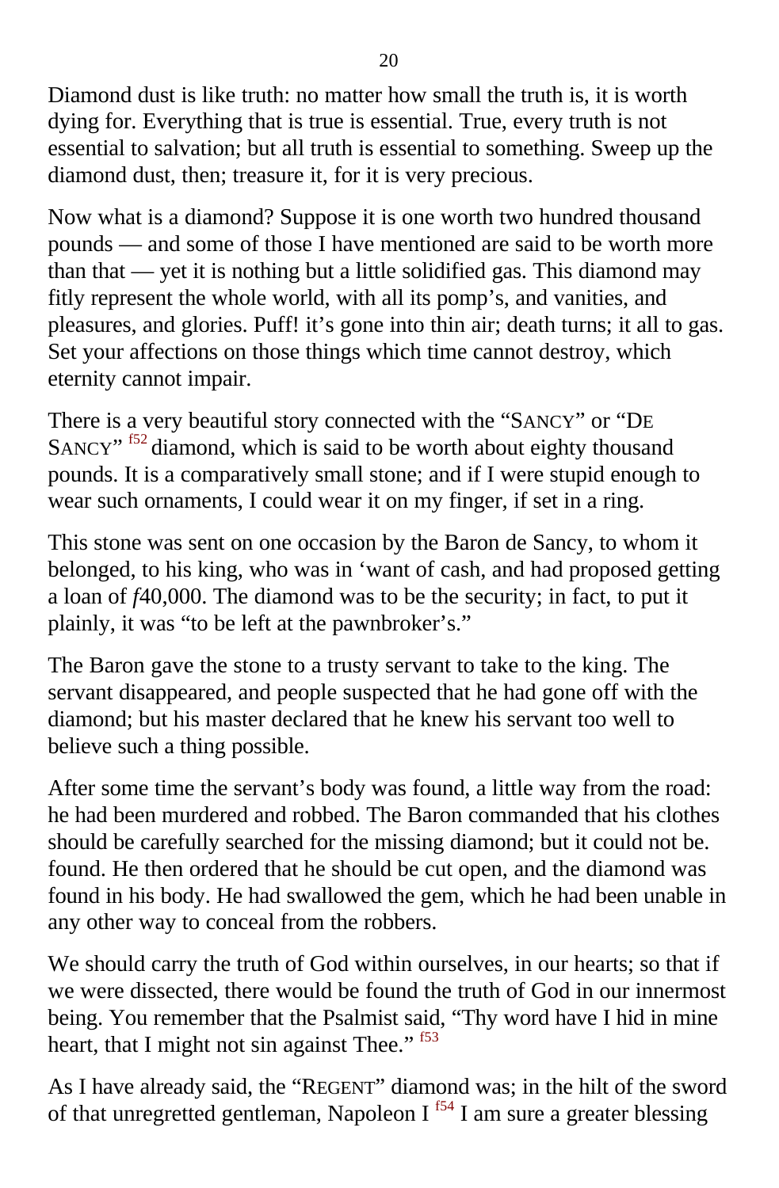Diamond dust is like truth: no matter how small the truth is, it is worth dying for. Everything that is true is essential. True, every truth is not essential to salvation; but all truth is essential to something. Sweep up the diamond dust, then; treasure it, for it is very precious.

Now what is a diamond? Suppose it is one worth two hundred thousand pounds — and some of those I have mentioned are said to be worth more than that — yet it is nothing but a little solidified gas. This diamond may fitly represent the whole world, with all its pomp's, and vanities, and pleasures, and glories. Puff! it's gone into thin air; death turns; it all to gas. Set your affections on those things which time cannot destroy, which eternity cannot impair.

There is a very beautiful story connected with the "SANCY" or "DE SANCY" [f52] diamond, which is said to be worth about eighty thousand pounds. It is a comparatively small stone; and if I were stupid enough to wear such ornaments, I could wear it on my finger, if set in a ring.

This stone was sent on one occasion by the Baron de Sancy, to whom it belonged, to his king, who was in 'want of cash, and had proposed getting a loan of ƒ40,000. The diamond was to be the security; in fact, to put it plainly, it was "to be left at the pawnbroker's."

The Baron gave the stone to a trusty servant to take to the king. The servant disappeared, and people suspected that he had gone off with the diamond; but his master declared that he knew his servant too well to believe such a thing possible.

After some time the servant's body was found, a little way from the road: he had been murdered and robbed. The Baron commanded that his clothes should be carefully searched for the missing diamond; but it could not be. found. He then ordered that he should be cut open, and the diamond was found in his body. He had swallowed the gem, which he had been unable in any other way to conceal from the robbers.

We should carry the truth of God within ourselves, in our hearts; so that if we were dissected, there would be found the truth of God in our innermost being. You remember that the Psalmist said, "Thy word have I hid in mine heart, that I might not sin against Thee." [f53]

As I have already said, the "REGENT" diamond was; in the hilt of the sword of that unregretted gentleman, Napoleon I [f54] I am sure a greater blessing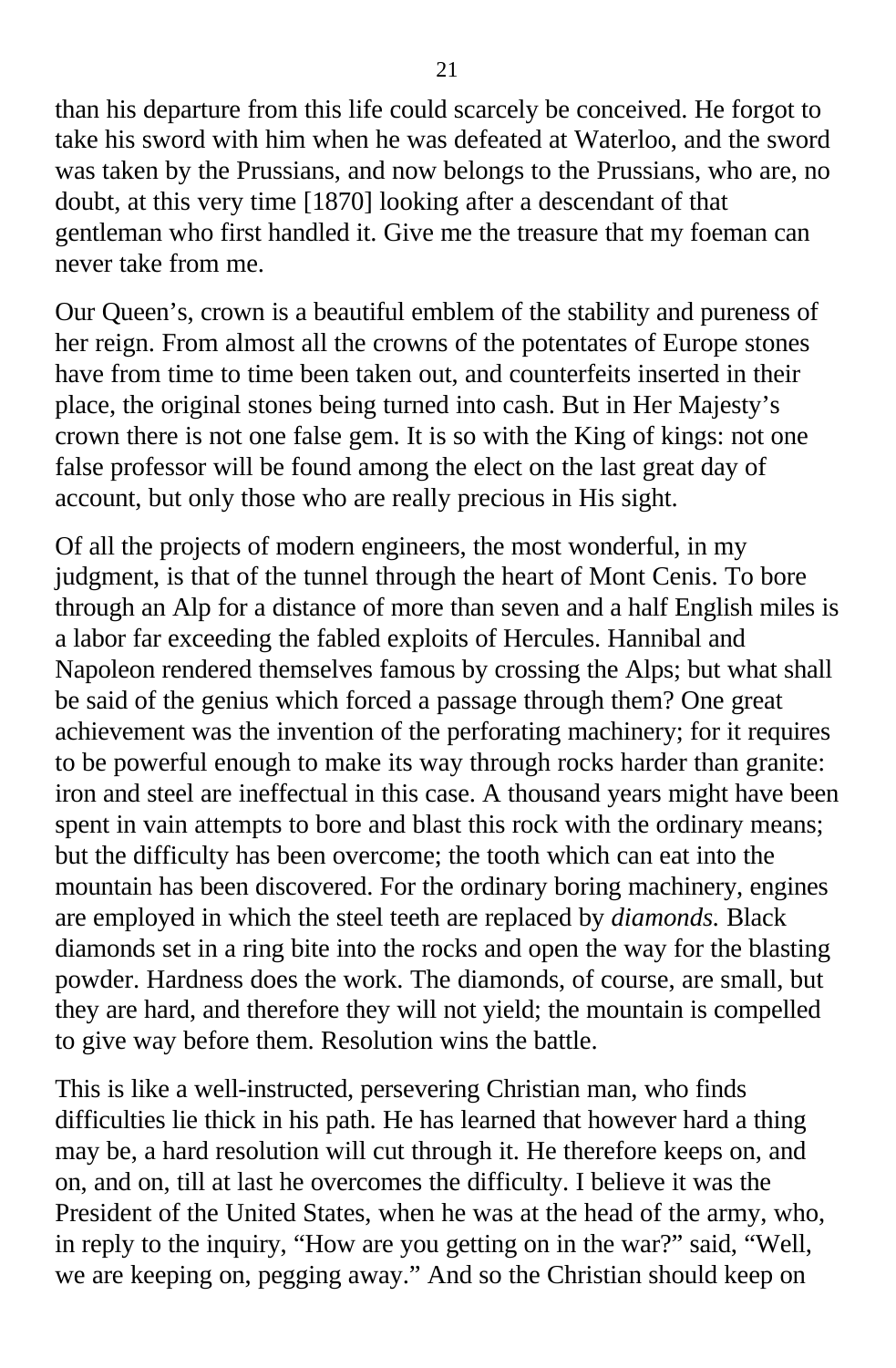than his departure from this life could scarcely be conceived. He forgot to take his sword with him when he was defeated at Waterloo, and the sword was taken by the Prussians, and now belongs to the Prussians, who are, no doubt, at this very time [1870] looking after a descendant of that gentleman who first handled it. Give me the treasure that my foeman can never take from me.

Our Queen's, crown is a beautiful emblem of the stability and pureness of her reign. From almost all the crowns of the potentates of Europe stones have from time to time been taken out, and counterfeits inserted in their place, the original stones being turned into cash. But in Her Majesty's crown there is not one false gem. It is so with the King of kings: not one false professor will be found among the elect on the last great day of account, but only those who are really precious in His sight.

Of all the projects of modern engineers, the most wonderful, in my judgment, is that of the tunnel through the heart of Mont Cenis. To bore through an Alp for a distance of more than seven and a half English miles is a labor far exceeding the fabled exploits of Hercules. Hannibal and Napoleon rendered themselves famous by crossing the Alps; but what shall be said of the genius which forced a passage through them? One great achievement was the invention of the perforating machinery; for it requires to be powerful enough to make its way through rocks harder than granite: iron and steel are ineffectual in this case. A thousand years might have been spent in vain attempts to bore and blast this rock with the ordinary means; but the difficulty has been overcome; the tooth which can eat into the mountain has been discovered. For the ordinary boring machinery, engines are employed in which the steel teeth are replaced by *diamonds.* Black diamonds set in a ring bite into the rocks and open the way for the blasting powder. Hardness does the work. The diamonds, of course, are small, but they are hard, and therefore they will not yield; the mountain is compelled to give way before them. Resolution wins the battle.

This is like a well-instructed, persevering Christian man, who finds difficulties lie thick in his path. He has learned that however hard a thing may be, a hard resolution will cut through it. He therefore keeps on, and on, and on, till at last he overcomes the difficulty. I believe it was the President of the United States, when he was at the head of the army, who, in reply to the inquiry, "How are you getting on in the war?" said, "Well, we are keeping on, pegging away." And so the Christian should keep on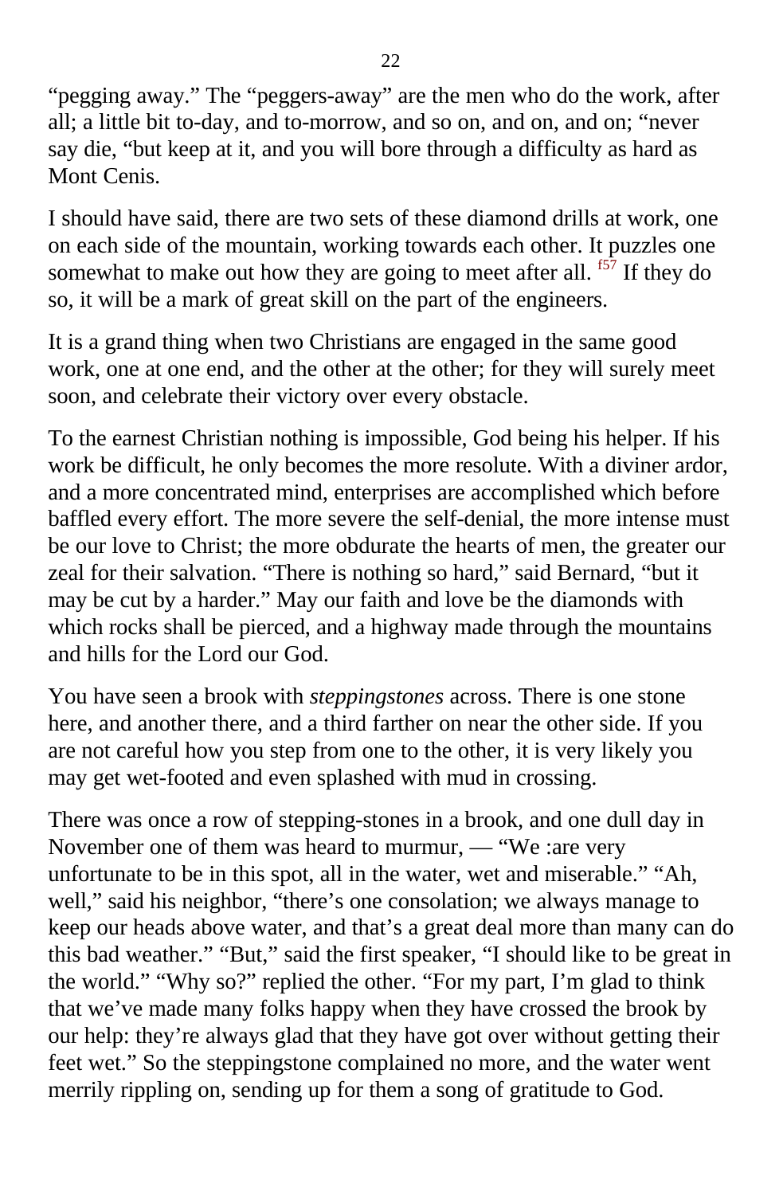"pegging away." The "peggers-away" are the men who do the work, after all; a little bit to-day, and to-morrow, and so on, and on, and on; "never say die, "but keep at it, and you will bore through a difficulty as hard as Mont Cenis.

I should have said, there are two sets of these diamond drills at work, one on each side of the mountain, working towards each other. It puzzles one somewhat to make out how they are going to meet after all. [f57] If they do so, it will be a mark of great skill on the part of the engineers.

It is a grand thing when two Christians are engaged in the same good work, one at one end, and the other at the other; for they will surely meet soon, and celebrate their victory over every obstacle.

To the earnest Christian nothing is impossible, God being his helper. If his work be difficult, he only becomes the more resolute. With a diviner ardor, and a more concentrated mind, enterprises are accomplished which before baffled every effort. The more severe the self-denial, the more intense must be our love to Christ; the more obdurate the hearts of men, the greater our zeal for their salvation. "There is nothing so hard," said Bernard, "but it may be cut by a harder." May our faith and love be the diamonds with which rocks shall be pierced, and a highway made through the mountains and hills for the Lord our God.

You have seen a brook with *steppingstones* across. There is one stone here, and another there, and a third farther on near the other side. If you are not careful how you step from one to the other, it is very likely you may get wet-footed and even splashed with mud in crossing.

There was once a row of stepping-stones in a brook, and one dull day in November one of them was heard to murmur, — "We :are very unfortunate to be in this spot, all in the water, wet and miserable." "Ah, well," said his neighbor, "there's one consolation; we always manage to keep our heads above water, and that's a great deal more than many can do this bad weather." "But," said the first speaker, "I should like to be great in the world." "Why so?" replied the other. "For my part, I'm glad to think that we've made many folks happy when they have crossed the brook by our help: they're always glad that they have got over without getting their feet wet." So the steppingstone complained no more, and the water went merrily rippling on, sending up for them a song of gratitude to God.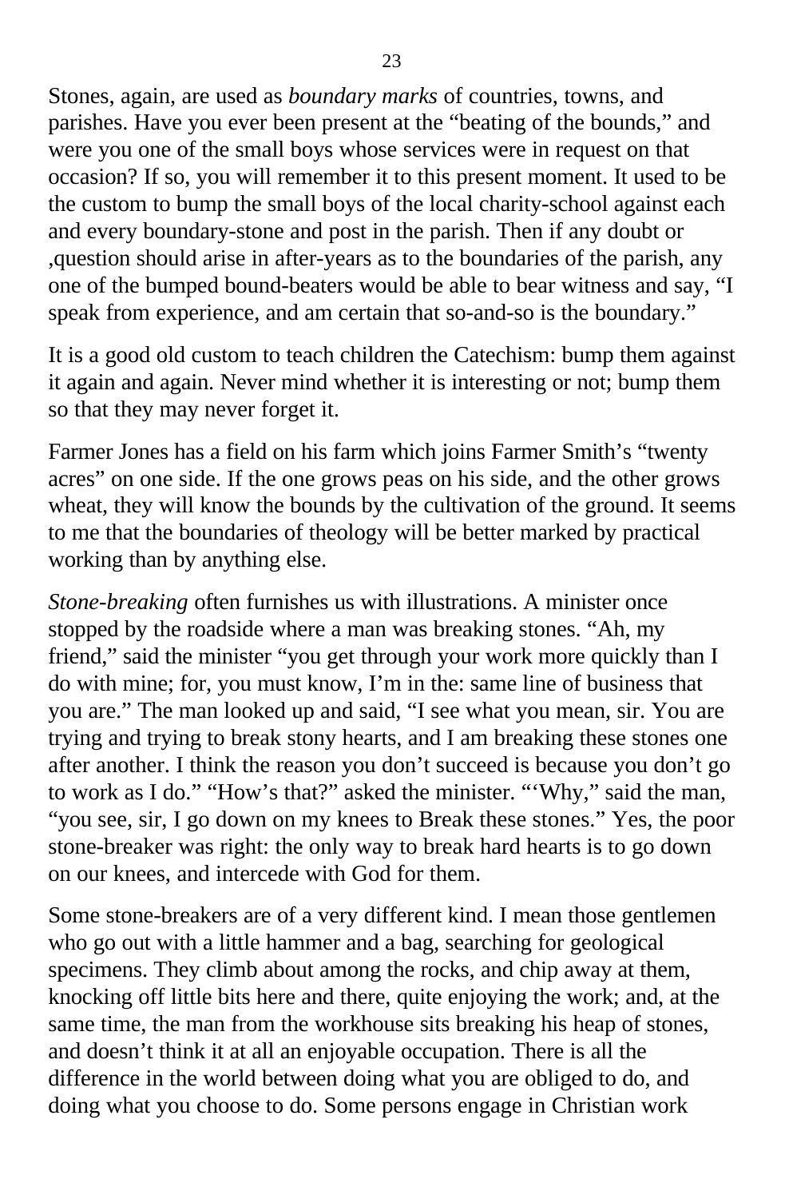Stones, again, are used as *boundary marks* of countries, towns, and parishes. Have you ever been present at the "beating of the bounds," and were you one of the small boys whose services were in request on that occasion? If so, you will remember it to this present moment. It used to be the custom to bump the small boys of the local charity-school against each and every boundary-stone and post in the parish. Then if any doubt or ,question should arise in after-years as to the boundaries of the parish, any one of the bumped bound-beaters would be able to bear witness and say, "I speak from experience, and am certain that so-and-so is the boundary."

It is a good old custom to teach children the Catechism: bump them against it again and again. Never mind whether it is interesting or not; bump them so that they may never forget it.

Farmer Jones has a field on his farm which joins Farmer Smith's "twenty acres" on one side. If the one grows peas on his side, and the other grows wheat, they will know the bounds by the cultivation of the ground. It seems to me that the boundaries of theology will be better marked by practical working than by anything else.

*Stone-breaking* often furnishes us with illustrations. A minister once stopped by the roadside where a man was breaking stones. "Ah, my friend," said the minister "you get through your work more quickly than I do with mine; for, you must know, I'm in the: same line of business that you are." The man looked up and said, "I see what you mean, sir. You are trying and trying to break stony hearts, and I am breaking these stones one after another. I think the reason you don't succeed is because you don't go to work as I do." "How's that?" asked the minister. "'Why," said the man, "you see, sir, I go down on my knees to Break these stones." Yes, the poor stone-breaker was right: the only way to break hard hearts is to go down on our knees, and intercede with God for them.

Some stone-breakers are of a very different kind. I mean those gentlemen who go out with a little hammer and a bag, searching for geological specimens. They climb about among the rocks, and chip away at them, knocking off little bits here and there, quite enjoying the work; and, at the same time, the man from the workhouse sits breaking his heap of stones, and doesn't think it at all an enjoyable occupation. There is all the difference in the world between doing what you are obliged to do, and doing what you choose to do. Some persons engage in Christian work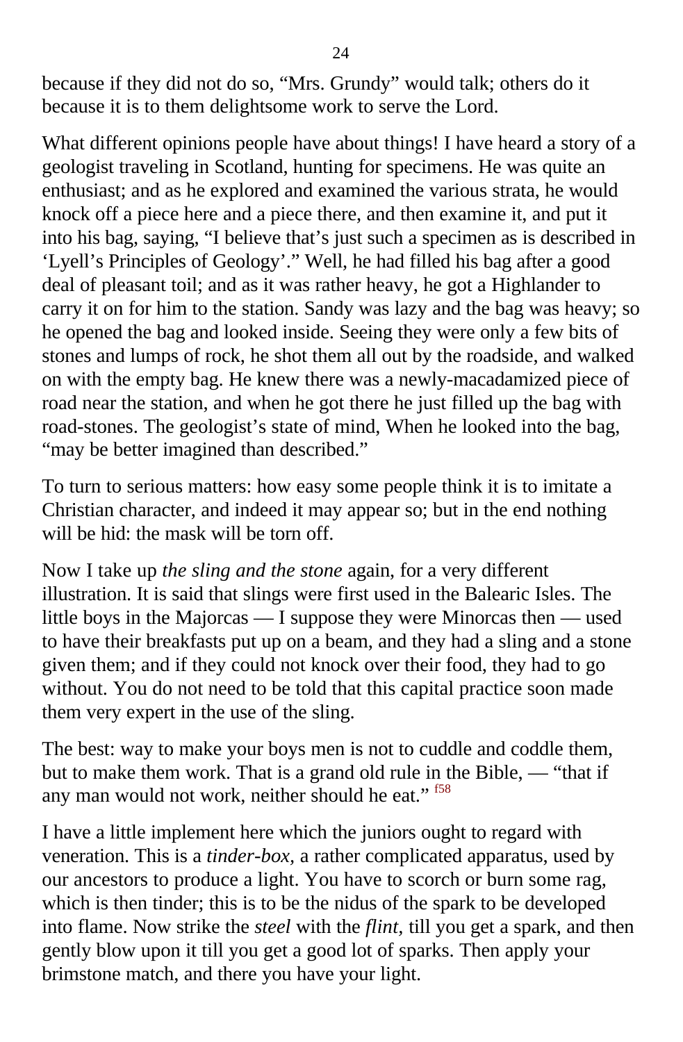because if they did not do so, "Mrs. Grundy" would talk; others do it because it is to them delightsome work to serve the Lord.

What different opinions people have about things! I have heard a story of a geologist traveling in Scotland, hunting for specimens. He was quite an enthusiast; and as he explored and examined the various strata, he would knock off a piece here and a piece there, and then examine it, and put it into his bag, saying, "I believe that's just such a specimen as is described in 'Lyell's Principles of Geology'." Well, he had filled his bag after a good deal of pleasant toil; and as it was rather heavy, he got a Highlander to carry it on for him to the station. Sandy was lazy and the bag was heavy; so he opened the bag and looked inside. Seeing they were only a few bits of stones and lumps of rock, he shot them all out by the roadside, and walked on with the empty bag. He knew there was a newly-macadamized piece of road near the station, and when he got there he just filled up the bag with road-stones. The geologist's state of mind, When he looked into the bag, "may be better imagined than described."

To turn to serious matters: how easy some people think it is to imitate a Christian character, and indeed it may appear so; but in the end nothing will be hid: the mask will be torn off.

Now I take up *the sling and the stone* again, for a very different illustration. It is said that slings were first used in the Balearic Isles. The little boys in the Majorcas — I suppose they were Minorcas then — used to have their breakfasts put up on a beam, and they had a sling and a stone given them; and if they could not knock over their food, they had to go without. You do not need to be told that this capital practice soon made them very expert in the use of the sling.

The best: way to make your boys men is not to cuddle and coddle them, but to make them work. That is a grand old rule in the Bible, — "that if any man would not work, neither should he eat." [f58]

I have a little implement here which the juniors ought to regard with veneration. This is a *tinder-box*, a rather complicated apparatus, used by our ancestors to produce a light. You have to scorch or burn some rag, which is then tinder; this is to be the nidus of the spark to be developed into flame. Now strike the *steel* with the *flint*, till you get a spark, and then gently blow upon it till you get a good lot of sparks. Then apply your brimstone match, and there you have your light.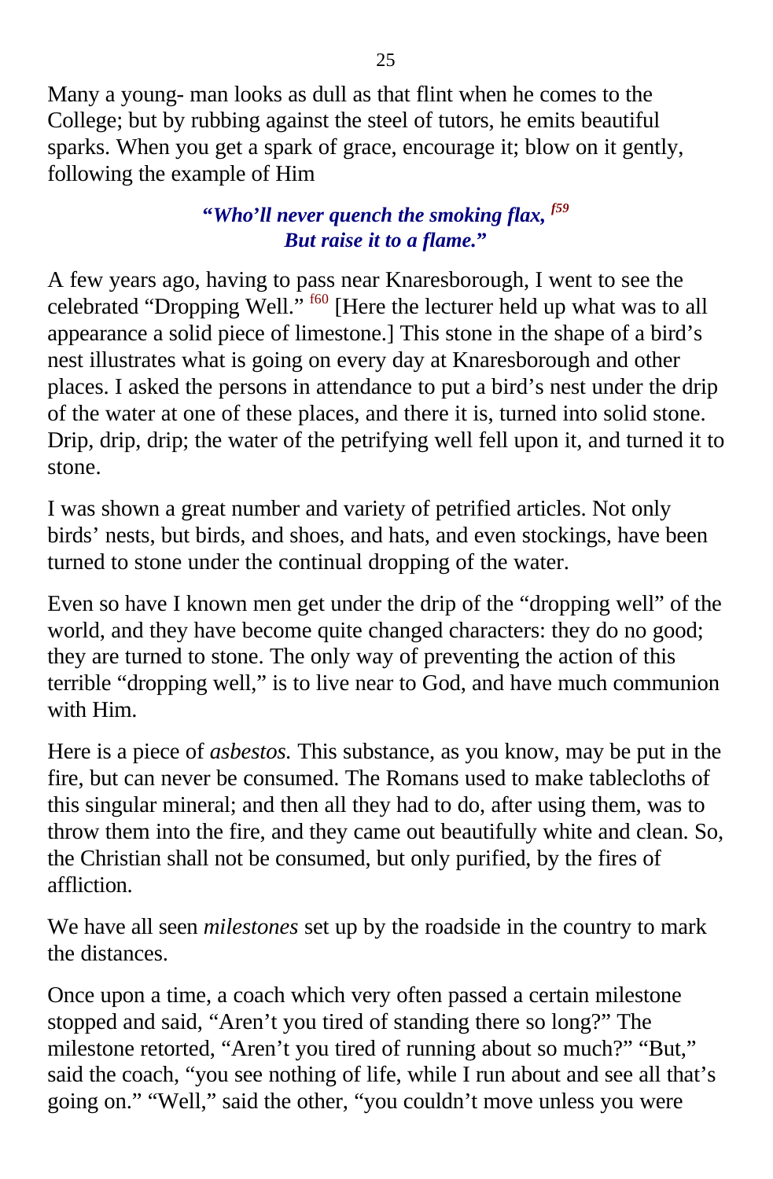Many a young- man looks as dull as that flint when he comes to the College; but by rubbing against the steel of tutors, he emits beautiful sparks. When you get a spark of grace, encourage it; blow on it gently, following the example of Him

> ***"Who'll never quench the smoking flax,*** [f59]
> ***But raise it to a flame."***

A few years ago, having to pass near Knaresborough, I went to see the celebrated "Dropping Well." [f60] [Here the lecturer held up what was to all appearance a solid piece of limestone.] This stone in the shape of a bird's nest illustrates what is going on every day at Knaresborough and other places. I asked the persons in attendance to put a bird's nest under the drip of the water at one of these places, and there it is, turned into solid stone. Drip, drip, drip; the water of the petrifying well fell upon it, and turned it to stone.

I was shown a great number and variety of petrified articles. Not only birds' nests, but birds, and shoes, and hats, and even stockings, have been turned to stone under the continual dropping of the water.

Even so have I known men get under the drip of the "dropping well" of the world, and they have become quite changed characters: they do no good; they are turned to stone. The only way of preventing the action of this terrible "dropping well," is to live near to God, and have much communion with Him.

Here is a piece of *asbestos.* This substance, as you know, may be put in the fire, but can never be consumed. The Romans used to make tablecloths of this singular mineral; and then all they had to do, after using them, was to throw them into the fire, and they came out beautifully white and clean. So, the Christian shall not be consumed, but only purified, by the fires of affliction.

We have all seen *milestones* set up by the roadside in the country to mark the distances.

Once upon a time, a coach which very often passed a certain milestone stopped and said, "Aren't you tired of standing there so long?" The milestone retorted, "Aren't you tired of running about so much?" "But," said the coach, "you see nothing of life, while I run about and see all that's going on." "Well," said the other, "you couldn't move unless you were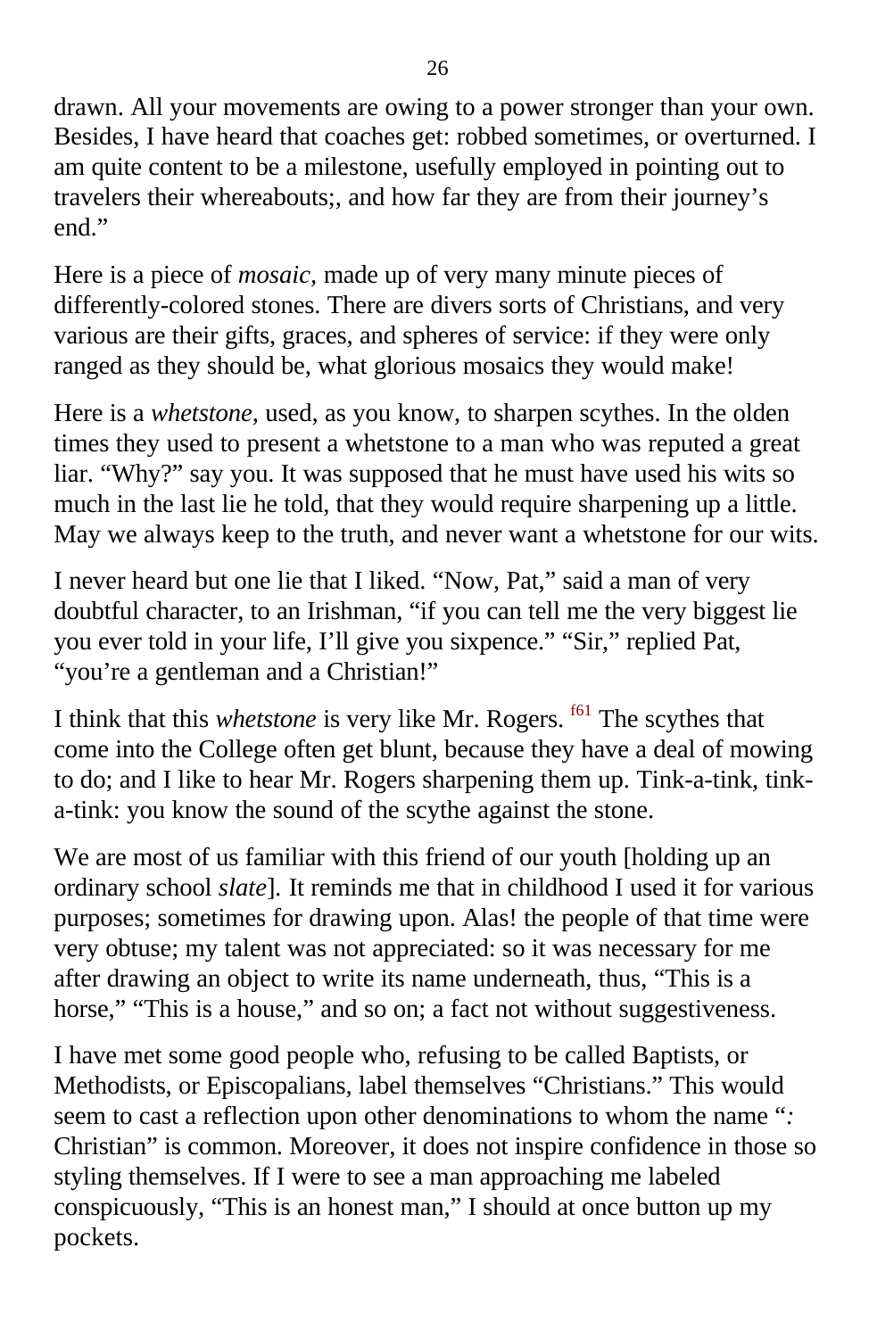drawn. All your movements are owing to a power stronger than your own. Besides, I have heard that coaches get: robbed sometimes, or overturned. I am quite content to be a milestone, usefully employed in pointing out to travelers their whereabouts;, and how far they are from their journey's end."

Here is a piece of *mosaic,* made up of very many minute pieces of differently-colored stones. There are divers sorts of Christians, and very various are their gifts, graces, and spheres of service: if they were only ranged as they should be, what glorious mosaics they would make!

Here is a *whetstone,* used, as you know, to sharpen scythes. In the olden times they used to present a whetstone to a man who was reputed a great liar. "Why?" say you. It was supposed that he must have used his wits so much in the last lie he told, that they would require sharpening up a little. May we always keep to the truth, and never want a whetstone for our wits.

I never heard but one lie that I liked. "Now, Pat," said a man of very doubtful character, to an Irishman, "if you can tell me the very biggest lie you ever told in your life, I'll give you sixpence." "Sir," replied Pat, "you're a gentleman and a Christian!"

I think that this *whetstone* is very like Mr. Rogers. [f61] The scythes that come into the College often get blunt, because they have a deal of mowing to do; and I like to hear Mr. Rogers sharpening them up. Tink-a-tink, tink-a-tink: you know the sound of the scythe against the stone.

We are most of us familiar with this friend of our youth [holding up an ordinary school *slate*]. It reminds me that in childhood I used it for various purposes; sometimes for drawing upon. Alas! the people of that time were very obtuse; my talent was not appreciated: so it was necessary for me after drawing an object to write its name underneath, thus, "This is a horse," "This is a house," and so on; a fact not without suggestiveness.

I have met some good people who, refusing to be called Baptists, or Methodists, or Episcopalians, label themselves "Christians." This would seem to cast a reflection upon other denominations to whom the name ": Christian" is common. Moreover, it does not inspire confidence in those so styling themselves. If I were to see a man approaching me labeled conspicuously, "This is an honest man," I should at once button up my pockets.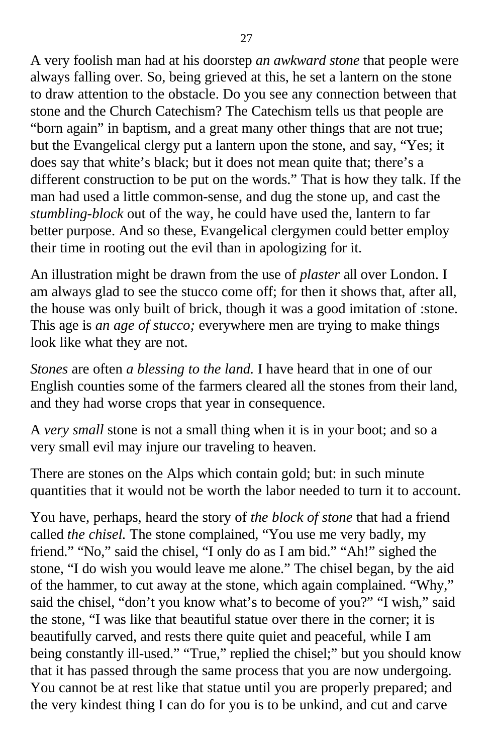A very foolish man had at his doorstep *an awkward stone* that people were always falling over. So, being grieved at this, he set a lantern on the stone to draw attention to the obstacle. Do you see any connection between that stone and the Church Catechism? The Catechism tells us that people are "born again" in baptism, and a great many other things that are not true; but the Evangelical clergy put a lantern upon the stone, and say, "Yes; it does say that white's black; but it does not mean quite that; there's a different construction to be put on the words." That is how they talk. If the man had used a little common-sense, and dug the stone up, and cast the *stumbling-block* out of the way, he could have used the, lantern to far better purpose. And so these, Evangelical clergymen could better employ their time in rooting out the evil than in apologizing for it.

An illustration might be drawn from the use of *plaster* all over London. I am always glad to see the stucco come off; for then it shows that, after all, the house was only built of brick, though it was a good imitation of :stone. This age is *an age of stucco;* everywhere men are trying to make things look like what they are not.

*Stones* are often *a blessing to the land.* I have heard that in one of our English counties some of the farmers cleared all the stones from their land, and they had worse crops that year in consequence.

A *very small* stone is not a small thing when it is in your boot; and so a very small evil may injure our traveling to heaven.

There are stones on the Alps which contain gold; but: in such minute quantities that it would not be worth the labor needed to turn it to account.

You have, perhaps, heard the story of *the block of stone* that had a friend called *the chisel.* The stone complained, "You use me very badly, my friend." "No," said the chisel, "I only do as I am bid." "Ah!" sighed the stone, "I do wish you would leave me alone." The chisel began, by the aid of the hammer, to cut away at the stone, which again complained. "Why," said the chisel, "don't you know what's to become of you?" "I wish," said the stone, "I was like that beautiful statue over there in the corner; it is beautifully carved, and rests there quite quiet and peaceful, while I am being constantly ill-used." "True," replied the chisel;" but you should know that it has passed through the same process that you are now undergoing. You cannot be at rest like that statue until you are properly prepared; and the very kindest thing I can do for you is to be unkind, and cut and carve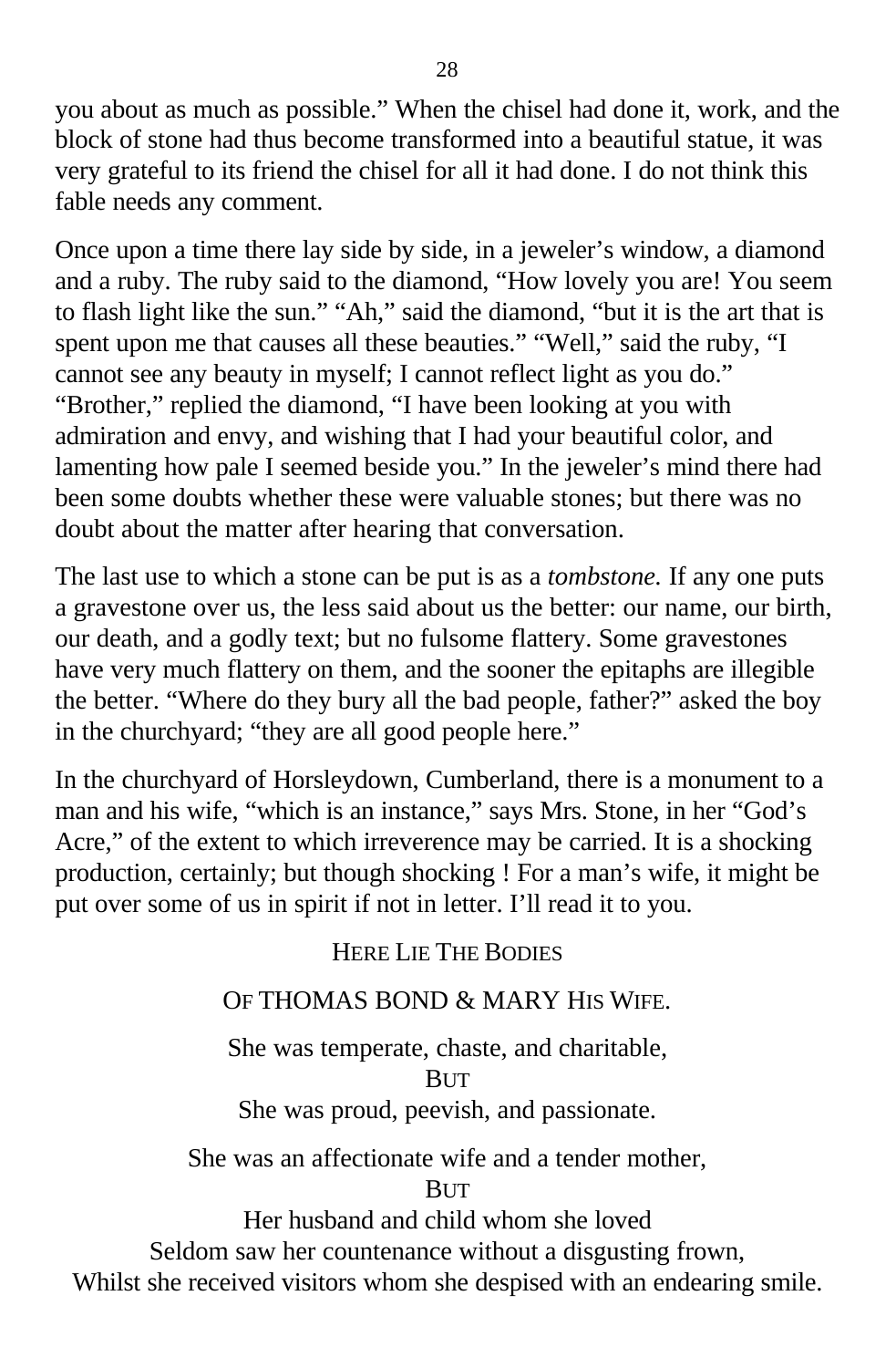you about as much as possible.” When the chisel had done it, work, and the block of stone had thus become transformed into a beautiful statue, it was very grateful to its friend the chisel for all it had done. I do not think this fable needs any comment.

Once upon a time there lay side by side, in a jeweler’s window, a diamond and a ruby. The ruby said to the diamond, “How lovely you are! You seem to flash light like the sun.” “Ah,” said the diamond, “but it is the art that is spent upon me that causes all these beauties.” “Well,” said the ruby, “I cannot see any beauty in myself; I cannot reflect light as you do.” “Brother,” replied the diamond, “I have been looking at you with admiration and envy, and wishing that I had your beautiful color, and lamenting how pale I seemed beside you.” In the jeweler’s mind there had been some doubts whether these were valuable stones; but there was no doubt about the matter after hearing that conversation.

The last use to which a stone can be put is as a *tombstone.* If any one puts a gravestone over us, the less said about us the better: our name, our birth, our death, and a godly text; but no fulsome flattery. Some gravestones have very much flattery on them, and the sooner the epitaphs are illegible the better. “Where do they bury all the bad people, father?” asked the boy in the churchyard; “they are all good people here.”

In the churchyard of Horsleydown, Cumberland, there is a monument to a man and his wife, “which is an instance,” says Mrs. Stone, in her “God’s Acre,” of the extent to which irreverence may be carried. It is a shocking production, certainly; but though shocking ! For a man’s wife, it might be put over some of us in spirit if not in letter. I’ll read it to you.

HERE LIE THE BODIES

OF THOMAS BOND & MARY HIS WIFE.

She was temperate, chaste, and charitable,
BUT
She was proud, peevish, and passionate.

She was an affectionate wife and a tender mother,
BUT
Her husband and child whom she loved
Seldom saw her countenance without a disgusting frown,
Whilst she received visitors whom she despised with an endearing smile.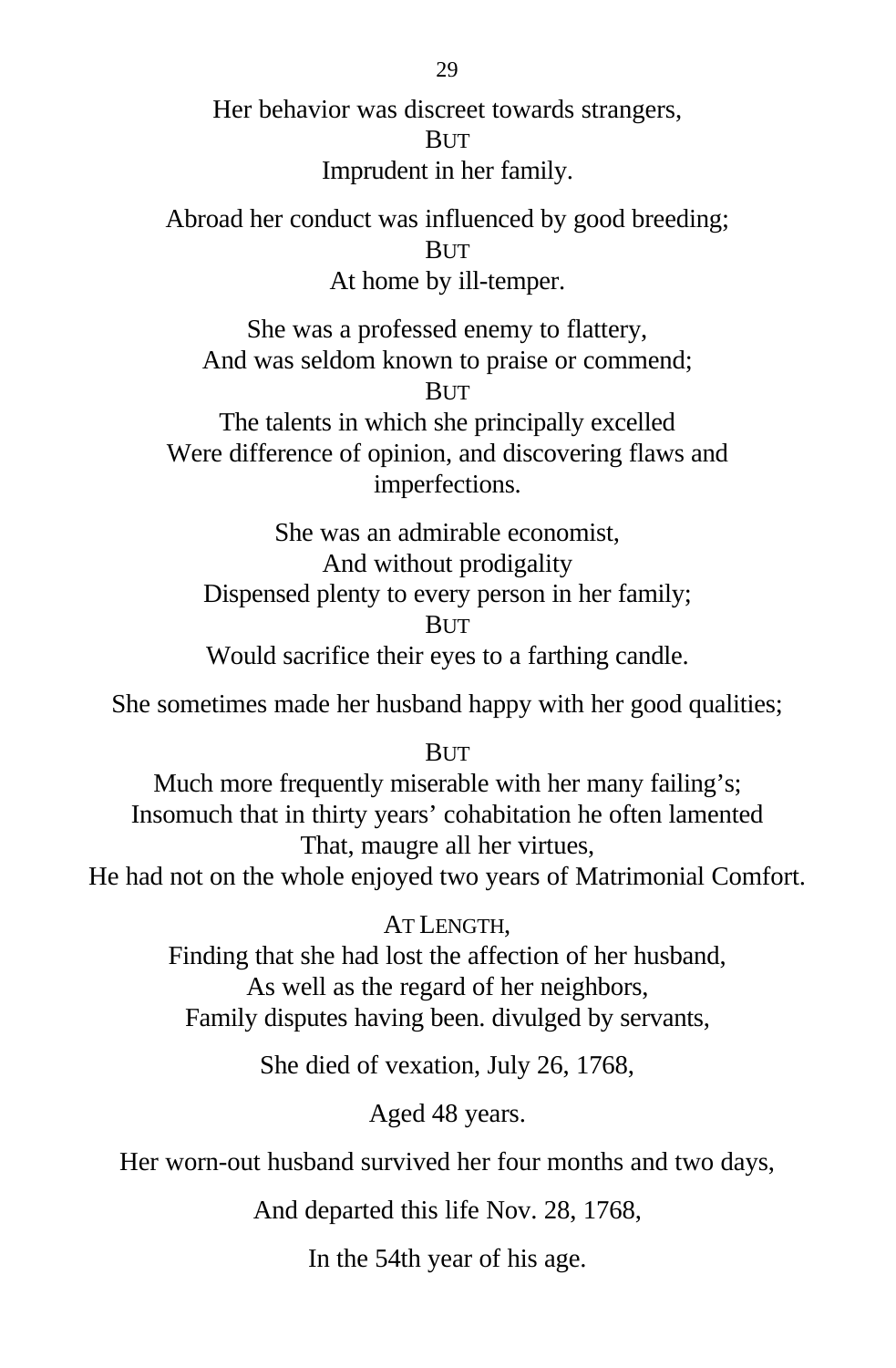Her behavior was discreet towards strangers,  
BUT  
Imprudent in her family.

Abroad her conduct was influenced by good breeding;  
BUT  
At home by ill-temper.

She was a professed enemy to flattery,  
And was seldom known to praise or commend;  
BUT  
The talents in which she principally excelled  
Were difference of opinion, and discovering flaws and imperfections.

She was an admirable economist,  
And without prodigality  
Dispensed plenty to every person in her family;  
BUT  
Would sacrifice their eyes to a farthing candle.

She sometimes made her husband happy with her good qualities;

BUT  
Much more frequently miserable with her many failing's;  
Insomuch that in thirty years' cohabitation he often lamented  
That, maugre all her virtues,  
He had not on the whole enjoyed two years of Matrimonial Comfort.

AT LENGTH,  
Finding that she had lost the affection of her husband,  
As well as the regard of her neighbors,  
Family disputes having been. divulged by servants,

She died of vexation, July 26, 1768,

Aged 48 years.

Her worn-out husband survived her four months and two days,

And departed this life Nov. 28, 1768,

In the 54th year of his age.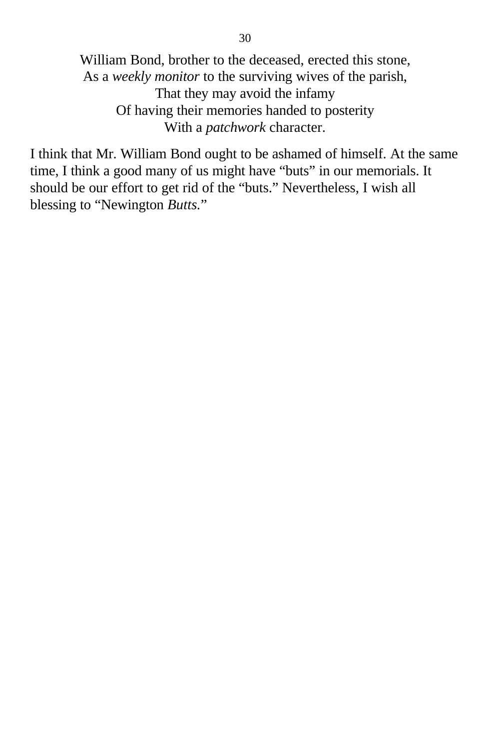William Bond, brother to the deceased, erected this stone,  
As a *weekly monitor* to the surviving wives of the parish,  
That they may avoid the infamy  
Of having their memories handed to posterity  
With a *patchwork* character.

I think that Mr. William Bond ought to be ashamed of himself. At the same time, I think a good many of us might have "buts" in our memorials. It should be our effort to get rid of the "buts." Nevertheless, I wish all blessing to "Newington *Butts*."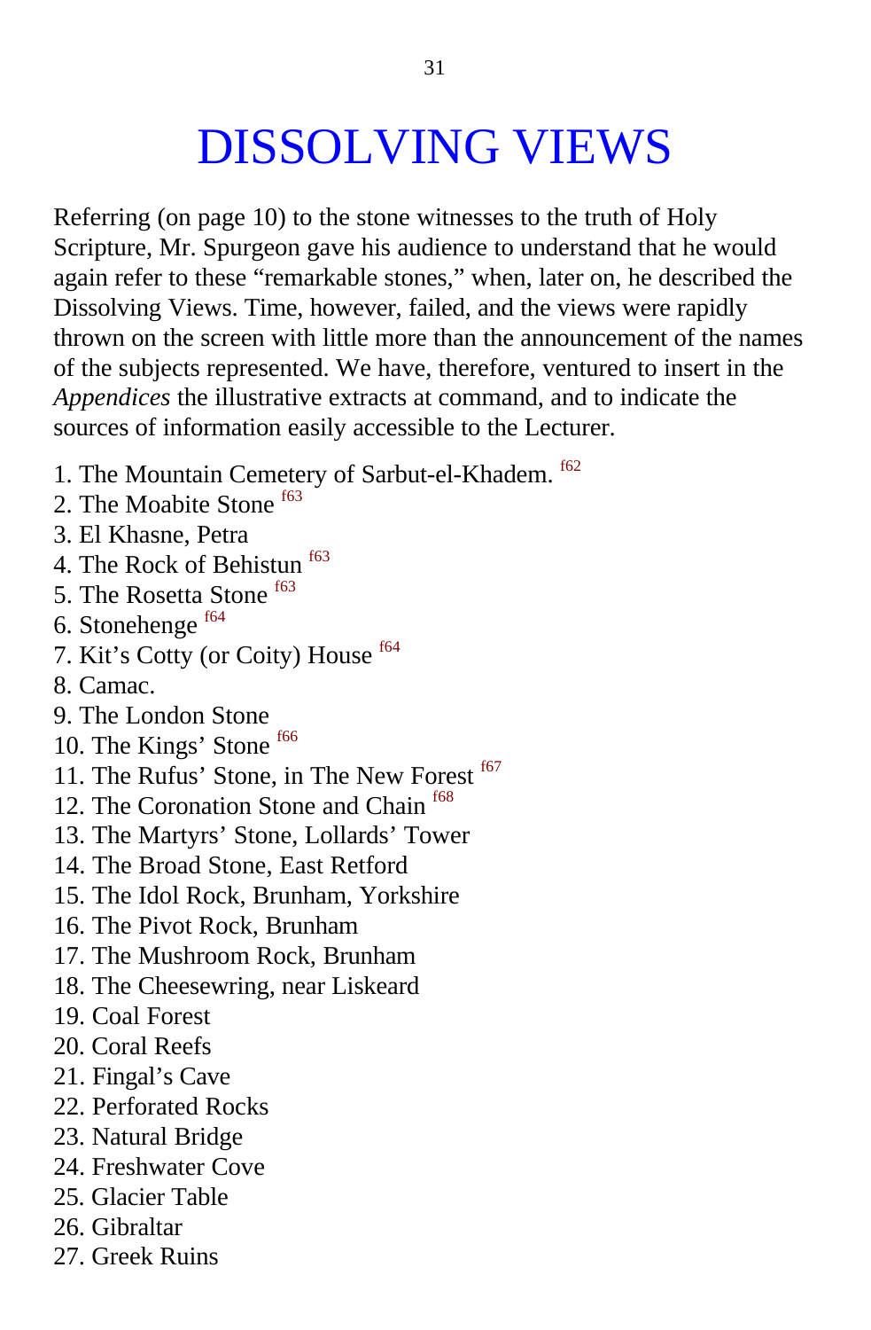# DISSOLVING VIEWS

Referring (on page 10) to the stone witnesses to the truth of Holy Scripture, Mr. Spurgeon gave his audience to understand that he would again refer to these “remarkable stones,” when, later on, he described the Dissolving Views. Time, however, failed, and the views were rapidly thrown on the screen with little more than the announcement of the names of the subjects represented. We have, therefore, ventured to insert in the *Appendices* the illustrative extracts at command, and to indicate the sources of information easily accessible to the Lecturer.

1. The Mountain Cemetery of Sarbut-el-Khadem. [f62]
2. The Moabite Stone [f63]
3. El Khasne, Petra
4. The Rock of Behistun [f63]
5. The Rosetta Stone [f63]
6. Stonehenge [f64]
7. Kit’s Cotty (or Coity) House [f64]
8. Camac.
9. The London Stone
10. The Kings’ Stone [f66]
11. The Rufus’ Stone, in The New Forest [f67]
12. The Coronation Stone and Chain [f68]
13. The Martyrs’ Stone, Lollards’ Tower
14. The Broad Stone, East Retford
15. The Idol Rock, Brunham, Yorkshire
16. The Pivot Rock, Brunham
17. The Mushroom Rock, Brunham
18. The Cheesewring, near Liskeard
19. Coal Forest
20. Coral Reefs
21. Fingal’s Cave
22. Perforated Rocks
23. Natural Bridge
24. Freshwater Cove
25. Glacier Table
26. Gibraltar
27. Greek Ruins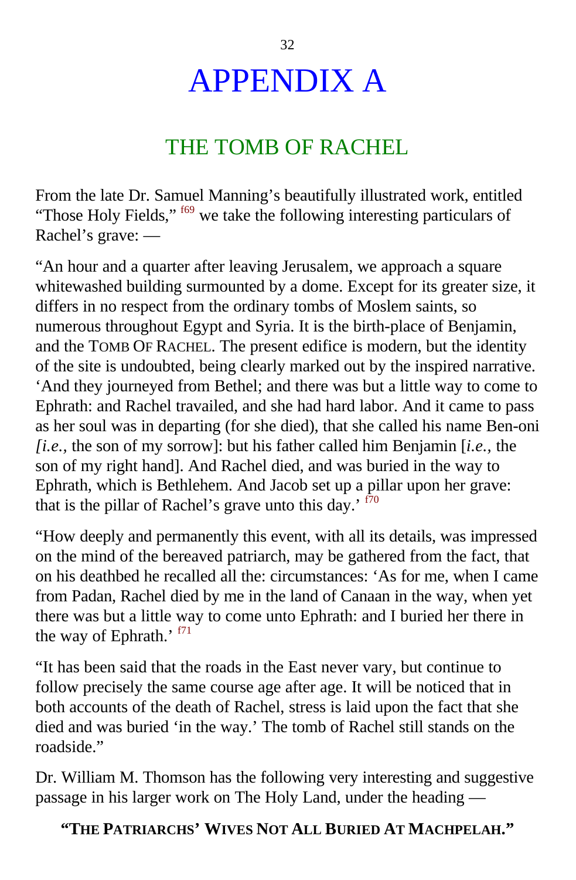# APPENDIX A

## THE TOMB OF RACHEL

From the late Dr. Samuel Manning's beautifully illustrated work, entitled "Those Holy Fields," [f69] we take the following interesting particulars of Rachel's grave: —

"An hour and a quarter after leaving Jerusalem, we approach a square whitewashed building surmounted by a dome. Except for its greater size, it differs in no respect from the ordinary tombs of Moslem saints, so numerous throughout Egypt and Syria. It is the birth-place of Benjamin, and the TOMB OF RACHEL. The present edifice is modern, but the identity of the site is undoubted, being clearly marked out by the inspired narrative. 'And they journeyed from Bethel; and there was but a little way to come to Ephrath: and Rachel travailed, and she had hard labor. And it came to pass as her soul was in departing (for she died), that she called his name Ben-oni *[i.e.,* the son of my sorrow]: but his father called him Benjamin [*i.e.,* the son of my right hand]. And Rachel died, and was buried in the way to Ephrath, which is Bethlehem. And Jacob set up a pillar upon her grave: that is the pillar of Rachel's grave unto this day.' [f70]

"How deeply and permanently this event, with all its details, was impressed on the mind of the bereaved patriarch, may be gathered from the fact, that on his deathbed he recalled all the: circumstances: 'As for me, when I came from Padan, Rachel died by me in the land of Canaan in the way, when yet there was but a little way to come unto Ephrath: and I buried her there in the way of Ephrath.' [f71]

"It has been said that the roads in the East never vary, but continue to follow precisely the same course age after age. It will be noticed that in both accounts of the death of Rachel, stress is laid upon the fact that she died and was buried 'in the way.' The tomb of Rachel still stands on the roadside."

Dr. William M. Thomson has the following very interesting and suggestive passage in his larger work on The Holy Land, under the heading —

**"THE PATRIARCHS' WIVES NOT ALL BURIED AT MACHPELAH."**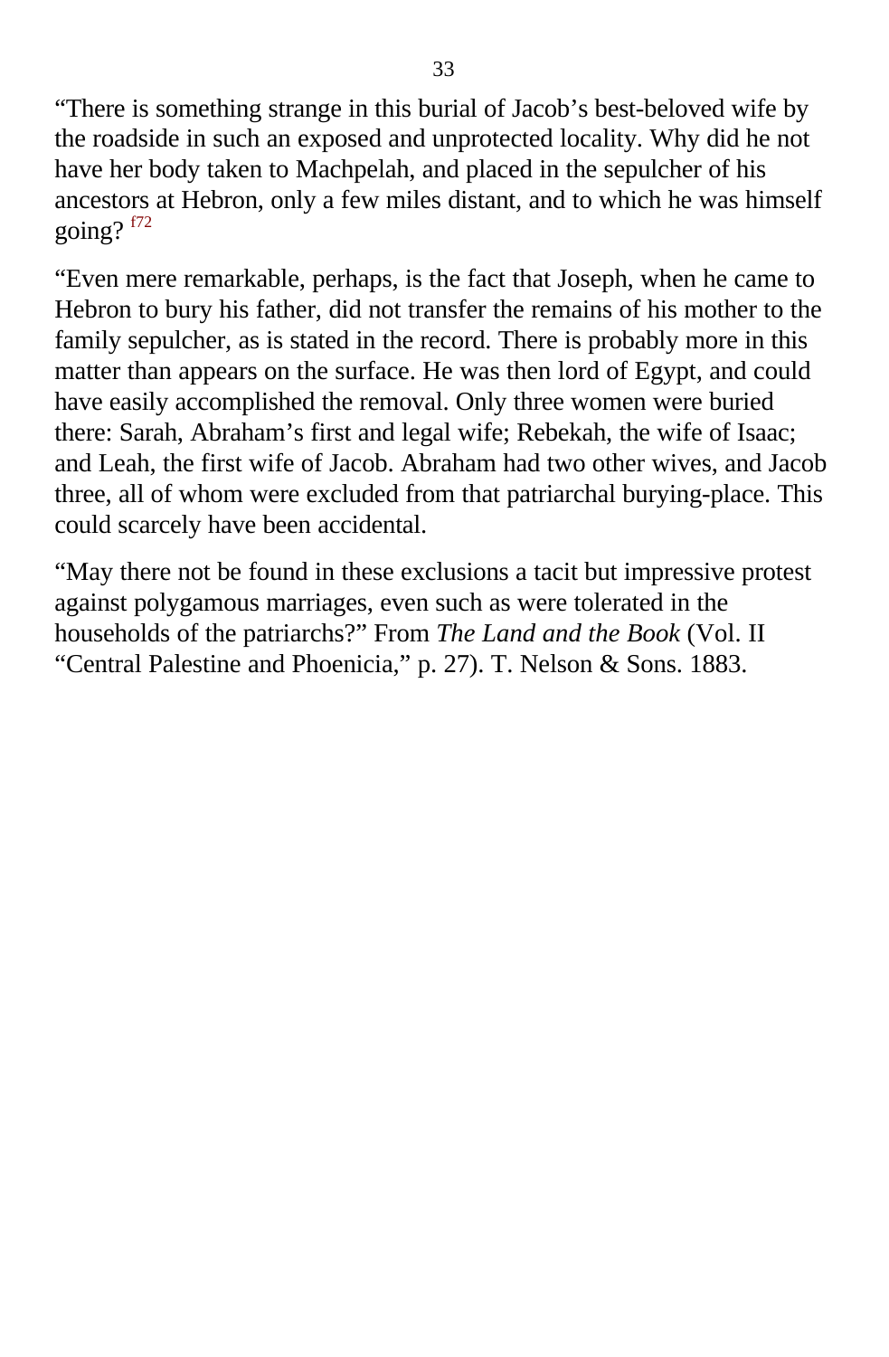“There is something strange in this burial of Jacob’s best-beloved wife by the roadside in such an exposed and unprotected locality. Why did he not have her body taken to Machpelah, and placed in the sepulcher of his ancestors at Hebron, only a few miles distant, and to which he was himself going? [f72]

“Even mere remarkable, perhaps, is the fact that Joseph, when he came to Hebron to bury his father, did not transfer the remains of his mother to the family sepulcher, as is stated in the record. There is probably more in this matter than appears on the surface. He was then lord of Egypt, and could have easily accomplished the removal. Only three women were buried there: Sarah, Abraham’s first and legal wife; Rebekah, the wife of Isaac; and Leah, the first wife of Jacob. Abraham had two other wives, and Jacob three, all of whom were excluded from that patriarchal burying-place. This could scarcely have been accidental.

“May there not be found in these exclusions a tacit but impressive protest against polygamous marriages, even such as were tolerated in the households of the patriarchs?” From *The Land and the Book* (Vol. II “Central Palestine and Phoenicia,” p. 27). T. Nelson & Sons. 1883.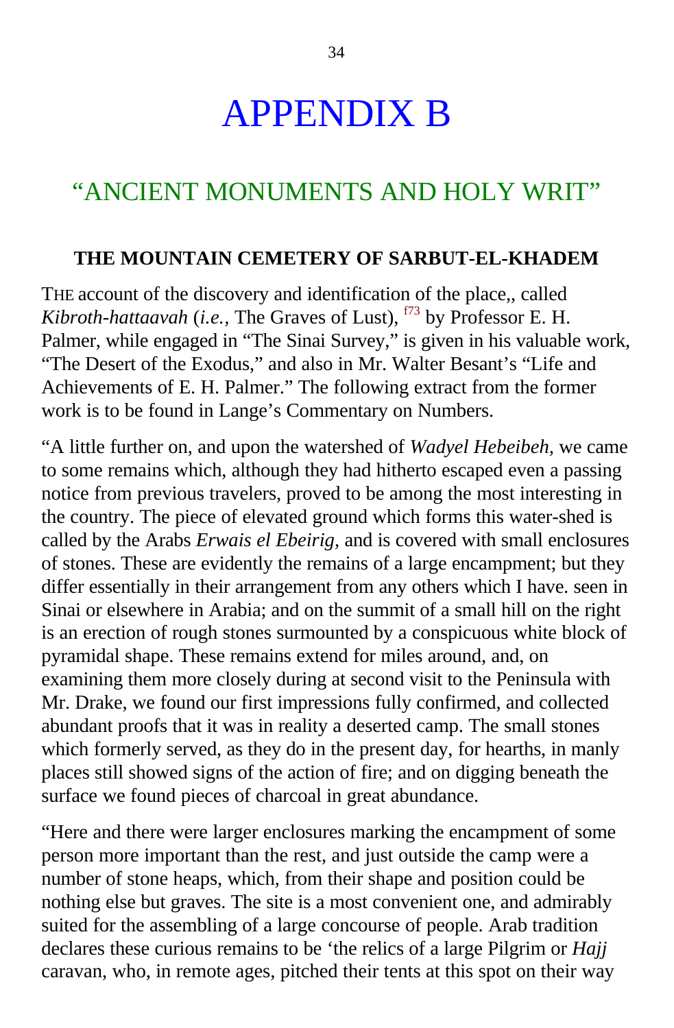# APPENDIX B

## "ANCIENT MONUMENTS AND HOLY WRIT"

### THE MOUNTAIN CEMETERY OF SARBUT-EL-KHADEM

THE account of the discovery and identification of the place,, called *Kibroth-hattaavah* (*i.e.,* The Graves of Lust), [f73] by Professor E. H. Palmer, while engaged in "The Sinai Survey," is given in his valuable work, "The Desert of the Exodus," and also in Mr. Walter Besant's "Life and Achievements of E. H. Palmer." The following extract from the former work is to be found in Lange's Commentary on Numbers.

"A little further on, and upon the watershed of *Wadyel Hebeibeh,* we came to some remains which, although they had hitherto escaped even a passing notice from previous travelers, proved to be among the most interesting in the country. The piece of elevated ground which forms this water-shed is called by the Arabs *Erwais el Ebeirig,* and is covered with small enclosures of stones. These are evidently the remains of a large encampment; but they differ essentially in their arrangement from any others which I have. seen in Sinai or elsewhere in Arabia; and on the summit of a small hill on the right is an erection of rough stones surmounted by a conspicuous white block of pyramidal shape. These remains extend for miles around, and, on examining them more closely during at second visit to the Peninsula with Mr. Drake, we found our first impressions fully confirmed, and collected abundant proofs that it was in reality a deserted camp. The small stones which formerly served, as they do in the present day, for hearths, in manly places still showed signs of the action of fire; and on digging beneath the surface we found pieces of charcoal in great abundance.

"Here and there were larger enclosures marking the encampment of some person more important than the rest, and just outside the camp were a number of stone heaps, which, from their shape and position could be nothing else but graves. The site is a most convenient one, and admirably suited for the assembling of a large concourse of people. Arab tradition declares these curious remains to be 'the relics of a large Pilgrim or *Hajj* caravan, who, in remote ages, pitched their tents at this spot on their way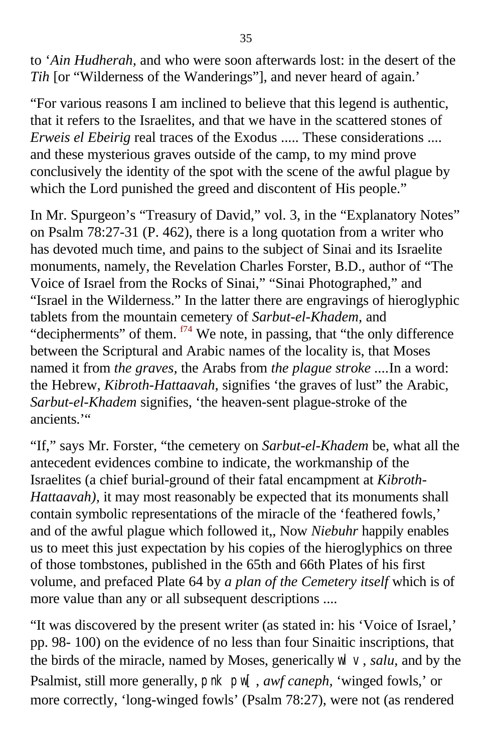to ‘*Ain Hudherah*, and who were soon afterwards lost: in the desert of the *Tih* [or “Wilderness of the Wanderings”], and never heard of again.’

“For various reasons I am inclined to believe that this legend is authentic, that it refers to the Israelites, and that we have in the scattered stones of *Erweis el Ebeirig* real traces of the Exodus ..... These considerations .... and these mysterious graves outside of the camp, to my mind prove conclusively the identity of the spot with the scene of the awful plague by which the Lord punished the greed and discontent of His people.”

In Mr. Spurgeon’s “Treasury of David,” vol. 3, in the “Explanatory Notes” on Psalm 78:27-31 (P. 462), there is a long quotation from a writer who has devoted much time, and pains to the subject of Sinai and its Israelite monuments, namely, the Revelation Charles Forster, B.D., author of “The Voice of Israel from the Rocks of Sinai,” “Sinai Photographed,” and “Israel in the Wilderness.” In the latter there are engravings of hieroglyphic tablets from the mountain cemetery of *Sarbut-el-Khadem*, and “decipherments” of them. [f74] We note, in passing, that “the only difference between the Scriptural and Arabic names of the locality is, that Moses named it from *the graves,* the Arabs from *the plague stroke* ....In a word: the Hebrew, *Kibroth-Hattaavah,* signifies ‘the graves of lust” the Arabic, *Sarbut-el-Khadem* signifies, ‘the heaven-sent plague-stroke of the ancients.’“

“If,” says Mr. Forster, “the cemetery on *Sarbut-el-Khadem* be, what all the antecedent evidences combine to indicate, the workmanship of the Israelites (a chief burial-ground of their fatal encampment at *Kibroth-Hattaavah),* it may most reasonably be expected that its monuments shall contain symbolic representations of the miracle of the ‘feathered fowls,’ and of the awful plague which followed it,, Now *Niebuhr* happily enables us to meet this just expectation by his copies of the hieroglyphics on three of those tombstones, published in the 65th and 66th Plates of his first volume, and prefaced Plate 64 by *a plan of the Cemetery itself* which is of more value than any or all subsequent descriptions ....

“It was discovered by the present writer (as stated in: his ‘Voice of Israel,’ pp. 98- 100) on the evidence of no less than four Sinaitic inscriptions, that the birds of the miracle, named by Moses, generically Wl v , *salu,* and by the Psalmist, still more generally, pnk pW[ , *awf caneph*, ‘winged fowls,’ or more correctly, ‘long-winged fowls’ (Psalm 78:27), were not (as rendered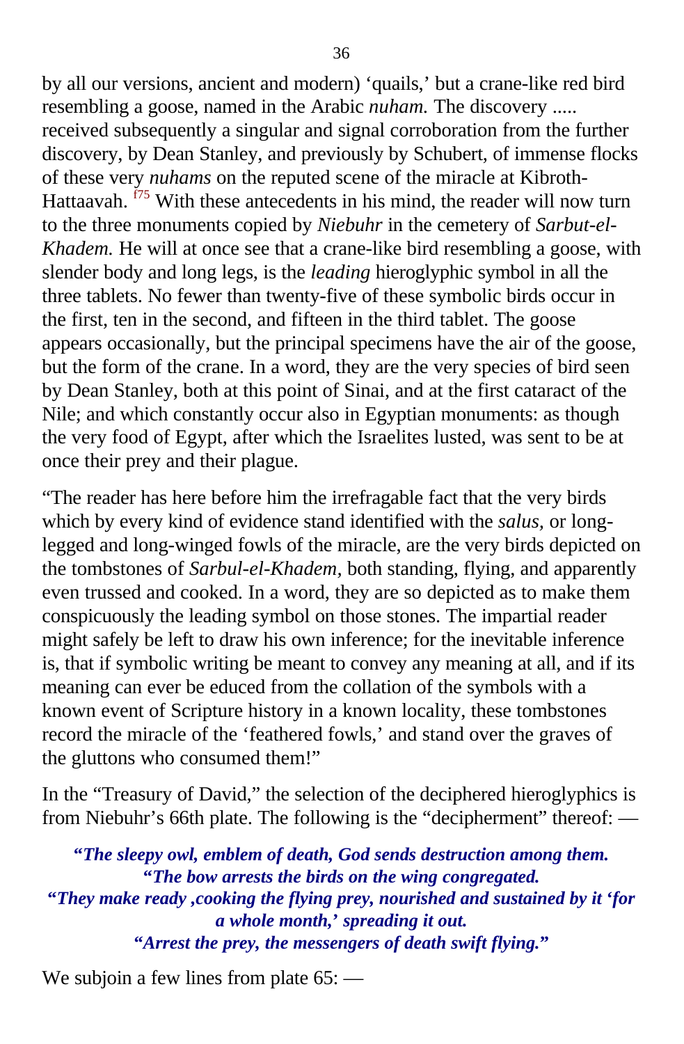by all our versions, ancient and modern) 'quails,' but a crane-like red bird resembling a goose, named in the Arabic *nuham.* The discovery ..... received subsequently a singular and signal corroboration from the further discovery, by Dean Stanley, and previously by Schubert, of immense flocks of these very *nuhams* on the reputed scene of the miracle at Kibroth-Hattaavah. [f75] With these antecedents in his mind, the reader will now turn to the three monuments copied by *Niebuhr* in the cemetery of *Sarbut-el-Khadem.* He will at once see that a crane-like bird resembling a goose, with slender body and long legs, is the *leading* hieroglyphic symbol in all the three tablets. No fewer than twenty-five of these symbolic birds occur in the first, ten in the second, and fifteen in the third tablet. The goose appears occasionally, but the principal specimens have the air of the goose, but the form of the crane. In a word, they are the very species of bird seen by Dean Stanley, both at this point of Sinai, and at the first cataract of the Nile; and which constantly occur also in Egyptian monuments: as though the very food of Egypt, after which the Israelites lusted, was sent to be at once their prey and their plague.

"The reader has here before him the irrefragable fact that the very birds which by every kind of evidence stand identified with the *salus,* or long-legged and long-winged fowls of the miracle, are the very birds depicted on the tombstones of *Sarbul-el-Khadem,* both standing, flying, and apparently even trussed and cooked. In a word, they are so depicted as to make them conspicuously the leading symbol on those stones. The impartial reader might safely be left to draw his own inference; for the inevitable inference is, that if symbolic writing be meant to convey any meaning at all, and if its meaning can ever be educed from the collation of the symbols with a known event of Scripture history in a known locality, these tombstones record the miracle of the 'feathered fowls,' and stand over the graves of the gluttons who consumed them!"

In the "Treasury of David," the selection of the deciphered hieroglyphics is from Niebuhr's 66th plate. The following is the "decipherment" thereof: —

***"The sleepy owl, emblem of death, God sends destruction among them.***
***"The bow arrests the birds on the wing congregated.***
***"They make ready ,cooking the flying prey, nourished and sustained by it 'for a whole month,' spreading it out.***
***"Arrest the prey, the messengers of death swift flying."***

We subjoin a few lines from plate 65: —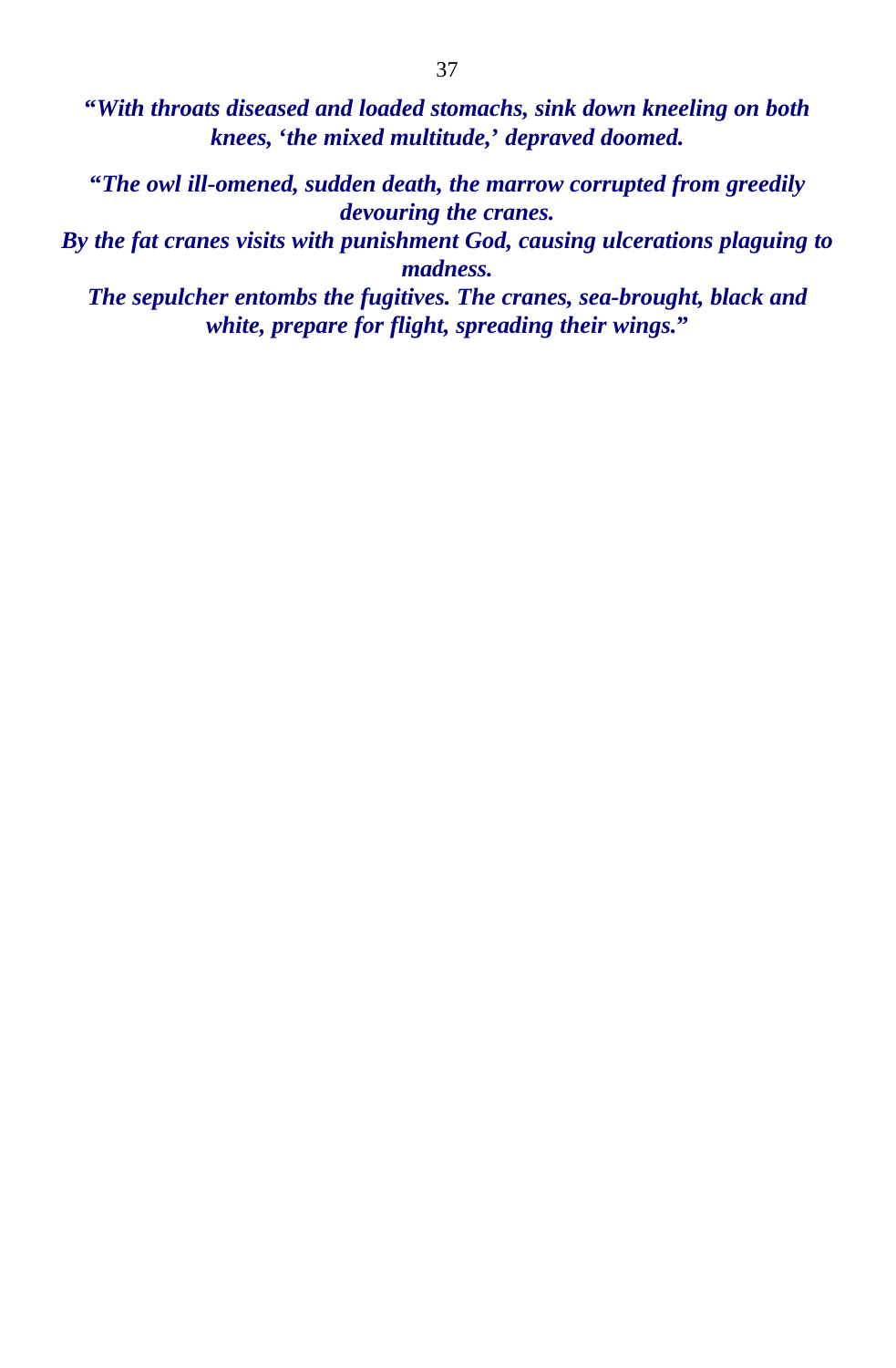***"With throats diseased and loaded stomachs, sink down kneeling on both knees, 'the mixed multitude,' depraved doomed.***

***"The owl ill-omened, sudden death, the marrow corrupted from greedily devouring the cranes.***
***By the fat cranes visits with punishment God, causing ulcerations plaguing to madness.***
***The sepulcher entombs the fugitives. The cranes, sea-brought, black and white, prepare for flight, spreading their wings."***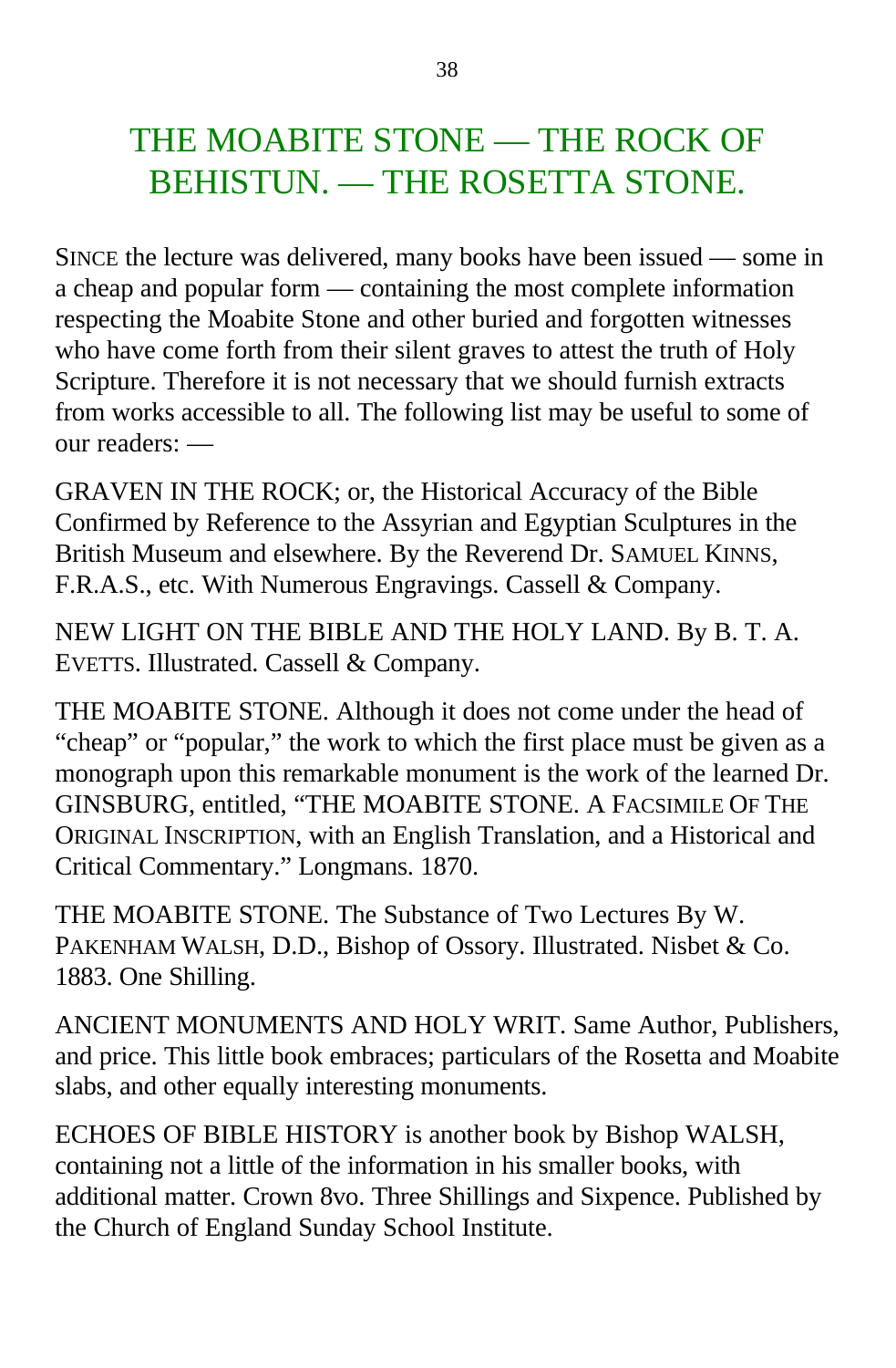# THE MOABITE STONE — THE ROCK OF BEHISTUN. — THE ROSETTA STONE.

SINCE the lecture was delivered, many books have been issued — some in a cheap and popular form — containing the most complete information respecting the Moabite Stone and other buried and forgotten witnesses who have come forth from their silent graves to attest the truth of Holy Scripture. Therefore it is not necessary that we should furnish extracts from works accessible to all. The following list may be useful to some of our readers: —

GRAVEN IN THE ROCK; or, the Historical Accuracy of the Bible Confirmed by Reference to the Assyrian and Egyptian Sculptures in the British Museum and elsewhere. By the Reverend Dr. SAMUEL KINNS, F.R.A.S., etc. With Numerous Engravings. Cassell & Company.

NEW LIGHT ON THE BIBLE AND THE HOLY LAND. By B. T. A. EVETTS. Illustrated. Cassell & Company.

THE MOABITE STONE. Although it does not come under the head of "cheap" or "popular," the work to which the first place must be given as a monograph upon this remarkable monument is the work of the learned Dr. GINSBURG, entitled, "THE MOABITE STONE. A FACSIMILE OF THE ORIGINAL INSCRIPTION, with an English Translation, and a Historical and Critical Commentary." Longmans. 1870.

THE MOABITE STONE. The Substance of Two Lectures By W. PAKENHAM WALSH, D.D., Bishop of Ossory. Illustrated. Nisbet & Co. 1883. One Shilling.

ANCIENT MONUMENTS AND HOLY WRIT. Same Author, Publishers, and price. This little book embraces; particulars of the Rosetta and Moabite slabs, and other equally interesting monuments.

ECHOES OF BIBLE HISTORY is another book by Bishop WALSH, containing not a little of the information in his smaller books, with additional matter. Crown 8vo. Three Shillings and Sixpence. Published by the Church of England Sunday School Institute.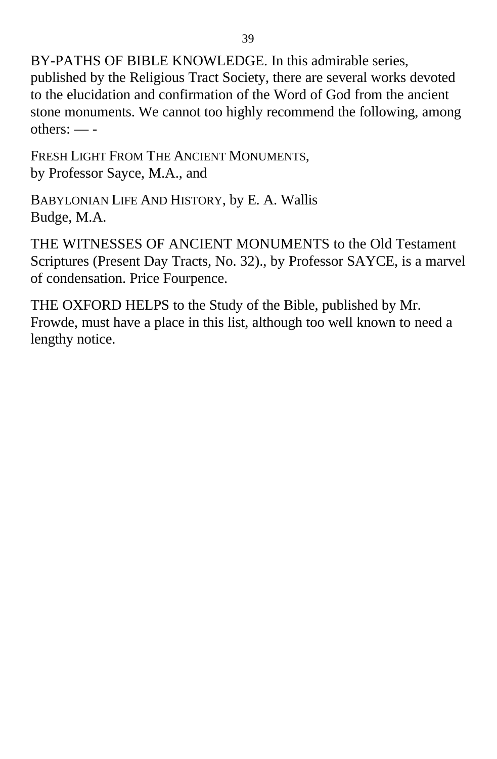BY-PATHS OF BIBLE KNOWLEDGE. In this admirable series, published by the Religious Tract Society, there are several works devoted to the elucidation and confirmation of the Word of God from the ancient stone monuments. We cannot too highly recommend the following, among others: — -

FRESH LIGHT FROM THE ANCIENT MONUMENTS, by Professor Sayce, M.A., and

BABYLONIAN LIFE AND HISTORY, by E. A. Wallis Budge, M.A.

THE WITNESSES OF ANCIENT MONUMENTS to the Old Testament Scriptures (Present Day Tracts, No. 32)., by Professor SAYCE, is a marvel of condensation. Price Fourpence.

THE OXFORD HELPS to the Study of the Bible, published by Mr. Frowde, must have a place in this list, although too well known to need a lengthy notice.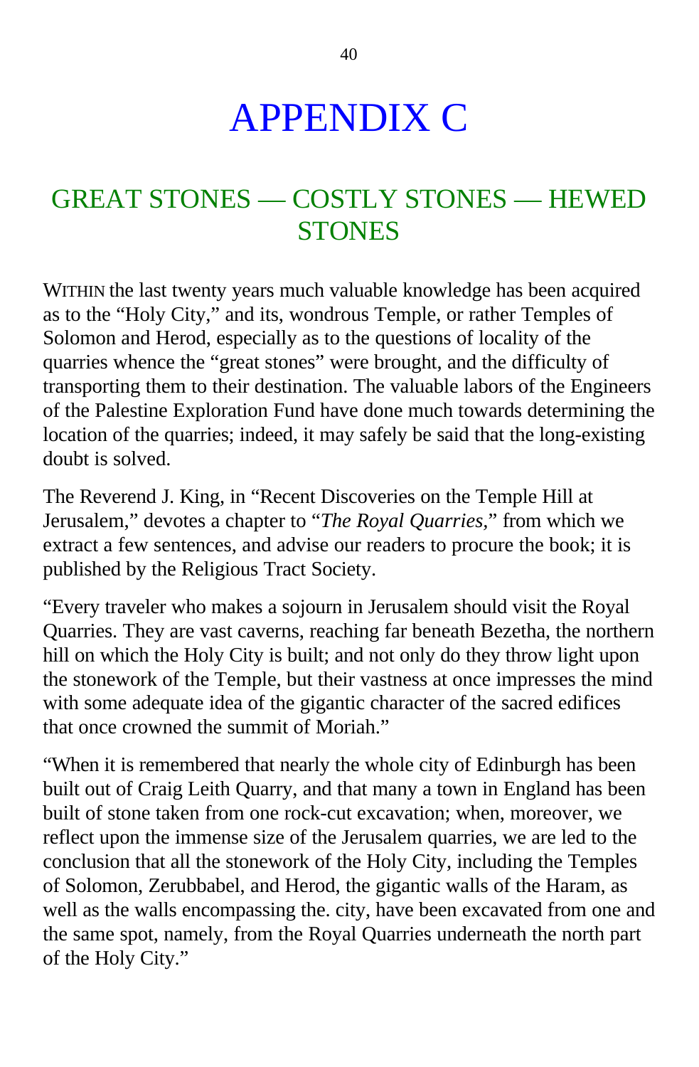# APPENDIX C

## GREAT STONES — COSTLY STONES — HEWED STONES

WITHIN the last twenty years much valuable knowledge has been acquired as to the "Holy City," and its, wondrous Temple, or rather Temples of Solomon and Herod, especially as to the questions of locality of the quarries whence the "great stones" were brought, and the difficulty of transporting them to their destination. The valuable labors of the Engineers of the Palestine Exploration Fund have done much towards determining the location of the quarries; indeed, it may safely be said that the long-existing doubt is solved.

The Reverend J. King, in "Recent Discoveries on the Temple Hill at Jerusalem," devotes a chapter to "*The Royal Quarries,*" from which we extract a few sentences, and advise our readers to procure the book; it is published by the Religious Tract Society.

"Every traveler who makes a sojourn in Jerusalem should visit the Royal Quarries. They are vast caverns, reaching far beneath Bezetha, the northern hill on which the Holy City is built; and not only do they throw light upon the stonework of the Temple, but their vastness at once impresses the mind with some adequate idea of the gigantic character of the sacred edifices that once crowned the summit of Moriah."

"When it is remembered that nearly the whole city of Edinburgh has been built out of Craig Leith Quarry, and that many a town in England has been built of stone taken from one rock-cut excavation; when, moreover, we reflect upon the immense size of the Jerusalem quarries, we are led to the conclusion that all the stonework of the Holy City, including the Temples of Solomon, Zerubbabel, and Herod, the gigantic walls of the Haram, as well as the walls encompassing the. city, have been excavated from one and the same spot, namely, from the Royal Quarries underneath the north part of the Holy City."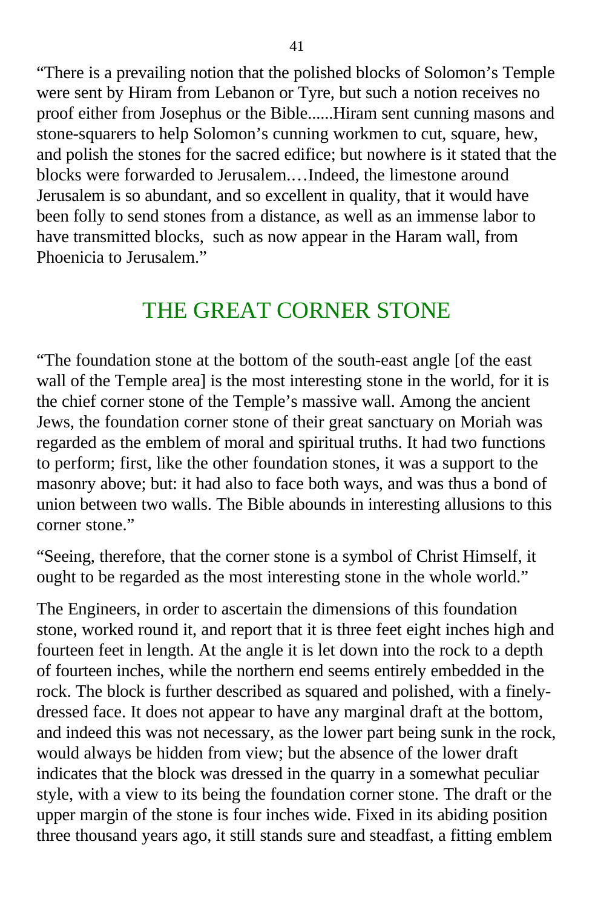“There is a prevailing notion that the polished blocks of Solomon’s Temple were sent by Hiram from Lebanon or Tyre, but such a notion receives no proof either from Josephus or the Bible......Hiram sent cunning masons and stone-squarers to help Solomon’s cunning workmen to cut, square, hew, and polish the stones for the sacred edifice; but nowhere is it stated that the blocks were forwarded to Jerusalem.…Indeed, the limestone around Jerusalem is so abundant, and so excellent in quality, that it would have been folly to send stones from a distance, as well as an immense labor to have transmitted blocks, such as now appear in the Haram wall, from Phoenicia to Jerusalem.”

## THE GREAT CORNER STONE

“The foundation stone at the bottom of the south-east angle [of the east wall of the Temple area] is the most interesting stone in the world, for it is the chief corner stone of the Temple’s massive wall. Among the ancient Jews, the foundation corner stone of their great sanctuary on Moriah was regarded as the emblem of moral and spiritual truths. It had two functions to perform; first, like the other foundation stones, it was a support to the masonry above; but: it had also to face both ways, and was thus a bond of union between two walls. The Bible abounds in interesting allusions to this corner stone.”

“Seeing, therefore, that the corner stone is a symbol of Christ Himself, it ought to be regarded as the most interesting stone in the whole world.”

The Engineers, in order to ascertain the dimensions of this foundation stone, worked round it, and report that it is three feet eight inches high and fourteen feet in length. At the angle it is let down into the rock to a depth of fourteen inches, while the northern end seems entirely embedded in the rock. The block is further described as squared and polished, with a finely-dressed face. It does not appear to have any marginal draft at the bottom, and indeed this was not necessary, as the lower part being sunk in the rock, would always be hidden from view; but the absence of the lower draft indicates that the block was dressed in the quarry in a somewhat peculiar style, with a view to its being the foundation corner stone. The draft or the upper margin of the stone is four inches wide. Fixed in its abiding position three thousand years ago, it still stands sure and steadfast, a fitting emblem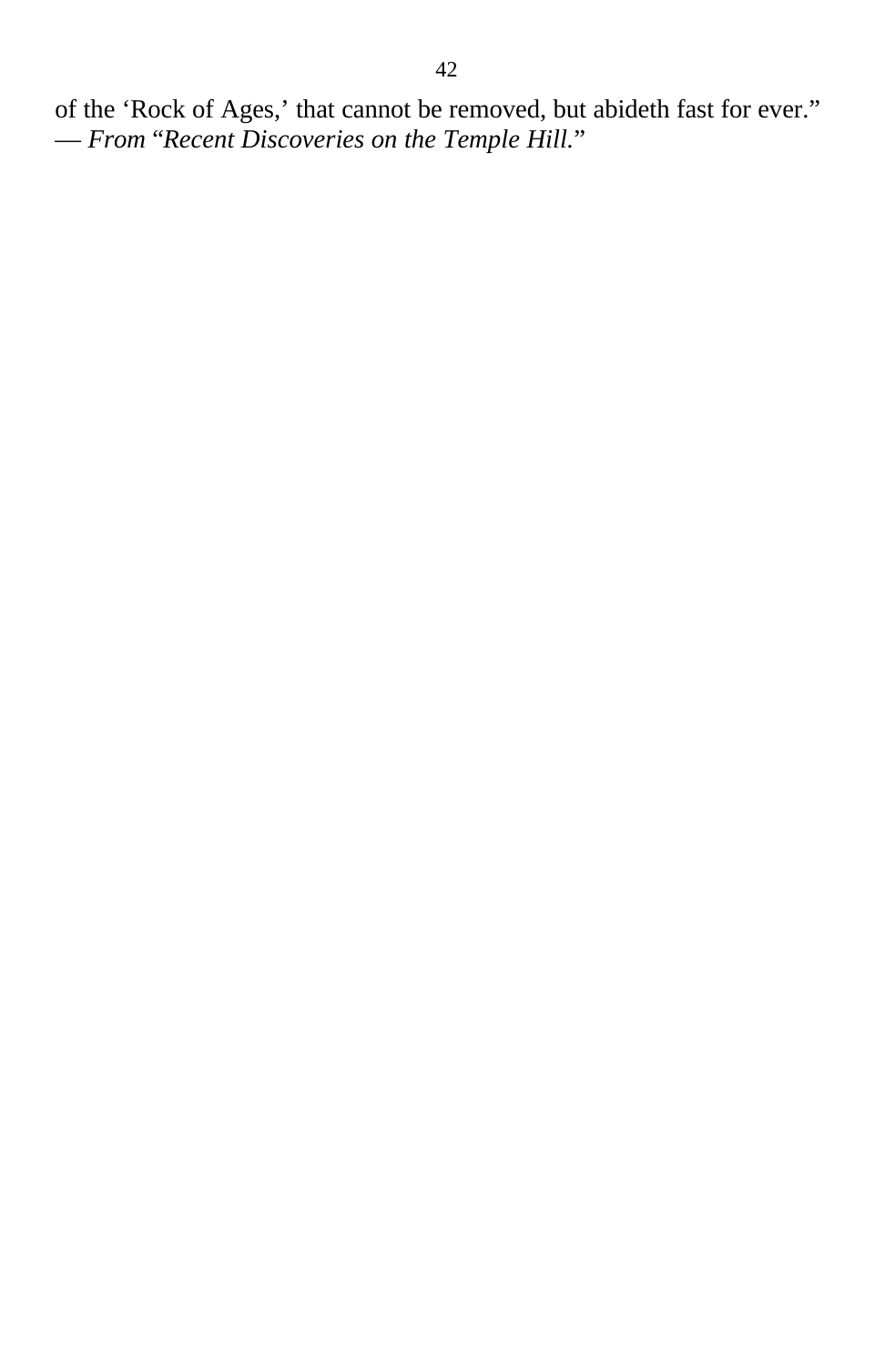of the ‘Rock of Ages,’ that cannot be removed, but abideth fast for ever.”
— *From* “*Recent Discoveries on the Temple Hill.*”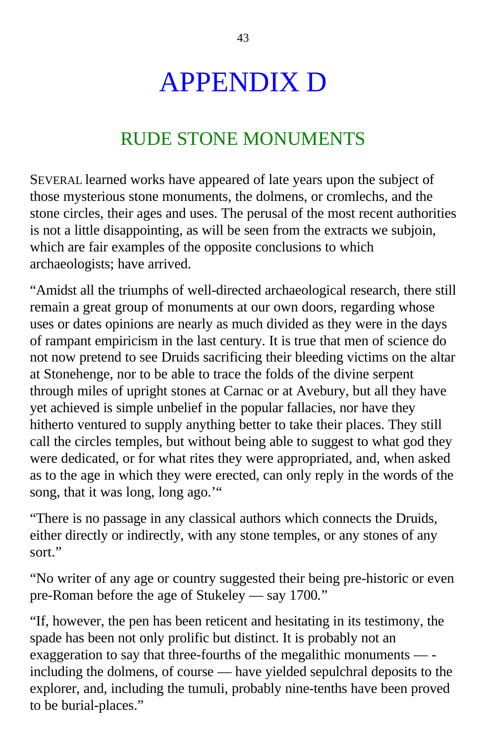# APPENDIX D

## RUDE STONE MONUMENTS

SEVERAL learned works have appeared of late years upon the subject of those mysterious stone monuments, the dolmens, or cromlechs, and the stone circles, their ages and uses. The perusal of the most recent authorities is not a little disappointing, as will be seen from the extracts we subjoin, which are fair examples of the opposite conclusions to which archaeologists; have arrived.

"Amidst all the triumphs of well-directed archaeological research, there still remain a great group of monuments at our own doors, regarding whose uses or dates opinions are nearly as much divided as they were in the days of rampant empiricism in the last century. It is true that men of science do not now pretend to see Druids sacrificing their bleeding victims on the altar at Stonehenge, nor to be able to trace the folds of the divine serpent through miles of upright stones at Carnac or at Avebury, but all they have yet achieved is simple unbelief in the popular fallacies, nor have they hitherto ventured to supply anything better to take their places. They still call the circles temples, but without being able to suggest to what god they were dedicated, or for what rites they were appropriated, and, when asked as to the age in which they were erected, can only reply in the words of the song, that it was long, long ago.'"

"There is no passage in any classical authors which connects the Druids, either directly or indirectly, with any stone temples, or any stones of any sort."

"No writer of any age or country suggested their being pre-historic or even pre-Roman before the age of Stukeley — say 1700."

"If, however, the pen has been reticent and hesitating in its testimony, the spade has been not only prolific but distinct. It is probably not an exaggeration to say that three-fourths of the megalithic monuments — -including the dolmens, of course — have yielded sepulchral deposits to the explorer, and, including the tumuli, probably nine-tenths have been proved to be burial-places."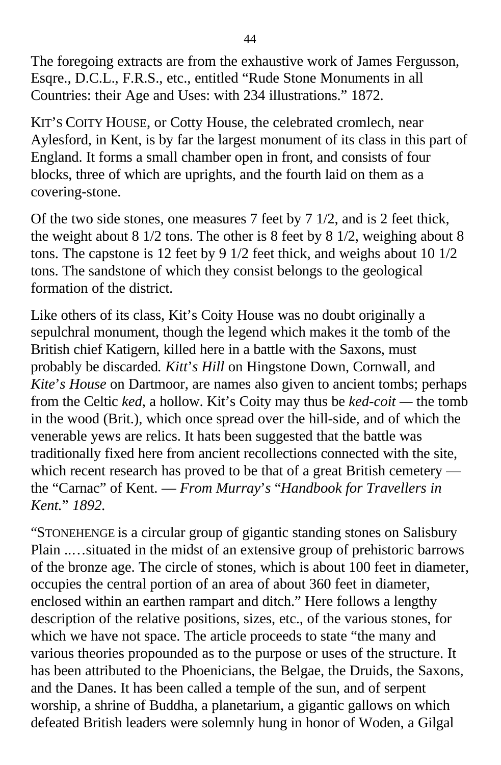The foregoing extracts are from the exhaustive work of James Fergusson, Esqre., D.C.L., F.R.S., etc., entitled "Rude Stone Monuments in all Countries: their Age and Uses: with 234 illustrations." 1872.

KIT'S COITY HOUSE, or Cotty House, the celebrated cromlech, near Aylesford, in Kent, is by far the largest monument of its class in this part of England. It forms a small chamber open in front, and consists of four blocks, three of which are uprights, and the fourth laid on them as a covering-stone.

Of the two side stones, one measures 7 feet by 7 1/2, and is 2 feet thick, the weight about 8 1/2 tons. The other is 8 feet by 8 1/2, weighing about 8 tons. The capstone is 12 feet by 9 1/2 feet thick, and weighs about 10 1/2 tons. The sandstone of which they consist belongs to the geological formation of the district.

Like others of its class, Kit's Coity House was no doubt originally a sepulchral monument, though the legend which makes it the tomb of the British chief Katigern, killed here in a battle with the Saxons, must probably be discarded. *Kitt's Hill* on Hingstone Down, Cornwall, and *Kite's House* on Dartmoor, are names also given to ancient tombs; perhaps from the Celtic *ked*, a hollow. Kit's Coity may thus be *ked-coit* — the tomb in the wood (Brit.), which once spread over the hill-side, and of which the venerable yews are relics. It hats been suggested that the battle was traditionally fixed here from ancient recollections connected with the site, which recent research has proved to be that of a great British cemetery — the "Carnac" of Kent. — *From Murray's "Handbook for Travellers in Kent." 1892.*

"STONEHENGE is a circular group of gigantic standing stones on Salisbury Plain ..…situated in the midst of an extensive group of prehistoric barrows of the bronze age. The circle of stones, which is about 100 feet in diameter, occupies the central portion of an area of about 360 feet in diameter, enclosed within an earthen rampart and ditch." Here follows a lengthy description of the relative positions, sizes, etc., of the various stones, for which we have not space. The article proceeds to state "the many and various theories propounded as to the purpose or uses of the structure. It has been attributed to the Phoenicians, the Belgae, the Druids, the Saxons, and the Danes. It has been called a temple of the sun, and of serpent worship, a shrine of Buddha, a planetarium, a gigantic gallows on which defeated British leaders were solemnly hung in honor of Woden, a Gilgal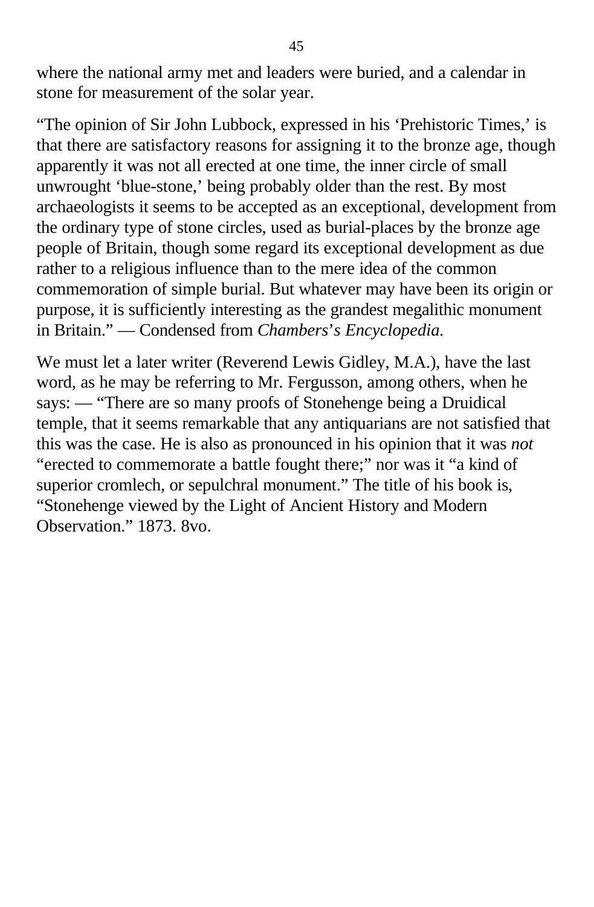where the national army met and leaders were buried, and a calendar in stone for measurement of the solar year.

“The opinion of Sir John Lubbock, expressed in his ‘Prehistoric Times,’ is that there are satisfactory reasons for assigning it to the bronze age, though apparently it was not all erected at one time, the inner circle of small unwrought ‘blue-stone,’ being probably older than the rest. By most archaeologists it seems to be accepted as an exceptional, development from the ordinary type of stone circles, used as burial-places by the bronze age people of Britain, though some regard its exceptional development as due rather to a religious influence than to the mere idea of the common commemoration of simple burial. But whatever may have been its origin or purpose, it is sufficiently interesting as the grandest megalithic monument in Britain.” — Condensed from *Chambers*’*s Encyclopedia.*

We must let a later writer (Reverend Lewis Gidley, M.A.), have the last word, as he may be referring to Mr. Fergusson, among others, when he says: — “There are so many proofs of Stonehenge being a Druidical temple, that it seems remarkable that any antiquarians are not satisfied that this was the case. He is also as pronounced in his opinion that it was *not* “erected to commemorate a battle fought there;” nor was it “a kind of superior cromlech, or sepulchral monument.” The title of his book is, “Stonehenge viewed by the Light of Ancient History and Modern Observation.” 1873. 8vo.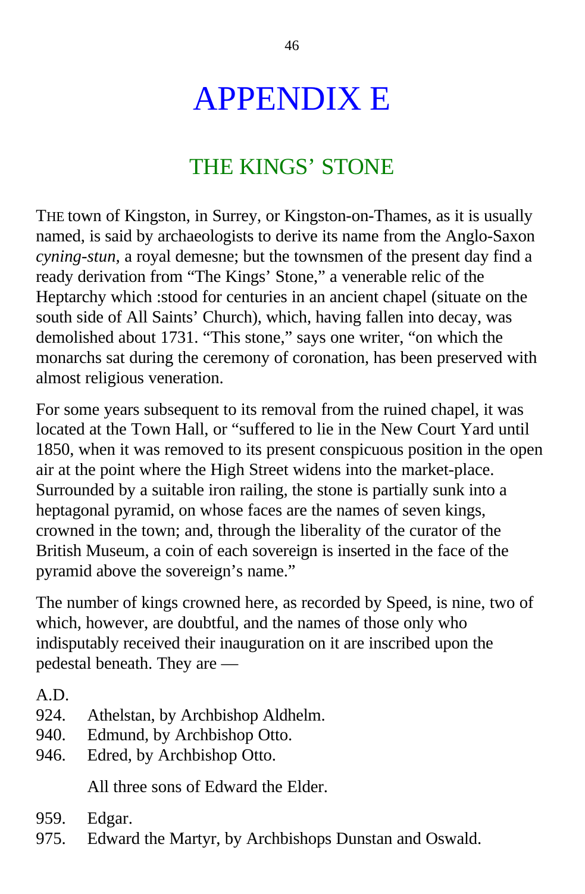# APPENDIX E

## THE KINGS' STONE

THE town of Kingston, in Surrey, or Kingston-on-Thames, as it is usually named, is said by archaeologists to derive its name from the Anglo-Saxon *cyning-stun*, a royal demesne; but the townsmen of the present day find a ready derivation from "The Kings' Stone," a venerable relic of the Heptarchy which :stood for centuries in an ancient chapel (situate on the south side of All Saints' Church), which, having fallen into decay, was demolished about 1731. "This stone," says one writer, "on which the monarchs sat during the ceremony of coronation, has been preserved with almost religious veneration.

For some years subsequent to its removal from the ruined chapel, it was located at the Town Hall, or "suffered to lie in the New Court Yard until 1850, when it was removed to its present conspicuous position in the open air at the point where the High Street widens into the market-place. Surrounded by a suitable iron railing, the stone is partially sunk into a heptagonal pyramid, on whose faces are the names of seven kings, crowned in the town; and, through the liberality of the curator of the British Museum, a coin of each sovereign is inserted in the face of the pyramid above the sovereign's name."

The number of kings crowned here, as recorded by Speed, is nine, two of which, however, are doubtful, and the names of those only who indisputably received their inauguration on it are inscribed upon the pedestal beneath. They are —

A.D.
924. Athelstan, by Archbishop Aldhelm.
940. Edmund, by Archbishop Otto.
946. Edred, by Archbishop Otto.

All three sons of Edward the Elder.

959. Edgar.
975. Edward the Martyr, by Archbishops Dunstan and Oswald.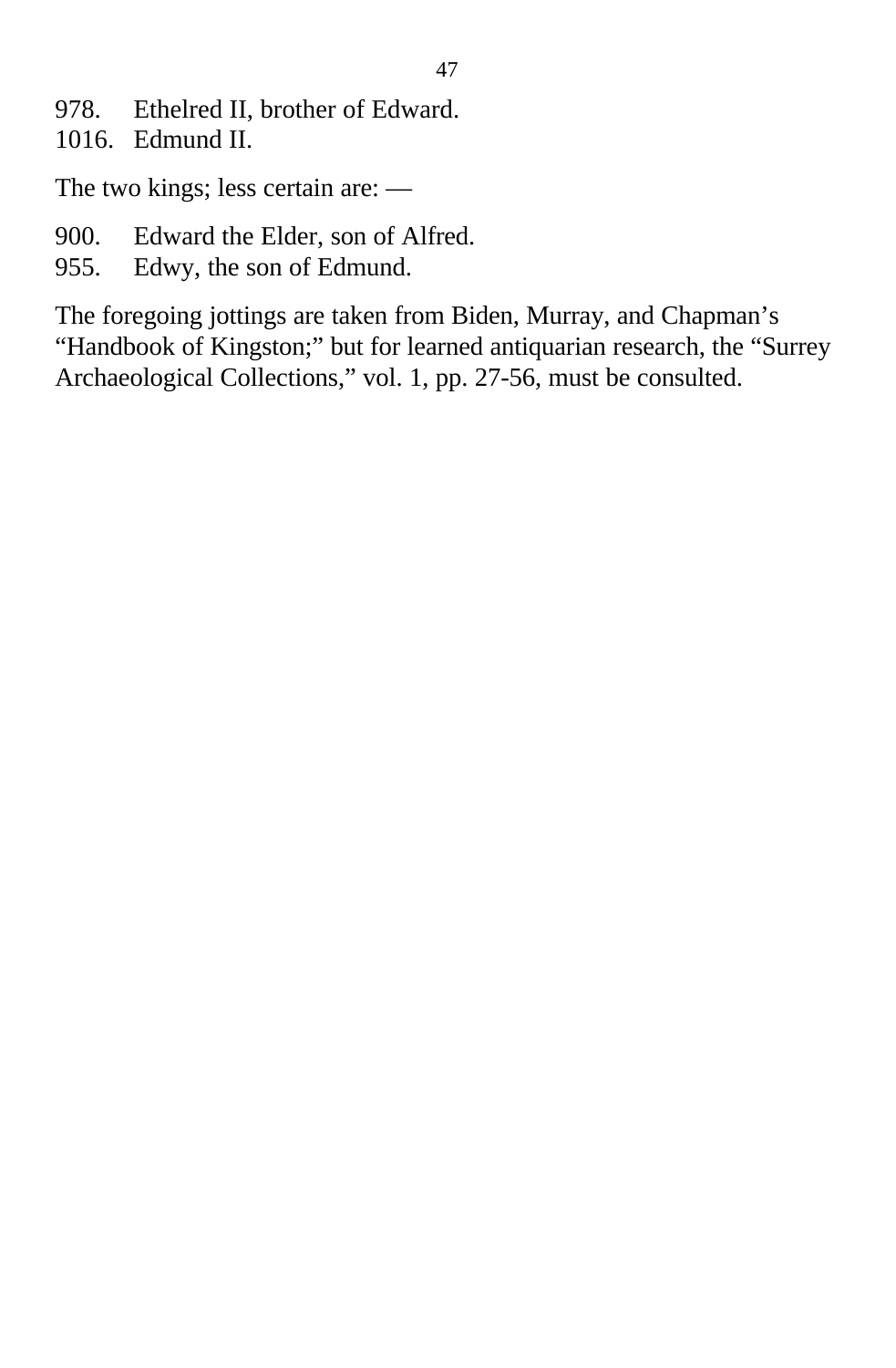978. Ethelred II, brother of Edward.
1016. Edmund II.

The two kings; less certain are: —

900. Edward the Elder, son of Alfred.
955. Edwy, the son of Edmund.

The foregoing jottings are taken from Biden, Murray, and Chapman’s “Handbook of Kingston;” but for learned antiquarian research, the “Surrey Archaeological Collections,” vol. 1, pp. 27-56, must be consulted.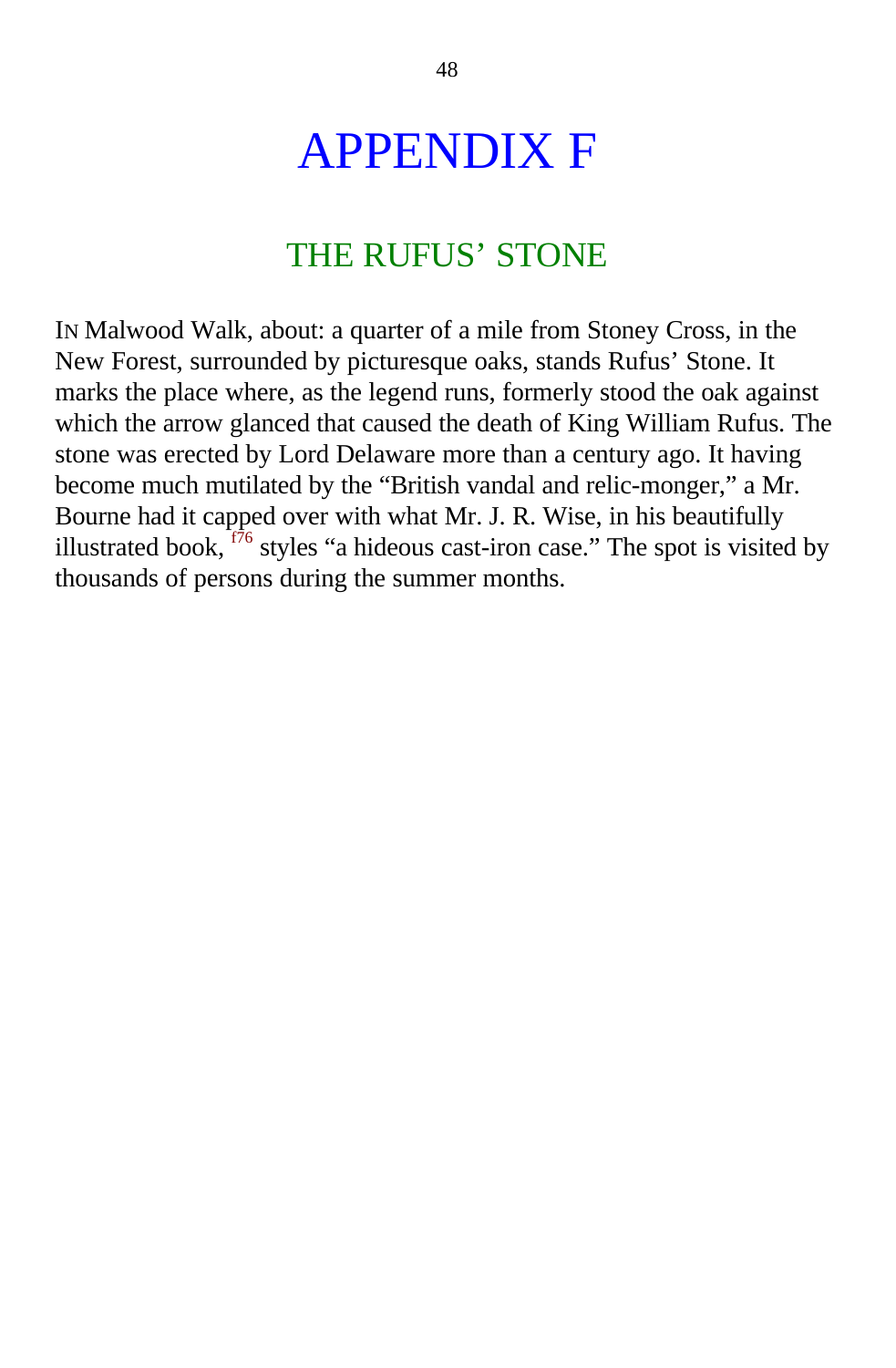# APPENDIX F

## THE RUFUS' STONE

IN Malwood Walk, about: a quarter of a mile from Stoney Cross, in the New Forest, surrounded by picturesque oaks, stands Rufus' Stone. It marks the place where, as the legend runs, formerly stood the oak against which the arrow glanced that caused the death of King William Rufus. The stone was erected by Lord Delaware more than a century ago. It having become much mutilated by the "British vandal and relic-monger," a Mr. Bourne had it capped over with what Mr. J. R. Wise, in his beautifully illustrated book, [f76] styles "a hideous cast-iron case." The spot is visited by thousands of persons during the summer months.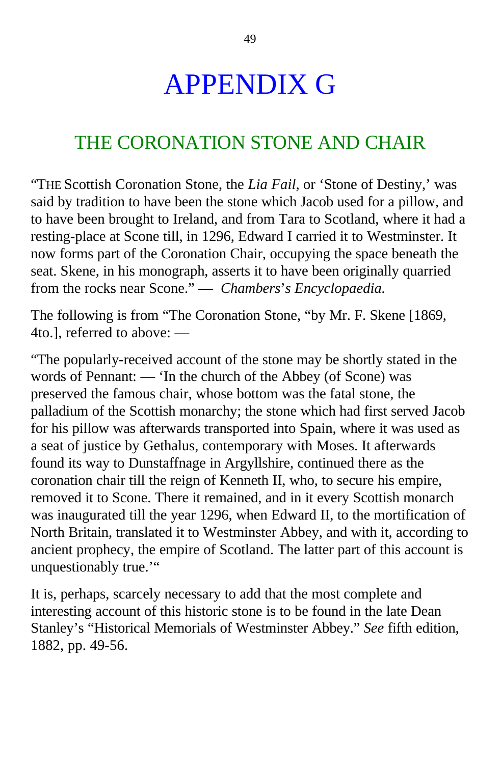# APPENDIX G

## THE CORONATION STONE AND CHAIR

"THE Scottish Coronation Stone, the *Lia Fail*, or 'Stone of Destiny,' was said by tradition to have been the stone which Jacob used for a pillow, and to have been brought to Ireland, and from Tara to Scotland, where it had a resting-place at Scone till, in 1296, Edward I carried it to Westminster. It now forms part of the Coronation Chair, occupying the space beneath the seat. Skene, in his monograph, asserts it to have been originally quarried from the rocks near Scone." — *Chambers's Encyclopaedia.*

The following is from "The Coronation Stone, "by Mr. F. Skene [1869, 4to.], referred to above: —

"The popularly-received account of the stone may be shortly stated in the words of Pennant: — 'In the church of the Abbey (of Scone) was preserved the famous chair, whose bottom was the fatal stone, the palladium of the Scottish monarchy; the stone which had first served Jacob for his pillow was afterwards transported into Spain, where it was used as a seat of justice by Gethalus, contemporary with Moses. It afterwards found its way to Dunstaffnage in Argyllshire, continued there as the coronation chair till the reign of Kenneth II, who, to secure his empire, removed it to Scone. There it remained, and in it every Scottish monarch was inaugurated till the year 1296, when Edward II, to the mortification of North Britain, translated it to Westminster Abbey, and with it, according to ancient prophecy, the empire of Scotland. The latter part of this account is unquestionably true.'"

It is, perhaps, scarcely necessary to add that the most complete and interesting account of this historic stone is to be found in the late Dean Stanley's "Historical Memorials of Westminster Abbey." *See* fifth edition, 1882, pp. 49-56.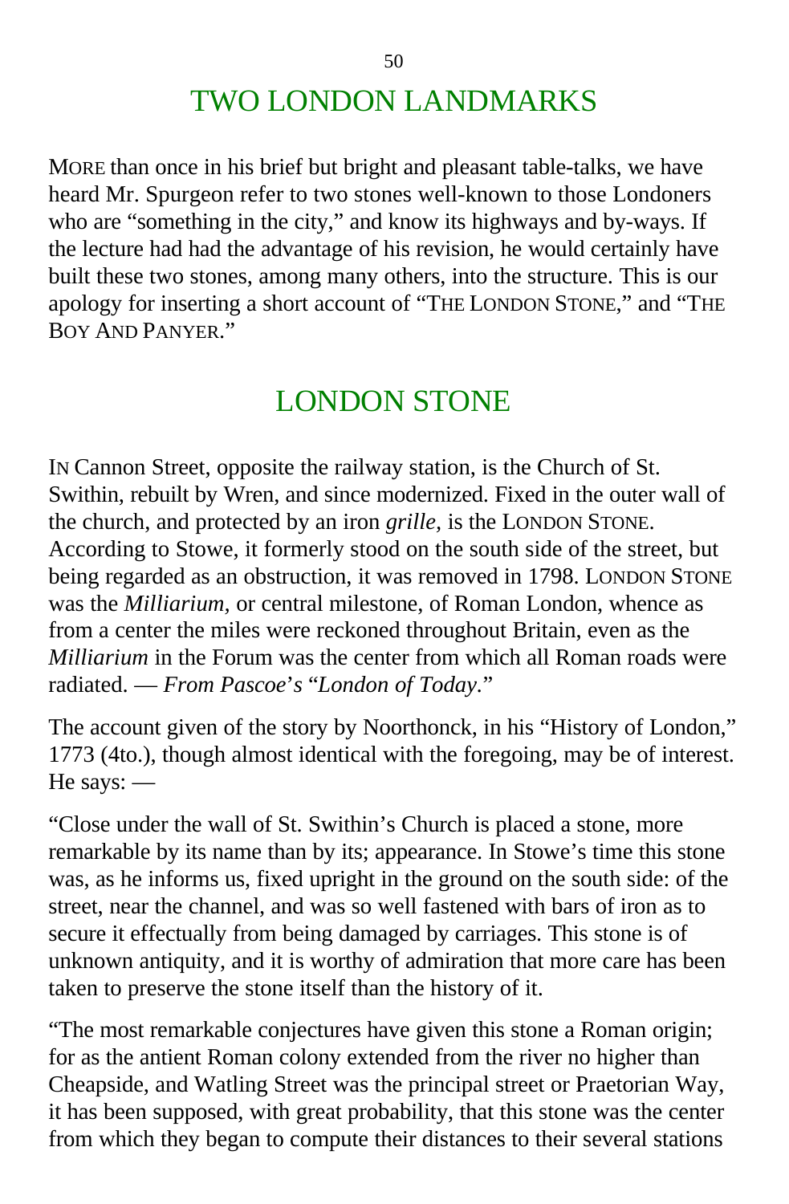# TWO LONDON LANDMARKS

MORE than once in his brief but bright and pleasant table-talks, we have heard Mr. Spurgeon refer to two stones well-known to those Londoners who are "something in the city," and know its highways and by-ways. If the lecture had had the advantage of his revision, he would certainly have built these two stones, among many others, into the structure. This is our apology for inserting a short account of "THE LONDON STONE," and "THE BOY AND PANYER."

# LONDON STONE

IN Cannon Street, opposite the railway station, is the Church of St. Swithin, rebuilt by Wren, and since modernized. Fixed in the outer wall of the church, and protected by an iron *grille,* is the LONDON STONE. According to Stowe, it formerly stood on the south side of the street, but being regarded as an obstruction, it was removed in 1798. LONDON STONE was the *Milliarium,* or central milestone, of Roman London, whence as from a center the miles were reckoned throughout Britain, even as the *Milliarium* in the Forum was the center from which all Roman roads were radiated. — *From Pascoe's "London of Today."*

The account given of the story by Noorthonck, in his "History of London," 1773 (4to.), though almost identical with the foregoing, may be of interest. He says: —

"Close under the wall of St. Swithin's Church is placed a stone, more remarkable by its name than by its; appearance. In Stowe's time this stone was, as he informs us, fixed upright in the ground on the south side: of the street, near the channel, and was so well fastened with bars of iron as to secure it effectually from being damaged by carriages. This stone is of unknown antiquity, and it is worthy of admiration that more care has been taken to preserve the stone itself than the history of it.

"The most remarkable conjectures have given this stone a Roman origin; for as the antient Roman colony extended from the river no higher than Cheapside, and Watling Street was the principal street or Praetorian Way, it has been supposed, with great probability, that this stone was the center from which they began to compute their distances to their several stations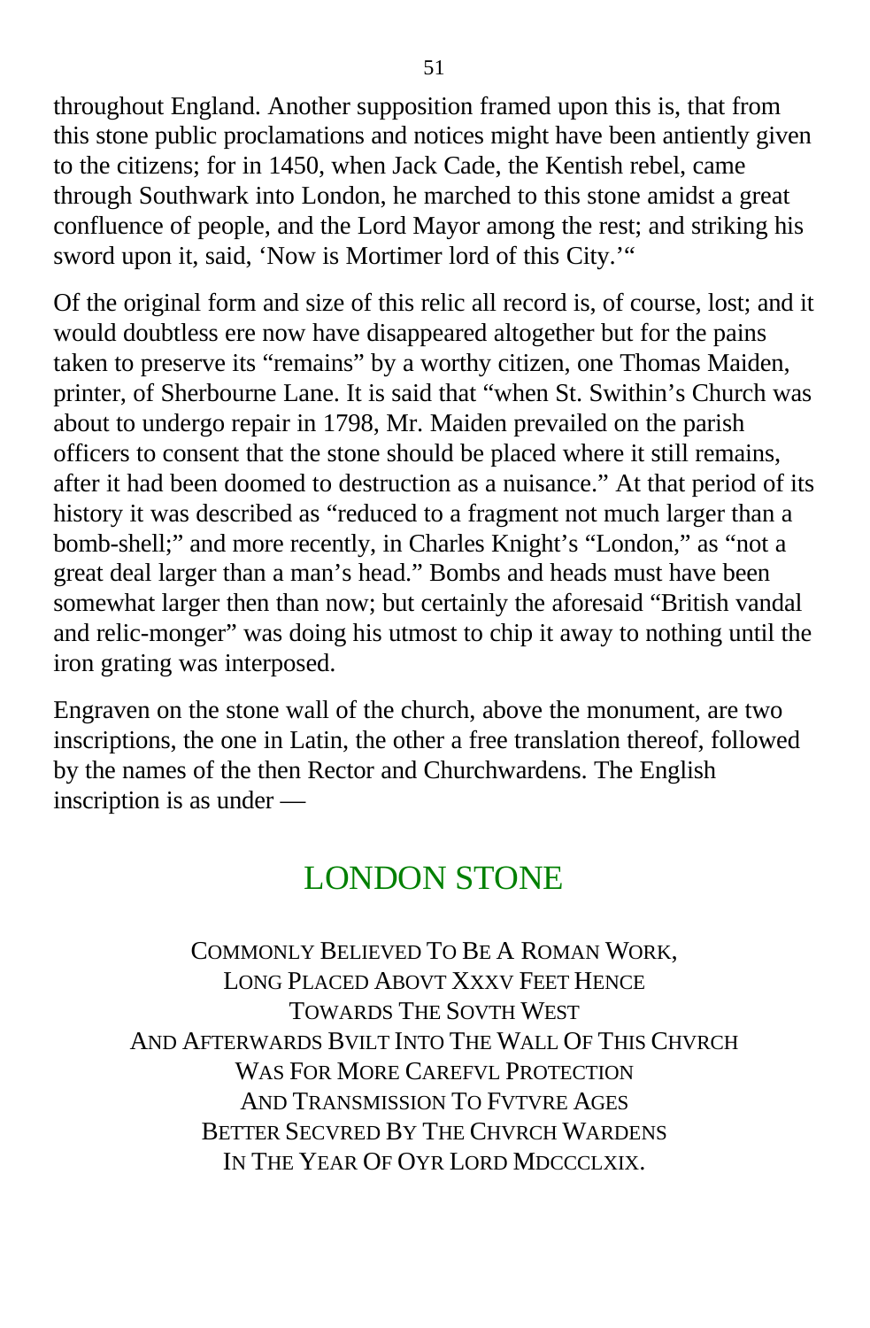throughout England. Another supposition framed upon this is, that from this stone public proclamations and notices might have been antiently given to the citizens; for in 1450, when Jack Cade, the Kentish rebel, came through Southwark into London, he marched to this stone amidst a great confluence of people, and the Lord Mayor among the rest; and striking his sword upon it, said, 'Now is Mortimer lord of this City.'"

Of the original form and size of this relic all record is, of course, lost; and it would doubtless ere now have disappeared altogether but for the pains taken to preserve its "remains" by a worthy citizen, one Thomas Maiden, printer, of Sherbourne Lane. It is said that "when St. Swithin's Church was about to undergo repair in 1798, Mr. Maiden prevailed on the parish officers to consent that the stone should be placed where it still remains, after it had been doomed to destruction as a nuisance." At that period of its history it was described as "reduced to a fragment not much larger than a bomb-shell;" and more recently, in Charles Knight's "London," as "not a great deal larger than a man's head." Bombs and heads must have been somewhat larger then than now; but certainly the aforesaid "British vandal and relic-monger" was doing his utmost to chip it away to nothing until the iron grating was interposed.

Engraven on the stone wall of the church, above the monument, are two inscriptions, the one in Latin, the other a free translation thereof, followed by the names of the then Rector and Churchwardens. The English inscription is as under —

## LONDON STONE

COMMONLY BELIEVED TO BE A ROMAN WORK,
LONG PLACED ABOVT XXXV FEET HENCE
TOWARDS THE SOVTH WEST
AND AFTERWARDS BVILT INTO THE WALL OF THIS CHVRCH
WAS FOR MORE CAREFVL PROTECTION
AND TRANSMISSION TO FVTVRE AGES
BETTER SECVRED BY THE CHVRCH WARDENS
IN THE YEAR OF OYR LORD MDCCCLXIX.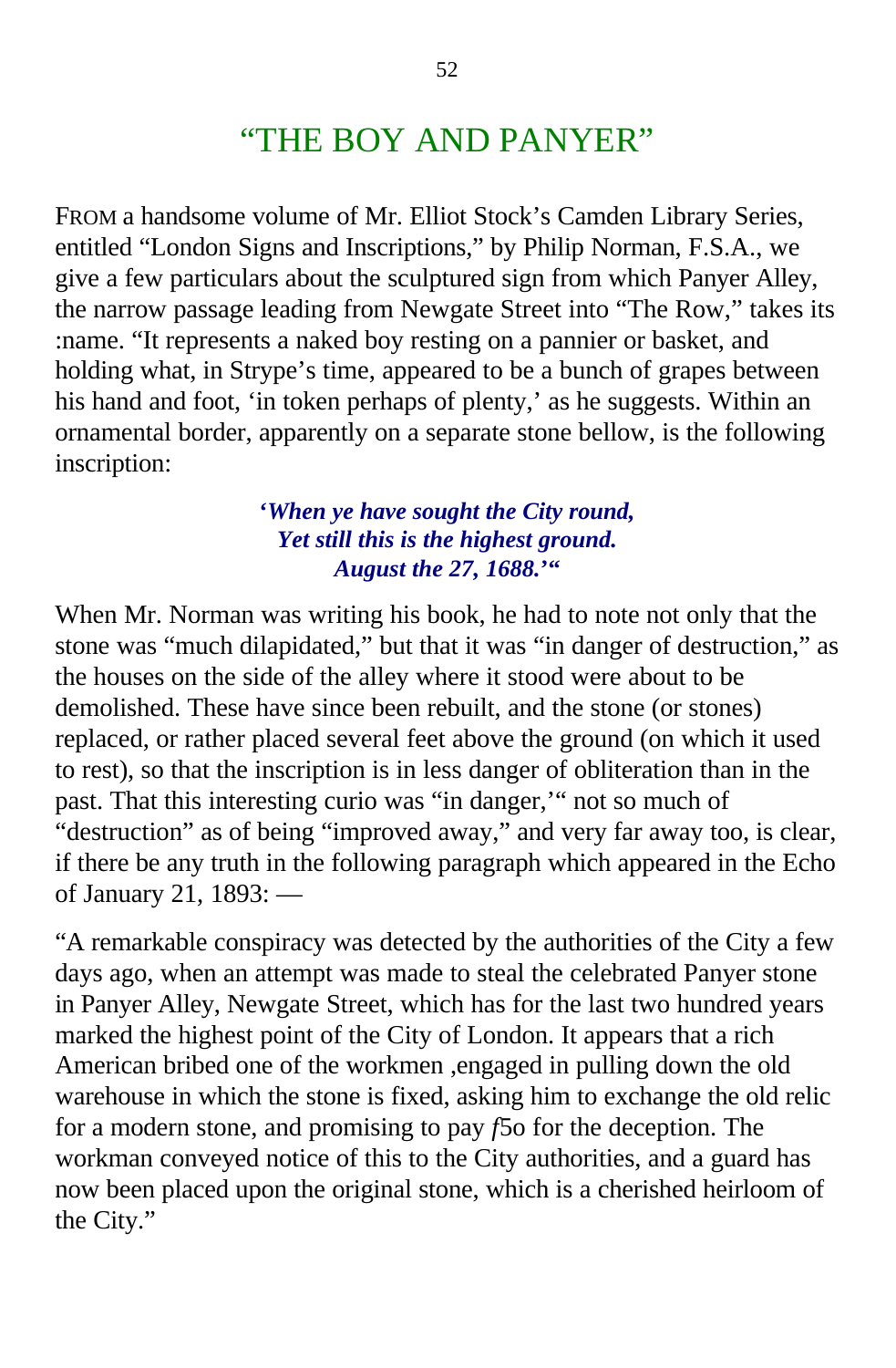# "THE BOY AND PANYER"

FROM a handsome volume of Mr. Elliot Stock's Camden Library Series, entitled "London Signs and Inscriptions," by Philip Norman, F.S.A., we give a few particulars about the sculptured sign from which Panyer Alley, the narrow passage leading from Newgate Street into "The Row," takes its :name. "It represents a naked boy resting on a pannier or basket, and holding what, in Strype's time, appeared to be a bunch of grapes between his hand and foot, 'in token perhaps of plenty,' as he suggests. Within an ornamental border, apparently on a separate stone bellow, is the following inscription:

***'When ye have sought the City round,***
***Yet still this is the highest ground.***
***August the 27, 1688.'"***

When Mr. Norman was writing his book, he had to note not only that the stone was "much dilapidated," but that it was "in danger of destruction," as the houses on the side of the alley where it stood were about to be demolished. These have since been rebuilt, and the stone (or stones) replaced, or rather placed several feet above the ground (on which it used to rest), so that the inscription is in less danger of obliteration than in the past. That this interesting curio was "in danger,'" not so much of "destruction" as of being "improved away," and very far away too, is clear, if there be any truth in the following paragraph which appeared in the Echo of January 21, 1893: —

"A remarkable conspiracy was detected by the authorities of the City a few days ago, when an attempt was made to steal the celebrated Panyer stone in Panyer Alley, Newgate Street, which has for the last two hundred years marked the highest point of the City of London. It appears that a rich American bribed one of the workmen ,engaged in pulling down the old warehouse in which the stone is fixed, asking him to exchange the old relic for a modern stone, and promising to pay ƒ5o for the deception. The workman conveyed notice of this to the City authorities, and a guard has now been placed upon the original stone, which is a cherished heirloom of the City."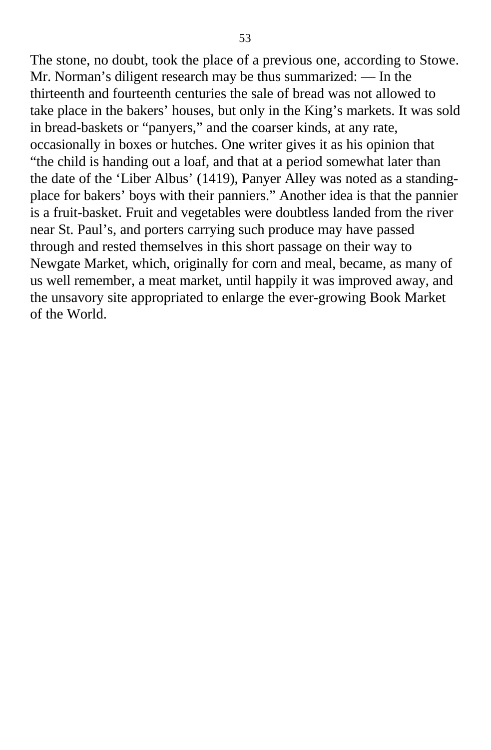The stone, no doubt, took the place of a previous one, according to Stowe. Mr. Norman’s diligent research may be thus summarized: — In the thirteenth and fourteenth centuries the sale of bread was not allowed to take place in the bakers’ houses, but only in the King’s markets. It was sold in bread-baskets or “panyers,” and the coarser kinds, at any rate, occasionally in boxes or hutches. One writer gives it as his opinion that “the child is handing out a loaf, and that at a period somewhat later than the date of the ‘Liber Albus’ (1419), Panyer Alley was noted as a standing-place for bakers’ boys with their panniers.” Another idea is that the pannier is a fruit-basket. Fruit and vegetables were doubtless landed from the river near St. Paul’s, and porters carrying such produce may have passed through and rested themselves in this short passage on their way to Newgate Market, which, originally for corn and meal, became, as many of us well remember, a meat market, until happily it was improved away, and the unsavory site appropriated to enlarge the ever-growing Book Market of the World.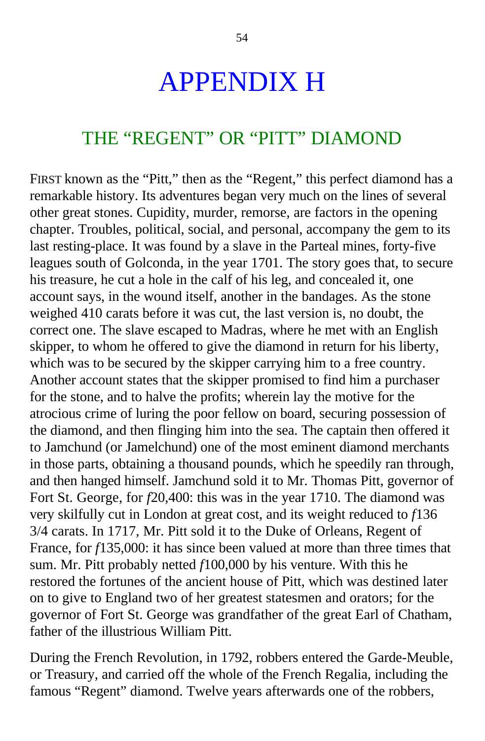# APPENDIX H

## THE “REGENT” OR “PITT” DIAMOND

FIRST known as the “Pitt,” then as the “Regent,” this perfect diamond has a remarkable history. Its adventures began very much on the lines of several other great stones. Cupidity, murder, remorse, are factors in the opening chapter. Troubles, political, social, and personal, accompany the gem to its last resting-place. It was found by a slave in the Parteal mines, forty-five leagues south of Golconda, in the year 1701. The story goes that, to secure his treasure, he cut a hole in the calf of his leg, and concealed it, one account says, in the wound itself, another in the bandages. As the stone weighed 410 carats before it was cut, the last version is, no doubt, the correct one. The slave escaped to Madras, where he met with an English skipper, to whom he offered to give the diamond in return for his liberty, which was to be secured by the skipper carrying him to a free country. Another account states that the skipper promised to find him a purchaser for the stone, and to halve the profits; wherein lay the motive for the atrocious crime of luring the poor fellow on board, securing possession of the diamond, and then flinging him into the sea. The captain then offered it to Jamchund (or Jamelchund) one of the most eminent diamond merchants in those parts, obtaining a thousand pounds, which he speedily ran through, and then hanged himself. Jamchund sold it to Mr. Thomas Pitt, governor of Fort St. George, for *f*20,400: this was in the year 1710. The diamond was very skilfully cut in London at great cost, and its weight reduced to *f*136 3/4 carats. In 1717, Mr. Pitt sold it to the Duke of Orleans, Regent of France, for *f*135,000: it has since been valued at more than three times that sum. Mr. Pitt probably netted *f*100,000 by his venture. With this he restored the fortunes of the ancient house of Pitt, which was destined later on to give to England two of her greatest statesmen and orators; for the governor of Fort St. George was grandfather of the great Earl of Chatham, father of the illustrious William Pitt.

During the French Revolution, in 1792, robbers entered the Garde-Meuble, or Treasury, and carried off the whole of the French Regalia, including the famous “Regent” diamond. Twelve years afterwards one of the robbers,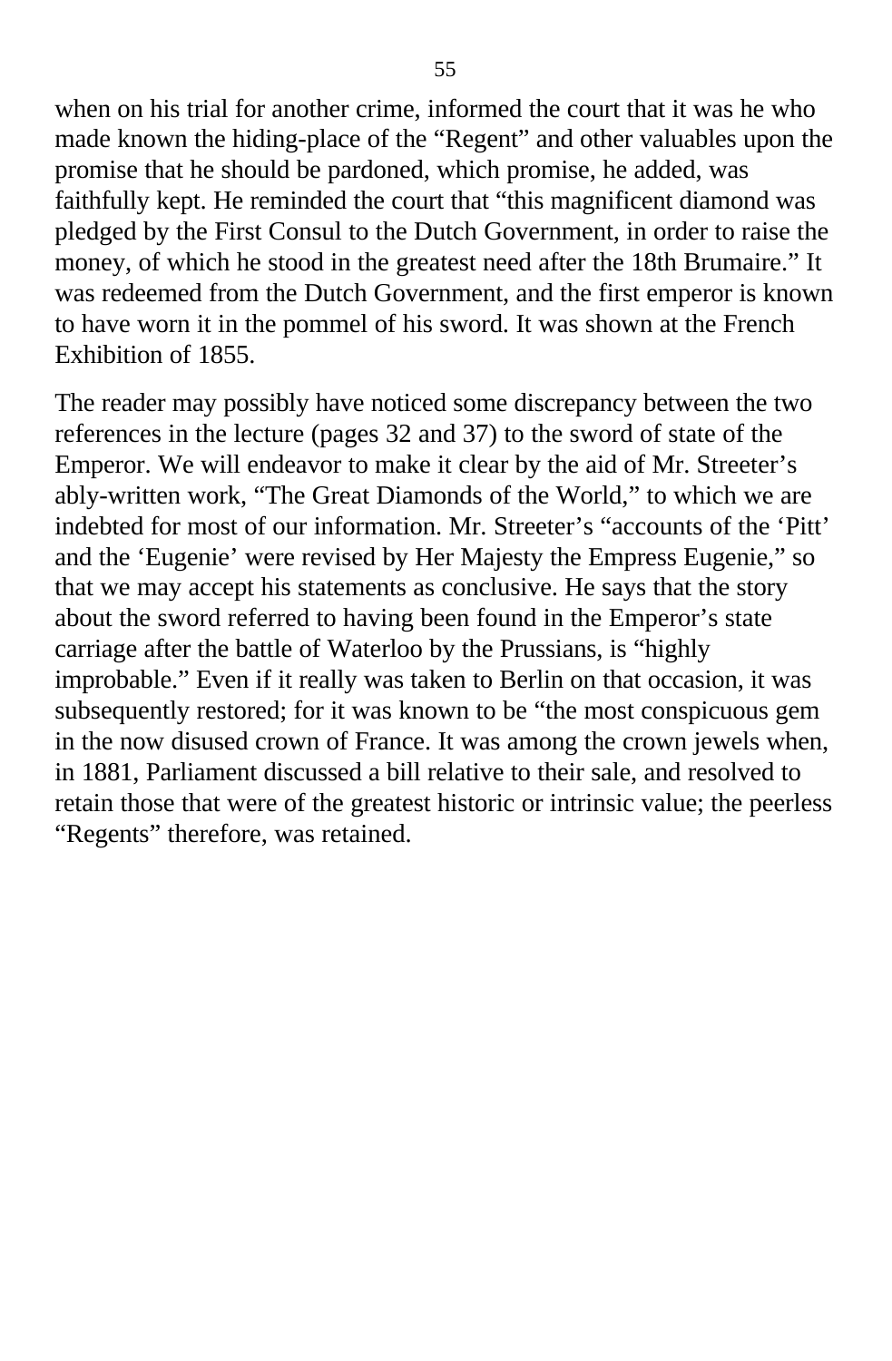when on his trial for another crime, informed the court that it was he who made known the hiding-place of the "Regent" and other valuables upon the promise that he should be pardoned, which promise, he added, was faithfully kept. He reminded the court that "this magnificent diamond was pledged by the First Consul to the Dutch Government, in order to raise the money, of which he stood in the greatest need after the 18th Brumaire." It was redeemed from the Dutch Government, and the first emperor is known to have worn it in the pommel of his sword. It was shown at the French Exhibition of 1855.

The reader may possibly have noticed some discrepancy between the two references in the lecture (pages 32 and 37) to the sword of state of the Emperor. We will endeavor to make it clear by the aid of Mr. Streeter's ably-written work, "The Great Diamonds of the World," to which we are indebted for most of our information. Mr. Streeter's "accounts of the 'Pitt' and the 'Eugenie' were revised by Her Majesty the Empress Eugenie," so that we may accept his statements as conclusive. He says that the story about the sword referred to having been found in the Emperor's state carriage after the battle of Waterloo by the Prussians, is "highly improbable." Even if it really was taken to Berlin on that occasion, it was subsequently restored; for it was known to be "the most conspicuous gem in the now disused crown of France. It was among the crown jewels when, in 1881, Parliament discussed a bill relative to their sale, and resolved to retain those that were of the greatest historic or intrinsic value; the peerless "Regents" therefore, was retained.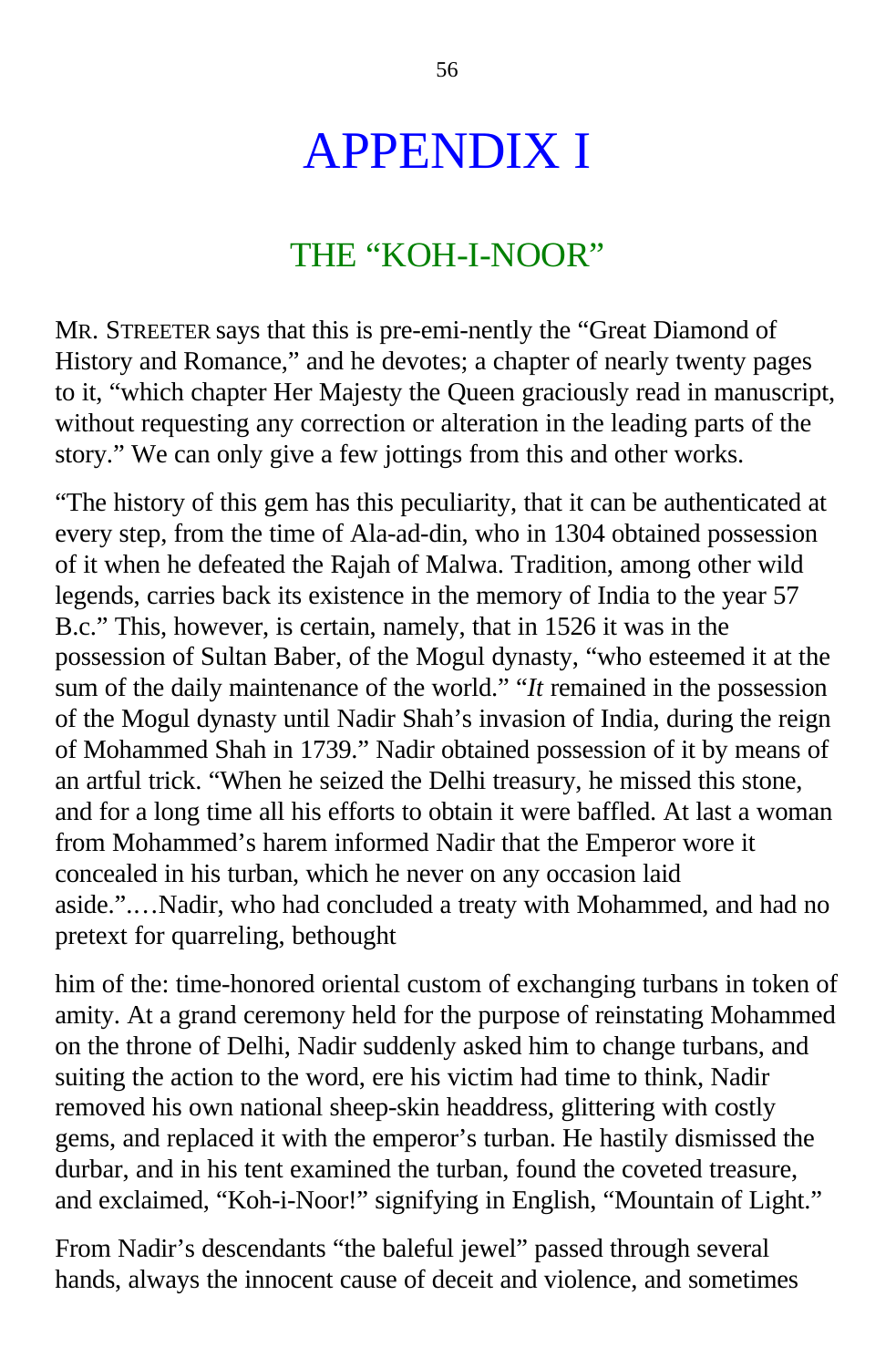# APPENDIX I

## THE "KOH-I-NOOR"

MR. STREETER says that this is pre-emi-nently the "Great Diamond of History and Romance," and he devotes; a chapter of nearly twenty pages to it, "which chapter Her Majesty the Queen graciously read in manuscript, without requesting any correction or alteration in the leading parts of the story." We can only give a few jottings from this and other works.

"The history of this gem has this peculiarity, that it can be authenticated at every step, from the time of Ala-ad-din, who in 1304 obtained possession of it when he defeated the Rajah of Malwa. Tradition, among other wild legends, carries back its existence in the memory of India to the year 57 B.c." This, however, is certain, namely, that in 1526 it was in the possession of Sultan Baber, of the Mogul dynasty, "who esteemed it at the sum of the daily maintenance of the world." "*It* remained in the possession of the Mogul dynasty until Nadir Shah's invasion of India, during the reign of Mohammed Shah in 1739." Nadir obtained possession of it by means of an artful trick. "When he seized the Delhi treasury, he missed this stone, and for a long time all his efforts to obtain it were baffled. At last a woman from Mohammed's harem informed Nadir that the Emperor wore it concealed in his turban, which he never on any occasion laid aside.".…Nadir, who had concluded a treaty with Mohammed, and had no pretext for quarreling, bethought him of the: time-honored oriental custom of exchanging turbans in token of amity. At a grand ceremony held for the purpose of reinstating Mohammed on the throne of Delhi, Nadir suddenly asked him to change turbans, and suiting the action to the word, ere his victim had time to think, Nadir removed his own national sheep-skin headdress, glittering with costly gems, and replaced it with the emperor's turban. He hastily dismissed the durbar, and in his tent examined the turban, found the coveted treasure, and exclaimed, "Koh-i-Noor!" signifying in English, "Mountain of Light."

From Nadir's descendants "the baleful jewel" passed through several hands, always the innocent cause of deceit and violence, and sometimes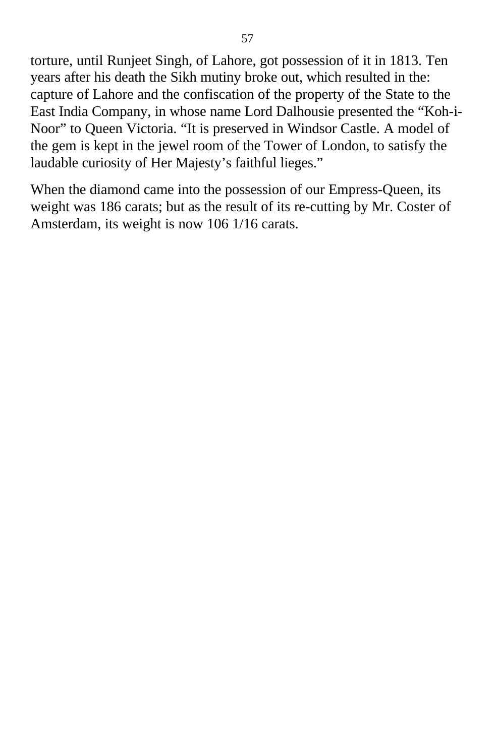torture, until Runjeet Singh, of Lahore, got possession of it in 1813. Ten years after his death the Sikh mutiny broke out, which resulted in the: capture of Lahore and the confiscation of the property of the State to the East India Company, in whose name Lord Dalhousie presented the "Koh-i-Noor" to Queen Victoria. "It is preserved in Windsor Castle. A model of the gem is kept in the jewel room of the Tower of London, to satisfy the laudable curiosity of Her Majesty's faithful lieges."

When the diamond came into the possession of our Empress-Queen, its weight was 186 carats; but as the result of its re-cutting by Mr. Coster of Amsterdam, its weight is now 106 1/16 carats.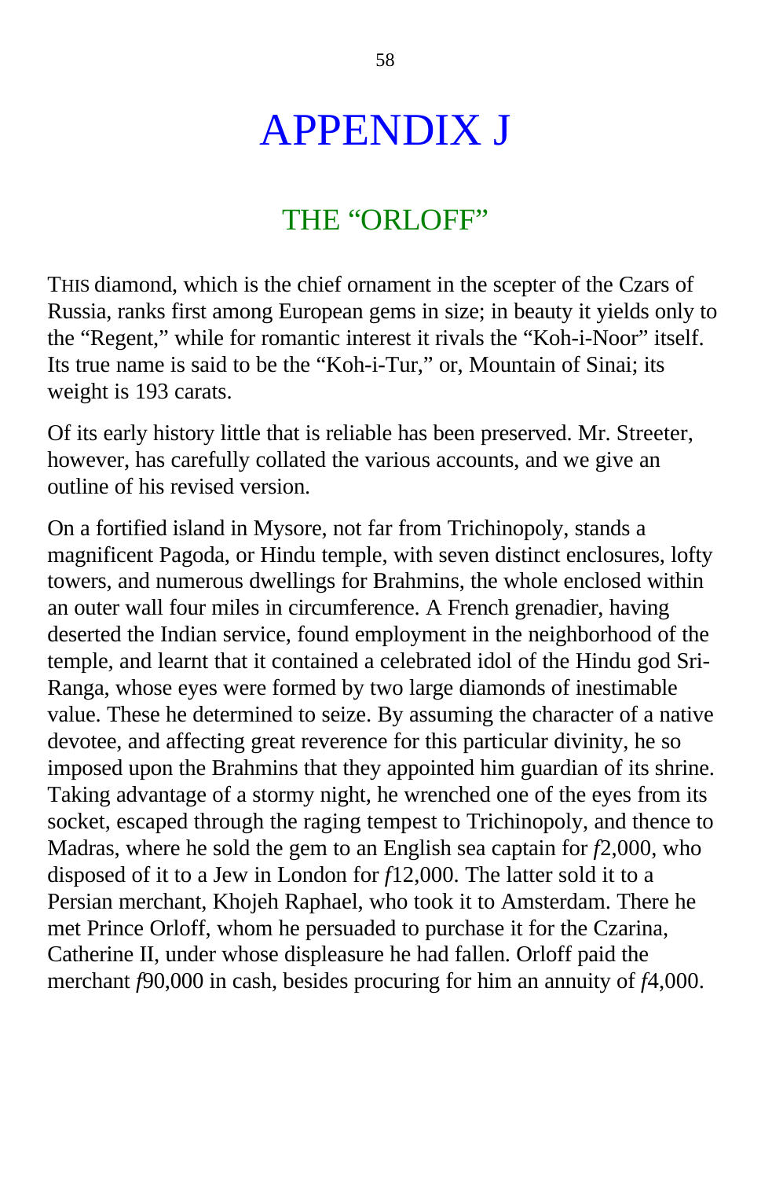# APPENDIX J

## THE "ORLOFF"

THIS diamond, which is the chief ornament in the scepter of the Czars of Russia, ranks first among European gems in size; in beauty it yields only to the "Regent," while for romantic interest it rivals the "Koh-i-Noor" itself. Its true name is said to be the "Koh-i-Tur," or, Mountain of Sinai; its weight is 193 carats.

Of its early history little that is reliable has been preserved. Mr. Streeter, however, has carefully collated the various accounts, and we give an outline of his revised version.

On a fortified island in Mysore, not far from Trichinopoly, stands a magnificent Pagoda, or Hindu temple, with seven distinct enclosures, lofty towers, and numerous dwellings for Brahmins, the whole enclosed within an outer wall four miles in circumference. A French grenadier, having deserted the Indian service, found employment in the neighborhood of the temple, and learnt that it contained a celebrated idol of the Hindu god Sri-Ranga, whose eyes were formed by two large diamonds of inestimable value. These he determined to seize. By assuming the character of a native devotee, and affecting great reverence for this particular divinity, he so imposed upon the Brahmins that they appointed him guardian of its shrine. Taking advantage of a stormy night, he wrenched one of the eyes from its socket, escaped through the raging tempest to Trichinopoly, and thence to Madras, where he sold the gem to an English sea captain for *f*2,000, who disposed of it to a Jew in London for *f*12,000. The latter sold it to a Persian merchant, Khojeh Raphael, who took it to Amsterdam. There he met Prince Orloff, whom he persuaded to purchase it for the Czarina, Catherine II, under whose displeasure he had fallen. Orloff paid the merchant *f*90,000 in cash, besides procuring for him an annuity of *f*4,000.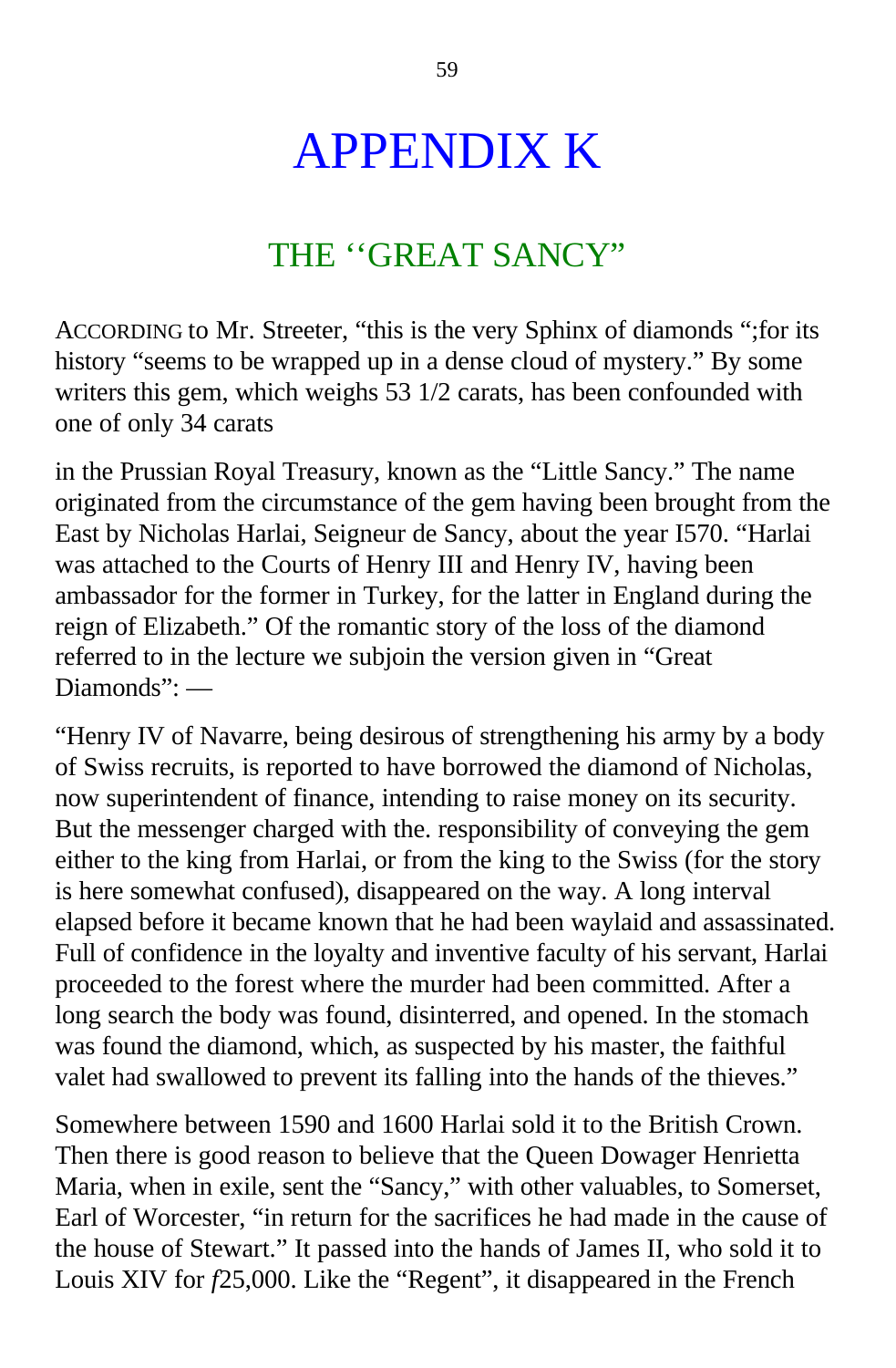// APPENDIX K

## THE ‘‘GREAT SANCY”

ACCORDING to Mr. Streeter, “this is the very Sphinx of diamonds “;for its history “seems to be wrapped up in a dense cloud of mystery.” By some writers this gem, which weighs 53 1/2 carats, has been confounded with one of only 34 carats

in the Prussian Royal Treasury, known as the “Little Sancy.” The name originated from the circumstance of the gem having been brought from the East by Nicholas Harlai, Seigneur de Sancy, about the year I570. “Harlai was attached to the Courts of Henry III and Henry IV, having been ambassador for the former in Turkey, for the latter in England during the reign of Elizabeth.” Of the romantic story of the loss of the diamond referred to in the lecture we subjoin the version given in “Great Diamonds”: —

“Henry IV of Navarre, being desirous of strengthening his army by a body of Swiss recruits, is reported to have borrowed the diamond of Nicholas, now superintendent of finance, intending to raise money on its security. But the messenger charged with the. responsibility of conveying the gem either to the king from Harlai, or from the king to the Swiss (for the story is here somewhat confused), disappeared on the way. A long interval elapsed before it became known that he had been waylaid and assassinated. Full of confidence in the loyalty and inventive faculty of his servant, Harlai proceeded to the forest where the murder had been committed. After a long search the body was found, disinterred, and opened. In the stomach was found the diamond, which, as suspected by his master, the faithful valet had swallowed to prevent its falling into the hands of the thieves.”

Somewhere between 1590 and 1600 Harlai sold it to the British Crown. Then there is good reason to believe that the Queen Dowager Henrietta Maria, when in exile, sent the “Sancy,” with other valuables, to Somerset, Earl of Worcester, “in return for the sacrifices he had made in the cause of the house of Stewart.” It passed into the hands of James II, who sold it to Louis XIV for ƒ25,000. Like the “Regent”, it disappeared in the French

# APPENDIX K

## THE ‘‘GREAT SANCY”

ACCORDING to Mr. Streeter, “this is the very Sphinx of diamonds “;for its history “seems to be wrapped up in a dense cloud of mystery.” By some writers this gem, which weighs 53 1/2 carats, has been confounded with one of only 34 carats

in the Prussian Royal Treasury, known as the “Little Sancy.” The name originated from the circumstance of the gem having been brought from the East by Nicholas Harlai, Seigneur de Sancy, about the year I570. “Harlai was attached to the Courts of Henry III and Henry IV, having been ambassador for the former in Turkey, for the latter in England during the reign of Elizabeth.” Of the romantic story of the loss of the diamond referred to in the lecture we subjoin the version given in “Great Diamonds”: —

“Henry IV of Navarre, being desirous of strengthening his army by a body of Swiss recruits, is reported to have borrowed the diamond of Nicholas, now superintendent of finance, intending to raise money on its security. But the messenger charged with the. responsibility of conveying the gem either to the king from Harlai, or from the king to the Swiss (for the story is here somewhat confused), disappeared on the way. A long interval elapsed before it became known that he had been waylaid and assassinated. Full of confidence in the loyalty and inventive faculty of his servant, Harlai proceeded to the forest where the murder had been committed. After a long search the body was found, disinterred, and opened. In the stomach was found the diamond, which, as suspected by his master, the faithful valet had swallowed to prevent its falling into the hands of the thieves.”

Somewhere between 1590 and 1600 Harlai sold it to the British Crown. Then there is good reason to believe that the Queen Dowager Henrietta Maria, when in exile, sent the “Sancy,” with other valuables, to Somerset, Earl of Worcester, “in return for the sacrifices he had made in the cause of the house of Stewart.” It passed into the hands of James II, who sold it to Louis XIV for ƒ25,000. Like the “Regent”, it disappeared in the French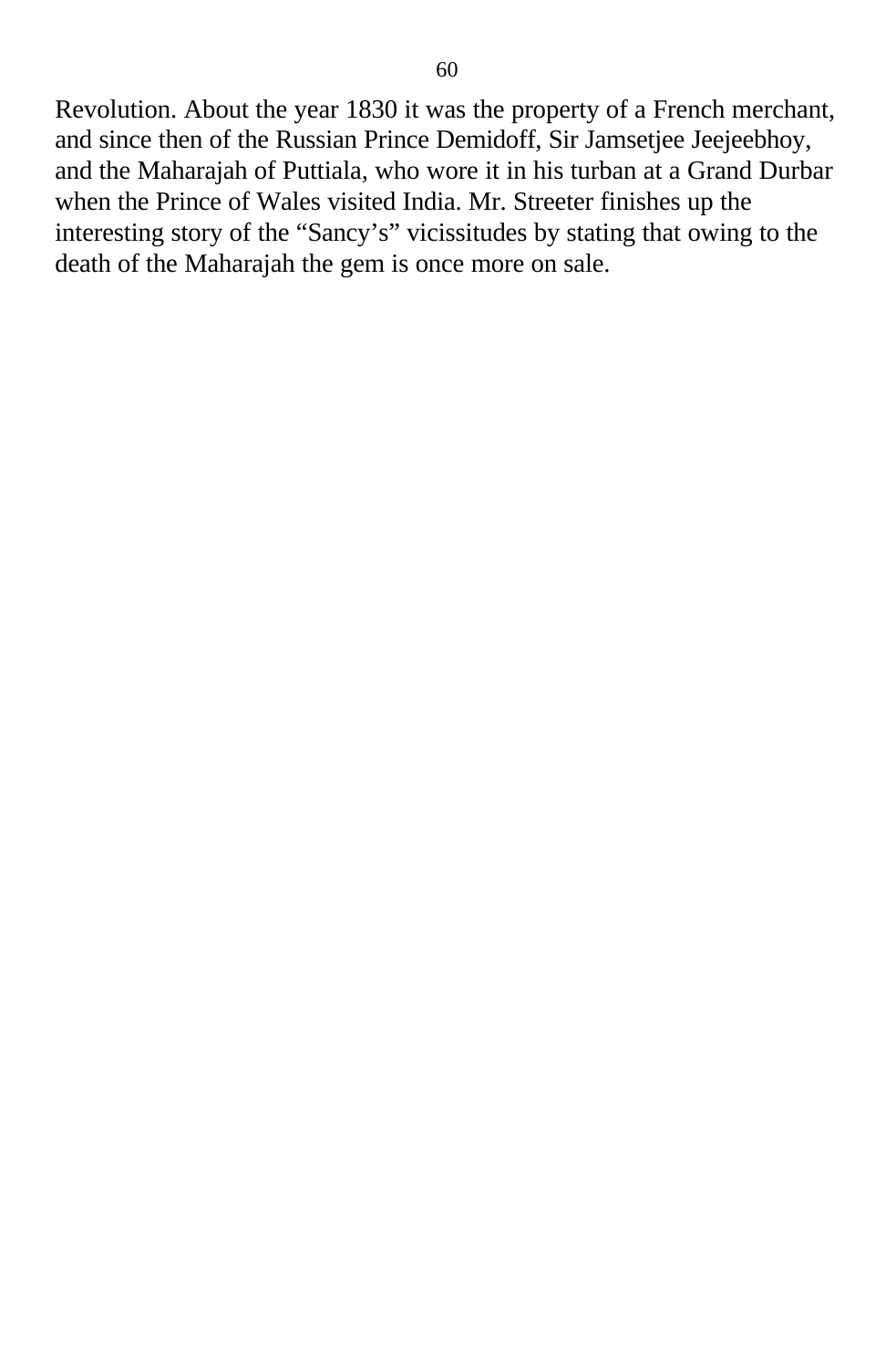Revolution. About the year 1830 it was the property of a French merchant, and since then of the Russian Prince Demidoff, Sir Jamsetjee Jeejeebhoy, and the Maharajah of Puttiala, who wore it in his turban at a Grand Durbar when the Prince of Wales visited India. Mr. Streeter finishes up the interesting story of the "Sancy's" vicissitudes by stating that owing to the death of the Maharajah the gem is once more on sale.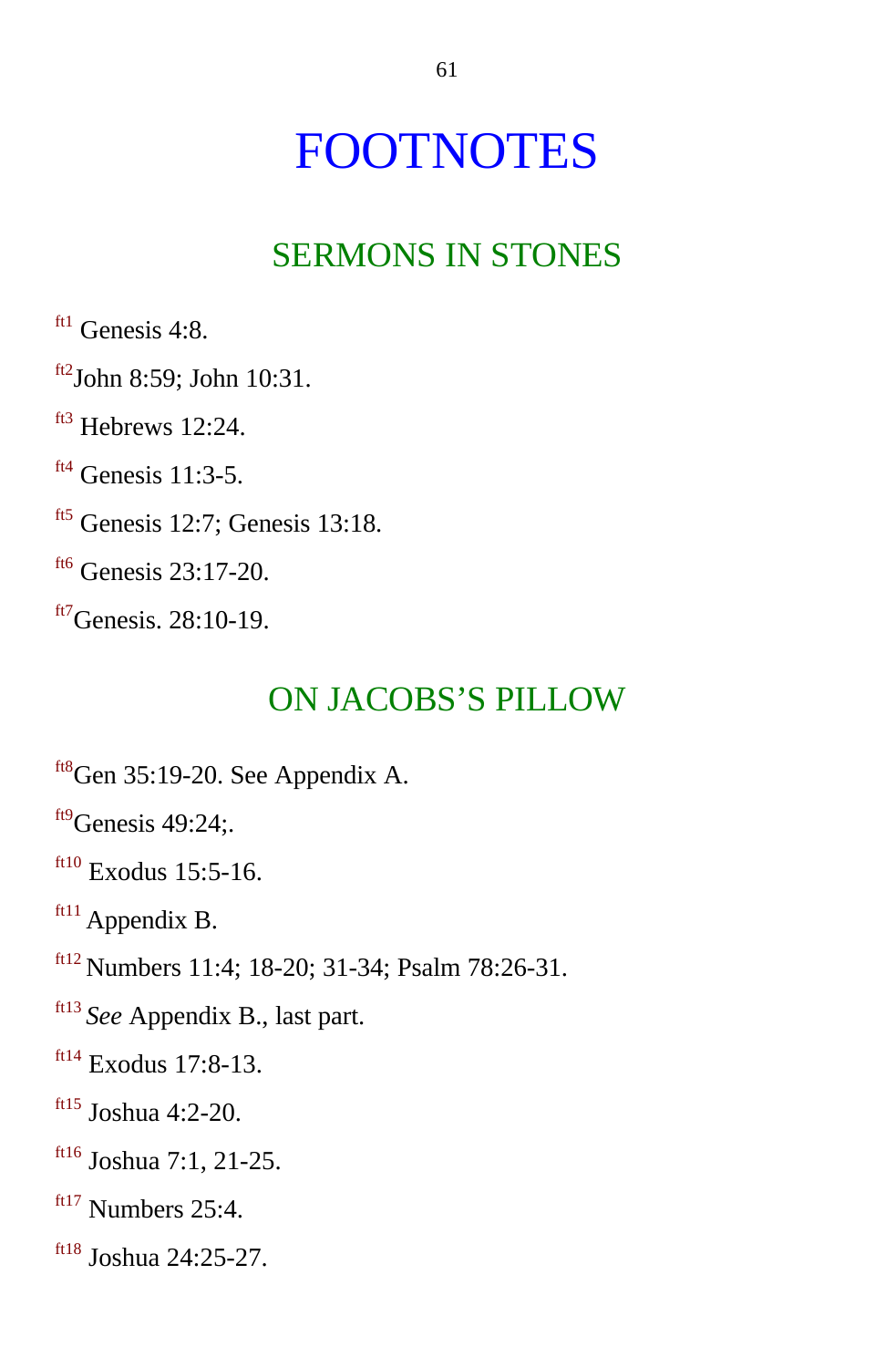# FOOTNOTES

## SERMONS IN STONES

[ft1] Genesis 4:8.

[ft2]John 8:59; John 10:31.

[ft3] Hebrews 12:24.

[ft4] Genesis 11:3-5.

[ft5] Genesis 12:7; Genesis 13:18.

[ft6] Genesis 23:17-20.

[ft7]Genesis. 28:10-19.

## ON JACOBS’S PILLOW

[ft8]Gen 35:19-20. See Appendix A.

[ft9]Genesis 49:24;.

[ft10] Exodus 15:5-16.

[ft11] Appendix B.

[ft12] Numbers 11:4; 18-20; 31-34; Psalm 78:26-31.

[ft13] *See* Appendix B., last part.

[ft14] Exodus 17:8-13.

[ft15] Joshua 4:2-20.

[ft16] Joshua 7:1, 21-25.

[ft17] Numbers 25:4.

[ft18] Joshua 24:25-27.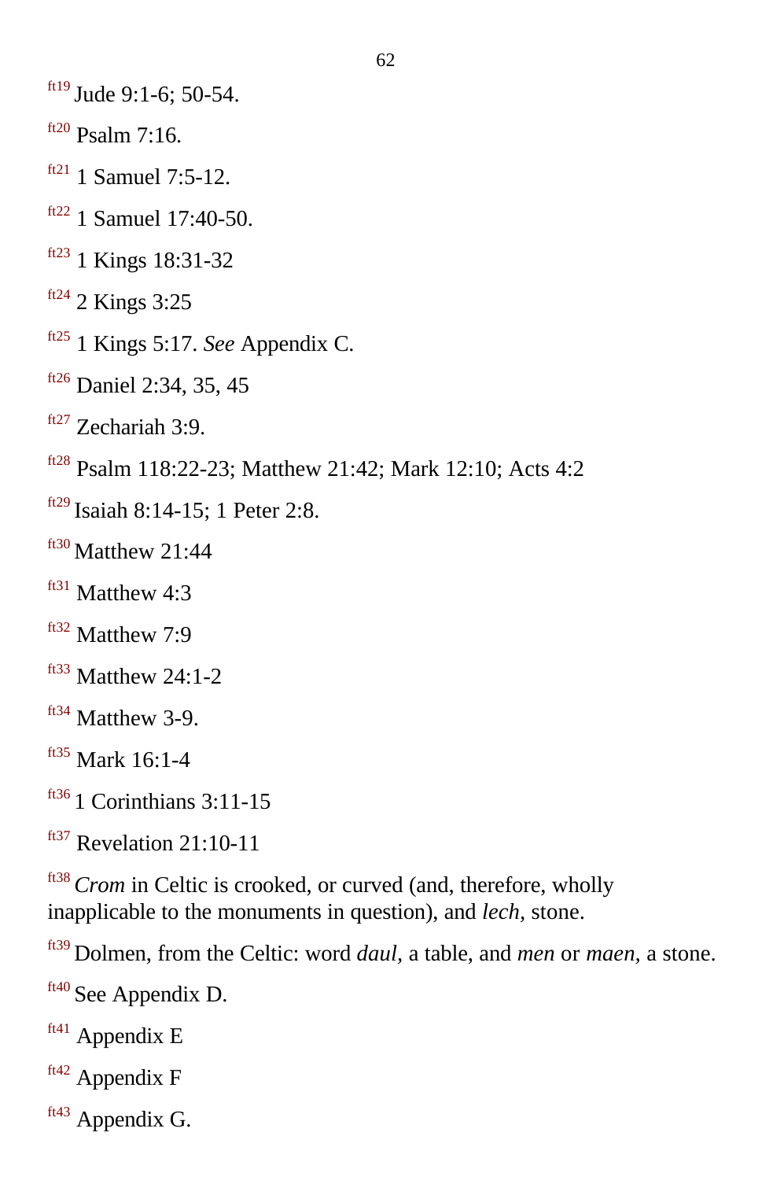[ft19] Jude 9:1-6; 50-54.

[ft20] Psalm 7:16.

[ft21] 1 Samuel 7:5-12.

[ft22] 1 Samuel 17:40-50.

[ft23] 1 Kings 18:31-32

[ft24] 2 Kings 3:25

[ft25] 1 Kings 5:17. *See* Appendix C.

[ft26] Daniel 2:34, 35, 45

[ft27] Zechariah 3:9.

[ft28] Psalm 118:22-23; Matthew 21:42; Mark 12:10; Acts 4:2

[ft29] Isaiah 8:14-15; 1 Peter 2:8.

[ft30] Matthew 21:44

[ft31] Matthew 4:3

[ft32] Matthew 7:9

[ft33] Matthew 24:1-2

[ft34] Matthew 3-9.

[ft35] Mark 16:1-4

[ft36] 1 Corinthians 3:11-15

[ft37] Revelation 21:10-11

[ft38] *Crom* in Celtic is crooked, or curved (and, therefore, wholly inapplicable to the monuments in question), and *lech,* stone.

[ft39] Dolmen, from the Celtic: word *daul,* a table, and *men* or *maen,* a stone.

[ft40] See Appendix D.

[ft41] Appendix E

[ft42] Appendix F

[ft43] Appendix G.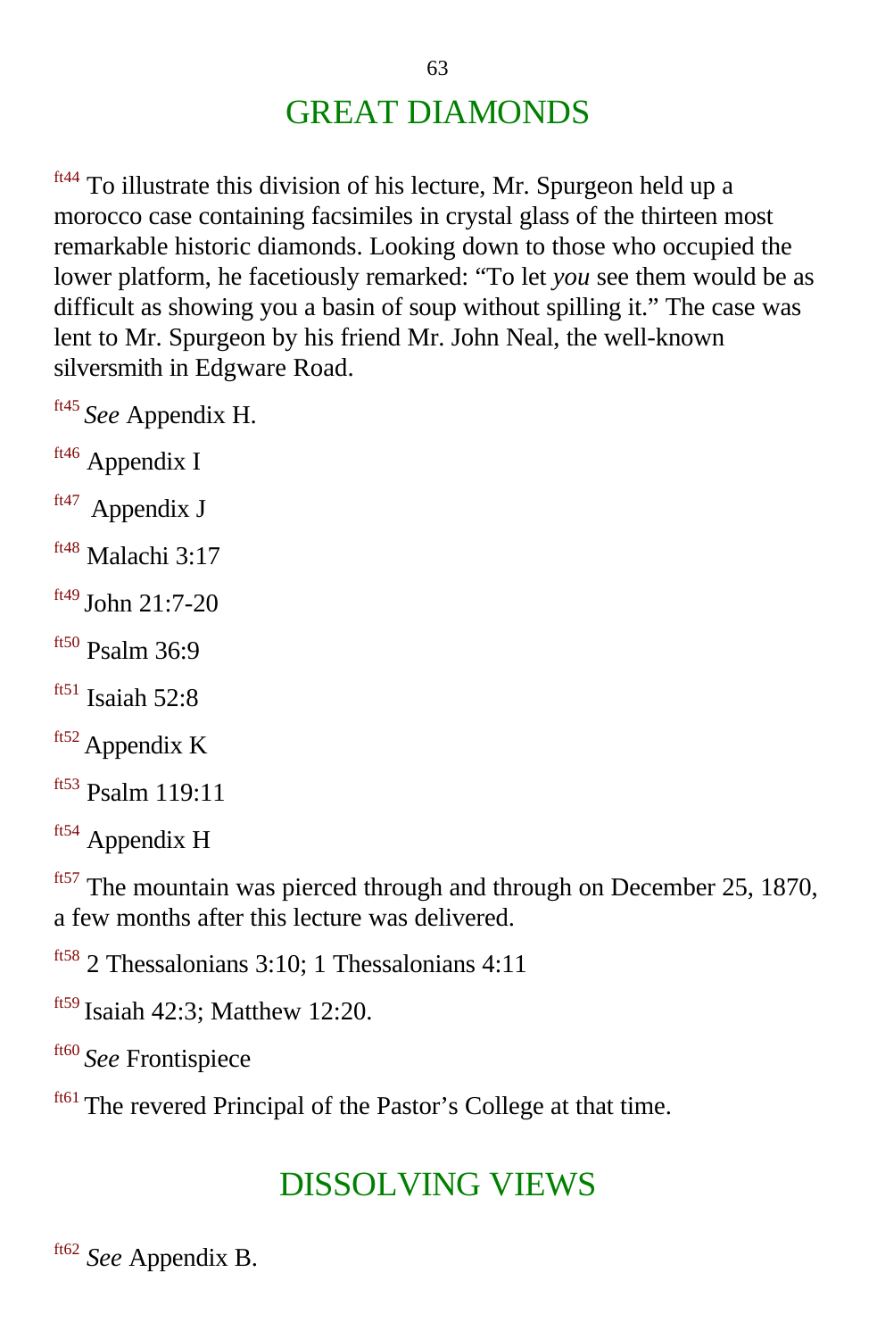## GREAT DIAMONDS

[ft44] To illustrate this division of his lecture, Mr. Spurgeon held up a morocco case containing facsimiles in crystal glass of the thirteen most remarkable historic diamonds. Looking down to those who occupied the lower platform, he facetiously remarked: “To let *you* see them would be as difficult as showing you a basin of soup without spilling it.” The case was lent to Mr. Spurgeon by his friend Mr. John Neal, the well-known silversmith in Edgware Road.

[ft45] *See* Appendix H.

[ft46] Appendix I

[ft47] Appendix J

[ft48] Malachi 3:17

[ft49] John 21:7-20

[ft50] Psalm 36:9

[ft51] Isaiah 52:8

[ft52] Appendix K

[ft53] Psalm 119:11

[ft54] Appendix H

[ft57] The mountain was pierced through and through on December 25, 1870, a few months after this lecture was delivered.

[ft58] 2 Thessalonians 3:10; 1 Thessalonians 4:11

[ft59] Isaiah 42:3; Matthew 12:20.

[ft60] *See* Frontispiece

[ft61] The revered Principal of the Pastor’s College at that time.

## DISSOLVING VIEWS

[ft62] *See* Appendix B.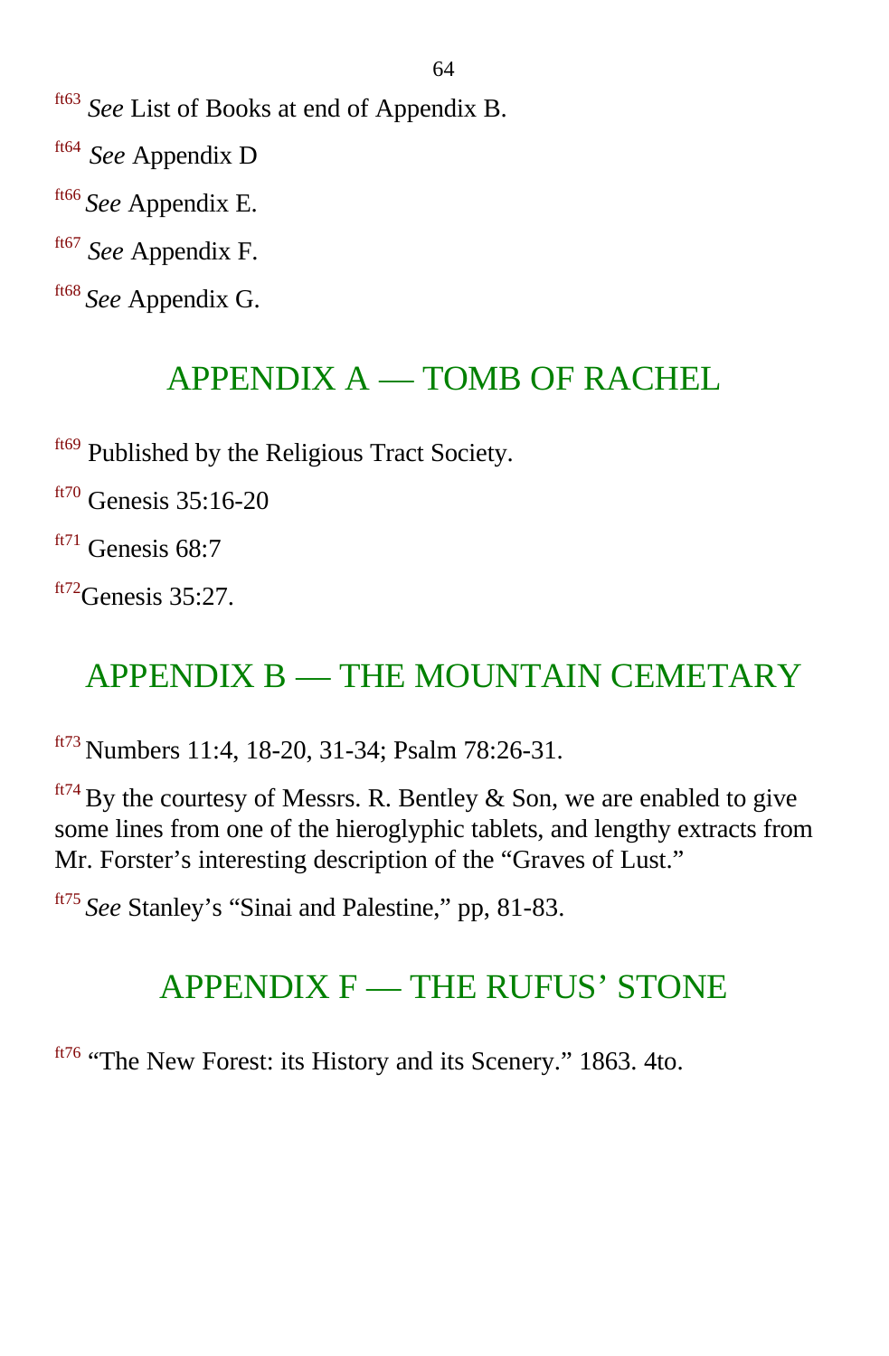[ft63] *See* List of Books at end of Appendix B.

[ft64] *See* Appendix D

[ft66] *See* Appendix E.

[ft67] *See* Appendix F.

[ft68] *See* Appendix G.

## APPENDIX A — TOMB OF RACHEL

[ft69] Published by the Religious Tract Society.

[ft70] Genesis 35:16-20

[ft71] Genesis 68:7

[ft72] Genesis 35:27.

## APPENDIX B — THE MOUNTAIN CEMETARY

[ft73] Numbers 11:4, 18-20, 31-34; Psalm 78:26-31.

[ft74] By the courtesy of Messrs. R. Bentley & Son, we are enabled to give some lines from one of the hieroglyphic tablets, and lengthy extracts from Mr. Forster's interesting description of the "Graves of Lust."

[ft75] *See* Stanley's "Sinai and Palestine," pp, 81-83.

## APPENDIX F — THE RUFUS' STONE

[ft76] "The New Forest: its History and its Scenery." 1863. 4to.